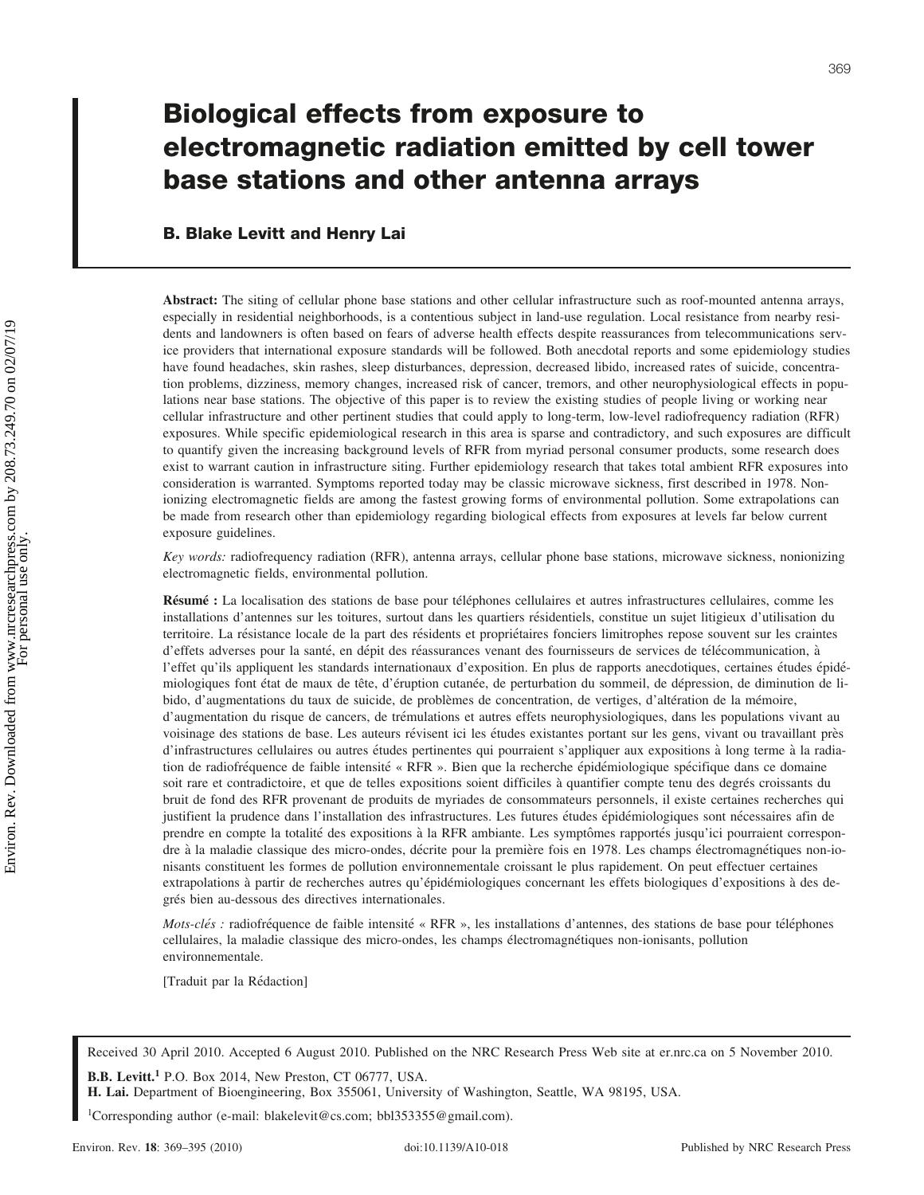# Biological effects from exposure to electromagnetic radiation emitted by cell tower base stations and other antenna arrays

**B. Blake Levitt and Henry Lai**

**Abstract:** The siting of cellular phone base stations and other cellular infrastructure such as roof-mounted antenna arrays, especially in residential neighborhoods, is a contentious subject in land-use regulation. Local resistance from nearby residents and landowners is often based on fears of adverse health effects despite reassurances from telecommunications service providers that international exposure standards will be followed. Both anecdotal reports and some epidemiology studies have found headaches, skin rashes, sleep disturbances, depression, decreased libido, increased rates of suicide, concentration problems, dizziness, memory changes, increased risk of cancer, tremors, and other neurophysiological effects in populations near base stations. The objective of this paper is to review the existing studies of people living or working near cellular infrastructure and other pertinent studies that could apply to long-term, low-level radiofrequency radiation (RFR) exposures. While specific epidemiological research in this area is sparse and contradictory, and such exposures are difficult to quantify given the increasing background levels of RFR from myriad personal consumer products, some research does exist to warrant caution in infrastructure siting. Further epidemiology research that takes total ambient RFR exposures into consideration is warranted. Symptoms reported today may be classic microwave sickness, first described in 1978. Nonionizing electromagnetic fields are among the fastest growing forms of environmental pollution. Some extrapolations can be made from research other than epidemiology regarding biological effects from exposures at levels far below current exposure guidelines.

*Key words:* radiofrequency radiation (RFR), antenna arrays, cellular phone base stations, microwave sickness, nonionizing electromagnetic fields, environmental pollution.

**Résumé :** La localisation des stations de base pour téléphones cellulaires et autres infrastructures cellulaires, comme les installations d'antennes sur les toitures, surtout dans les quartiers résidentiels, constitue un sujet litigieux d'utilisation du territoire. La résistance locale de la part des résidents et propriétaires fonciers limitrophes repose souvent sur les craintes d'effets adverses pour la santé, en dépit des réassurances venant des fournisseurs de services de télécommunication, à l'effet qu'ils appliquent les standards internationaux d'exposition. En plus de rapports anecdotiques, certaines études épidémiologiques font état de maux de tête, d'éruption cutanée, de perturbation du sommeil, de dépression, de diminution de libido, d'augmentations du taux de suicide, de problèmes de concentration, de vertiges, d'altération de la mémoire, d'augmentation du risque de cancers, de trémulations et autres effets neurophysiologiques, dans les populations vivant au voisinage des stations de base. Les auteurs révisent ici les études existantes portant sur les gens, vivant ou travaillant près d'infrastructures cellulaires ou autres études pertinentes qui pourraient s'appliquer aux expositions à long terme à la radiation de radiofréquence de faible intensité « RFR ». Bien que la recherche épidémiologique spécifique dans ce domaine soit rare et contradictoire, et que de telles expositions soient difficiles à quantifier compte tenu des degrés croissants du bruit de fond des RFR provenant de produits de myriades de consommateurs personnels, il existe certaines recherches qui justifient la prudence dans l'installation des infrastructures. Les futures études épidémiologiques sont nécessaires afin de prendre en compte la totalité des expositions à la RFR ambiante. Les symptômes rapportés jusqu'ici pourraient correspondre à la maladie classique des micro-ondes, décrite pour la première fois en 1978. Les champs électromagnétiques non-ionisants constituent les formes de pollution environnementale croissant le plus rapidement. On peut effectuer certaines extrapolations à partir de recherches autres qu'épidémiologiques concernant les effets biologiques d'expositions à des degrés bien au-dessous des directives internationales.

*Mots-clés :* radiofréquence de faible intensité « RFR », les installations d'antennes, des stations de base pour téléphones cellulaires, la maladie classique des micro-ondes, les champs électromagnétiques non-ionisants, pollution environnementale.

[Traduit par la Rédaction]

Received 30 April 2010. Accepted 6 August 2010. Published on the NRC Research Press Web site at er.nrc.ca on 5 November 2010.

**B.B. Levitt.[1]** P.O. Box 2014, New Preston, CT 06777, USA.
**H. Lai.** Department of Bioengineering, Box 355061, University of Washington, Seattle, WA 98195, USA.

[1]Corresponding author (e-mail: blakelevit@cs.com; bbl353355@gmail.com).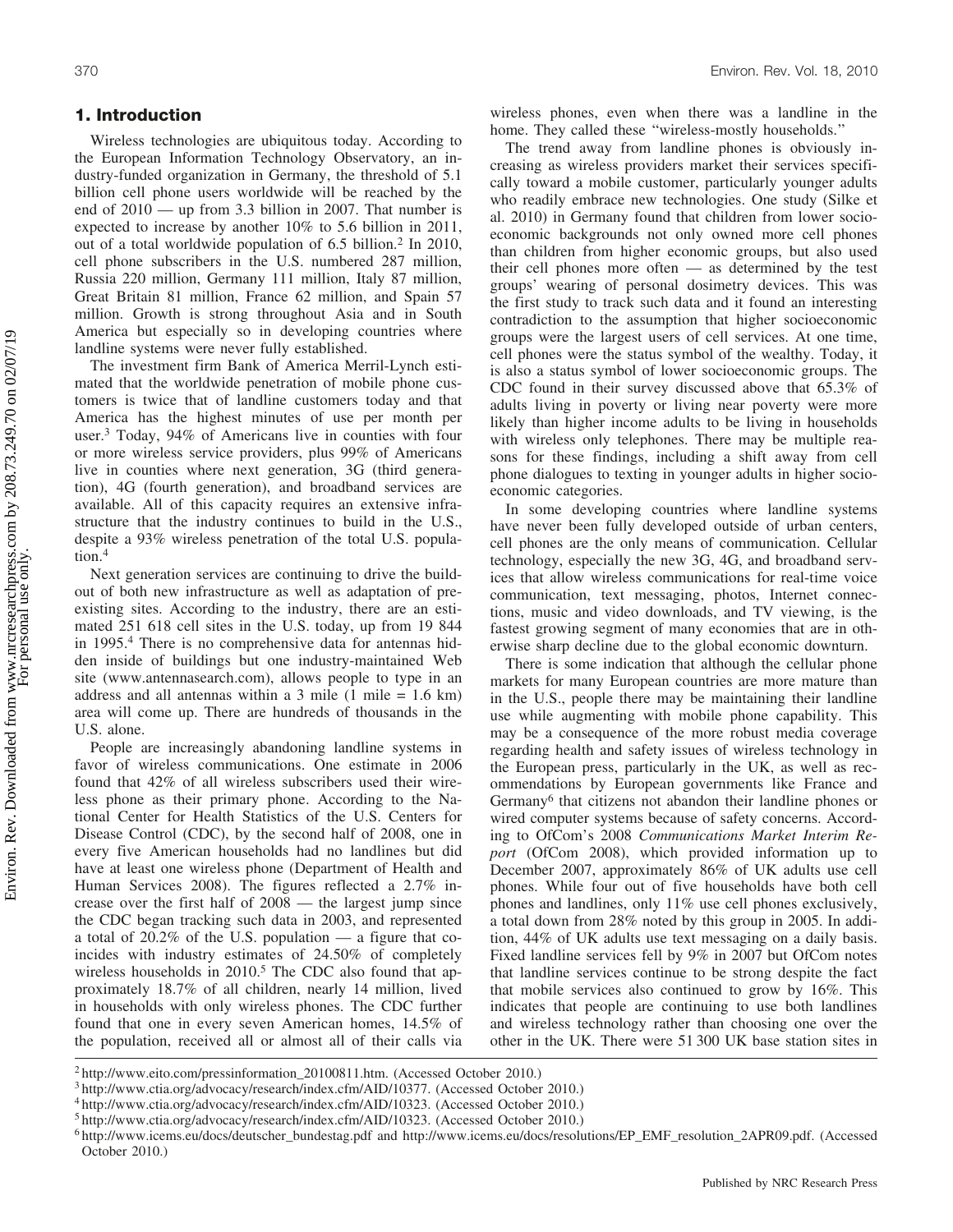## 1. Introduction

Wireless technologies are ubiquitous today. According to the European Information Technology Observatory, an industry-funded organization in Germany, the threshold of 5.1 billion cell phone users worldwide will be reached by the end of 2010 — up from 3.3 billion in 2007. That number is expected to increase by another 10% to 5.6 billion in 2011, out of a total worldwide population of 6.5 billion.[2] In 2010, cell phone subscribers in the U.S. numbered 287 million, Russia 220 million, Germany 111 million, Italy 87 million, Great Britain 81 million, France 62 million, and Spain 57 million. Growth is strong throughout Asia and in South America but especially so in developing countries where landline systems were never fully established.

The investment firm Bank of America Merril-Lynch estimated that the worldwide penetration of mobile phone customers is twice that of landline customers today and that America has the highest minutes of use per month per user.[3] Today, 94% of Americans live in counties with four or more wireless service providers, plus 99% of Americans live in counties where next generation, 3G (third generation), 4G (fourth generation), and broadband services are available. All of this capacity requires an extensive infrastructure that the industry continues to build in the U.S., despite a 93% wireless penetration of the total U.S. population.[4]

Next generation services are continuing to drive the buildout of both new infrastructure as well as adaptation of preexisting sites. According to the industry, there are an estimated 251 618 cell sites in the U.S. today, up from 19 844 in 1995.[4] There is no comprehensive data for antennas hidden inside of buildings but one industry-maintained Web site (www.antennasearch.com), allows people to type in an address and all antennas within a 3 mile (1 mile = 1.6 km) area will come up. There are hundreds of thousands in the U.S. alone.

People are increasingly abandoning landline systems in favor of wireless communications. One estimate in 2006 found that 42% of all wireless subscribers used their wireless phone as their primary phone. According to the National Center for Health Statistics of the U.S. Centers for Disease Control (CDC), by the second half of 2008, one in every five American households had no landlines but did have at least one wireless phone (Department of Health and Human Services 2008). The figures reflected a 2.7% increase over the first half of 2008 — the largest jump since the CDC began tracking such data in 2003, and represented a total of 20.2% of the U.S. population — a figure that coincides with industry estimates of 24.50% of completely wireless households in 2010.[5] The CDC also found that approximately 18.7% of all children, nearly 14 million, lived in households with only wireless phones. The CDC further found that one in every seven American homes, 14.5% of the population, received all or almost all of their calls via wireless phones, even when there was a landline in the home. They called these "wireless-mostly households."

The trend away from landline phones is obviously increasing as wireless providers market their services specifically toward a mobile customer, particularly younger adults who readily embrace new technologies. One study (Silke et al. 2010) in Germany found that children from lower socioeconomic backgrounds not only owned more cell phones than children from higher economic groups, but also used their cell phones more often — as determined by the test groups' wearing of personal dosimetry devices. This was the first study to track such data and it found an interesting contradiction to the assumption that higher socioeconomic groups were the largest users of cell services. At one time, cell phones were the status symbol of the wealthy. Today, it is also a status symbol of lower socioeconomic groups. The CDC found in their survey discussed above that 65.3% of adults living in poverty or living near poverty were more likely than higher income adults to be living in households with wireless only telephones. There may be multiple reasons for these findings, including a shift away from cell phone dialogues to texting in younger adults in higher socioeconomic categories.

In some developing countries where landline systems have never been fully developed outside of urban centers, cell phones are the only means of communication. Cellular technology, especially the new 3G, 4G, and broadband services that allow wireless communications for real-time voice communication, text messaging, photos, Internet connections, music and video downloads, and TV viewing, is the fastest growing segment of many economies that are in otherwise sharp decline due to the global economic downturn.

There is some indication that although the cellular phone markets for many European countries are more mature than in the U.S., people there may be maintaining their landline use while augmenting with mobile phone capability. This may be a consequence of the more robust media coverage regarding health and safety issues of wireless technology in the European press, particularly in the UK, as well as recommendations by European governments like France and Germany[6] that citizens not abandon their landline phones or wired computer systems because of safety concerns. According to OfCom's 2008 *Communications Market Interim Report* (OfCom 2008), which provided information up to December 2007, approximately 86% of UK adults use cell phones. While four out of five households have both cell phones and landlines, only 11% use cell phones exclusively, a total down from 28% noted by this group in 2005. In addition, 44% of UK adults use text messaging on a daily basis. Fixed landline services fell by 9% in 2007 but OfCom notes that landline services continue to be strong despite the fact that mobile services also continued to grow by 16%. This indicates that people are continuing to use both landlines and wireless technology rather than choosing one over the other in the UK. There were 51 300 UK base station sites in

---

[2] http://www.eito.com/pressinformation_20100811.htm. (Accessed October 2010.)

[3] http://www.ctia.org/advocacy/research/index.cfm/AID/10377. (Accessed October 2010.)

[4] http://www.ctia.org/advocacy/research/index.cfm/AID/10323. (Accessed October 2010.)

[5] http://www.ctia.org/advocacy/research/index.cfm/AID/10323. (Accessed October 2010.)

[6] http://www.icems.eu/docs/deutscher_bundestag.pdf and http://www.icems.eu/docs/resolutions/EP_EMF_resolution_2APR09.pdf. (Accessed October 2010.)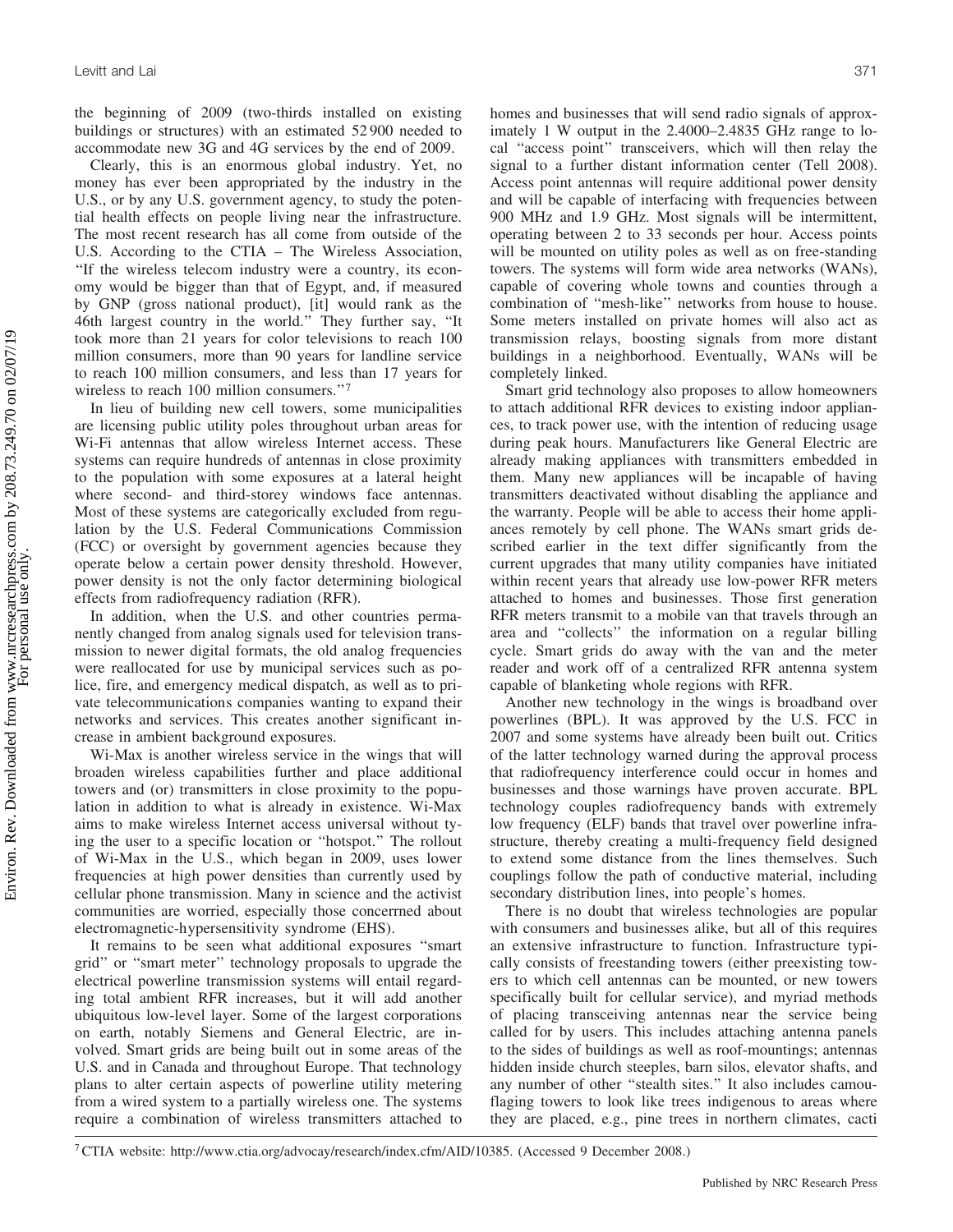the beginning of 2009 (two-thirds installed on existing buildings or structures) with an estimated 52 900 needed to accommodate new 3G and 4G services by the end of 2009.

Clearly, this is an enormous global industry. Yet, no money has ever been appropriated by the industry in the U.S., or by any U.S. government agency, to study the potential health effects on people living near the infrastructure. The most recent research has all come from outside of the U.S. According to the CTIA – The Wireless Association, "If the wireless telecom industry were a country, its economy would be bigger than that of Egypt, and, if measured by GNP (gross national product), [it] would rank as the 46th largest country in the world." They further say, "It took more than 21 years for color televisions to reach 100 million consumers, more than 90 years for landline service to reach 100 million consumers, and less than 17 years for wireless to reach 100 million consumers."[7]

In lieu of building new cell towers, some municipalities are licensing public utility poles throughout urban areas for Wi-Fi antennas that allow wireless Internet access. These systems can require hundreds of antennas in close proximity to the population with some exposures at a lateral height where second- and third-storey windows face antennas. Most of these systems are categorically excluded from regulation by the U.S. Federal Communications Commission (FCC) or oversight by government agencies because they operate below a certain power density threshold. However, power density is not the only factor determining biological effects from radiofrequency radiation (RFR).

In addition, when the U.S. and other countries permanently changed from analog signals used for television transmission to newer digital formats, the old analog frequencies were reallocated for use by municipal services such as police, fire, and emergency medical dispatch, as well as to private telecommunications companies wanting to expand their networks and services. This creates another significant increase in ambient background exposures.

Wi-Max is another wireless service in the wings that will broaden wireless capabilities further and place additional towers and (or) transmitters in close proximity to the population in addition to what is already in existence. Wi-Max aims to make wireless Internet access universal without tying the user to a specific location or "hotspot." The rollout of Wi-Max in the U.S., which began in 2009, uses lower frequencies at high power densities than currently used by cellular phone transmission. Many in science and the activist communities are worried, especially those concerrned about electromagnetic-hypersensitivity syndrome (EHS).

It remains to be seen what additional exposures "smart grid" or "smart meter" technology proposals to upgrade the electrical powerline transmission systems will entail regarding total ambient RFR increases, but it will add another ubiquitous low-level layer. Some of the largest corporations on earth, notably Siemens and General Electric, are involved. Smart grids are being built out in some areas of the U.S. and in Canada and throughout Europe. That technology plans to alter certain aspects of powerline utility metering from a wired system to a partially wireless one. The systems require a combination of wireless transmitters attached to homes and businesses that will send radio signals of approximately 1 W output in the 2.4000–2.4835 GHz range to local "access point" transceivers, which will then relay the signal to a further distant information center (Tell 2008). Access point antennas will require additional power density and will be capable of interfacing with frequencies between 900 MHz and 1.9 GHz. Most signals will be intermittent, operating between 2 to 33 seconds per hour. Access points will be mounted on utility poles as well as on free-standing towers. The systems will form wide area networks (WANs), capable of covering whole towns and counties through a combination of "mesh-like" networks from house to house. Some meters installed on private homes will also act as transmission relays, boosting signals from more distant buildings in a neighborhood. Eventually, WANs will be completely linked.

Smart grid technology also proposes to allow homeowners to attach additional RFR devices to existing indoor appliances, to track power use, with the intention of reducing usage during peak hours. Manufacturers like General Electric are already making appliances with transmitters embedded in them. Many new appliances will be incapable of having transmitters deactivated without disabling the appliance and the warranty. People will be able to access their home appliances remotely by cell phone. The WANs smart grids described earlier in the text differ significantly from the current upgrades that many utility companies have initiated within recent years that already use low-power RFR meters attached to homes and businesses. Those first generation RFR meters transmit to a mobile van that travels through an area and "collects" the information on a regular billing cycle. Smart grids do away with the van and the meter reader and work off of a centralized RFR antenna system capable of blanketing whole regions with RFR.

Another new technology in the wings is broadband over powerlines (BPL). It was approved by the U.S. FCC in 2007 and some systems have already been built out. Critics of the latter technology warned during the approval process that radiofrequency interference could occur in homes and businesses and those warnings have proven accurate. BPL technology couples radiofrequency bands with extremely low frequency (ELF) bands that travel over powerline infrastructure, thereby creating a multi-frequency field designed to extend some distance from the lines themselves. Such couplings follow the path of conductive material, including secondary distribution lines, into people's homes.

There is no doubt that wireless technologies are popular with consumers and businesses alike, but all of this requires an extensive infrastructure to function. Infrastructure typically consists of freestanding towers (either preexisting towers to which cell antennas can be mounted, or new towers specifically built for cellular service), and myriad methods of placing transceiving antennas near the service being called for by users. This includes attaching antenna panels to the sides of buildings as well as roof-mountings; antennas hidden inside church steeples, barn silos, elevator shafts, and any number of other "stealth sites." It also includes camouflaging towers to look like trees indigenous to areas where they are placed, e.g., pine trees in northern climates, cacti

[7] CTIA website: http://www.ctia.org/advocay/research/index.cfm/AID/10385. (Accessed 9 December 2008.)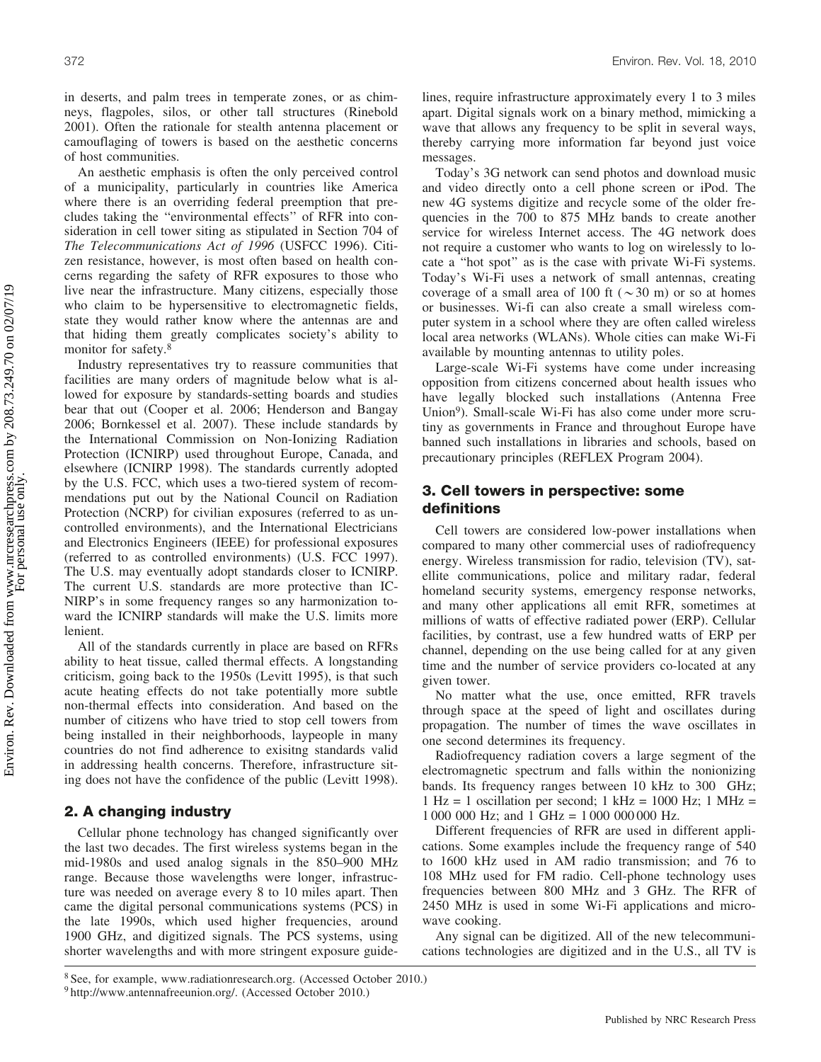in deserts, and palm trees in temperate zones, or as chimneys, flagpoles, silos, or other tall structures (Rinebold 2001). Often the rationale for stealth antenna placement or camouflaging of towers is based on the aesthetic concerns of host communities.

An aesthetic emphasis is often the only perceived control of a municipality, particularly in countries like America where there is an overriding federal preemption that precludes taking the ''environmental effects'' of RFR into consideration in cell tower siting as stipulated in Section 704 of *The Telecommunications Act of 1996* (USFCC 1996). Citizen resistance, however, is most often based on health concerns regarding the safety of RFR exposures to those who live near the infrastructure. Many citizens, especially those who claim to be hypersensitive to electromagnetic fields, state they would rather know where the antennas are and that hiding them greatly complicates society's ability to monitor for safety.[8]

Industry representatives try to reassure communities that facilities are many orders of magnitude below what is allowed for exposure by standards-setting boards and studies bear that out (Cooper et al. 2006; Henderson and Bangay 2006; Bornkessel et al. 2007). These include standards by the International Commission on Non-Ionizing Radiation Protection (ICNIRP) used throughout Europe, Canada, and elsewhere (ICNIRP 1998). The standards currently adopted by the U.S. FCC, which uses a two-tiered system of recommendations put out by the National Council on Radiation Protection (NCRP) for civilian exposures (referred to as uncontrolled environments), and the International Electricians and Electronics Engineers (IEEE) for professional exposures (referred to as controlled environments) (U.S. FCC 1997). The U.S. may eventually adopt standards closer to ICNIRP. The current U.S. standards are more protective than ICNIRP's in some frequency ranges so any harmonization toward the ICNIRP standards will make the U.S. limits more lenient.

All of the standards currently in place are based on RFRs ability to heat tissue, called thermal effects. A longstanding criticism, going back to the 1950s (Levitt 1995), is that such acute heating effects do not take potentially more subtle non-thermal effects into consideration. And based on the number of citizens who have tried to stop cell towers from being installed in their neighborhoods, laypeople in many countries do not find adherence to exisitng standards valid in addressing health concerns. Therefore, infrastructure siting does not have the confidence of the public (Levitt 1998).

## 2. A changing industry

Cellular phone technology has changed significantly over the last two decades. The first wireless systems began in the mid-1980s and used analog signals in the 850–900 MHz range. Because those wavelengths were longer, infrastructure was needed on average every 8 to 10 miles apart. Then came the digital personal communications systems (PCS) in the late 1990s, which used higher frequencies, around 1900 GHz, and digitized signals. The PCS systems, using shorter wavelengths and with more stringent exposure guidelines, require infrastructure approximately every 1 to 3 miles apart. Digital signals work on a binary method, mimicking a wave that allows any frequency to be split in several ways, thereby carrying more information far beyond just voice messages.

Today's 3G network can send photos and download music and video directly onto a cell phone screen or iPod. The new 4G systems digitize and recycle some of the older frequencies in the 700 to 875 MHz bands to create another service for wireless Internet access. The 4G network does not require a customer who wants to log on wirelessly to locate a ''hot spot'' as is the case with private Wi-Fi systems. Today's Wi-Fi uses a network of small antennas, creating coverage of a small area of 100 ft (~30 m) or so at homes or businesses. Wi-fi can also create a small wireless computer system in a school where they are often called wireless local area networks (WLANs). Whole cities can make Wi-Fi available by mounting antennas to utility poles.

Large-scale Wi-Fi systems have come under increasing opposition from citizens concerned about health issues who have legally blocked such installations (Antenna Free Union[9]). Small-scale Wi-Fi has also come under more scrutiny as governments in France and throughout Europe have banned such installations in libraries and schools, based on precautionary principles (REFLEX Program 2004).

## 3. Cell towers in perspective: some definitions

Cell towers are considered low-power installations when compared to many other commercial uses of radiofrequency energy. Wireless transmission for radio, television (TV), satellite communications, police and military radar, federal homeland security systems, emergency response networks, and many other applications all emit RFR, sometimes at millions of watts of effective radiated power (ERP). Cellular facilities, by contrast, use a few hundred watts of ERP per channel, depending on the use being called for at any given time and the number of service providers co-located at any given tower.

No matter what the use, once emitted, RFR travels through space at the speed of light and oscillates during propagation. The number of times the wave oscillates in one second determines its frequency.

Radiofrequency radiation covers a large segment of the electromagnetic spectrum and falls within the nonionizing bands. Its frequency ranges between 10 kHz to 300 GHz; 1 Hz = 1 oscillation per second; 1 kHz = 1000 Hz; 1 MHz = 1 000 000 Hz; and 1 GHz = 1 000 000 000 Hz.

Different frequencies of RFR are used in different applications. Some examples include the frequency range of 540 to 1600 kHz used in AM radio transmission; and 76 to 108 MHz used for FM radio. Cell-phone technology uses frequencies between 800 MHz and 3 GHz. The RFR of 2450 MHz is used in some Wi-Fi applications and microwave cooking.

Any signal can be digitized. All of the new telecommunications technologies are digitized and in the U.S., all TV is

[8] See, for example, www.radiationresearch.org. (Accessed October 2010.)

[9] http://www.antennafreeunion.org/. (Accessed October 2010.)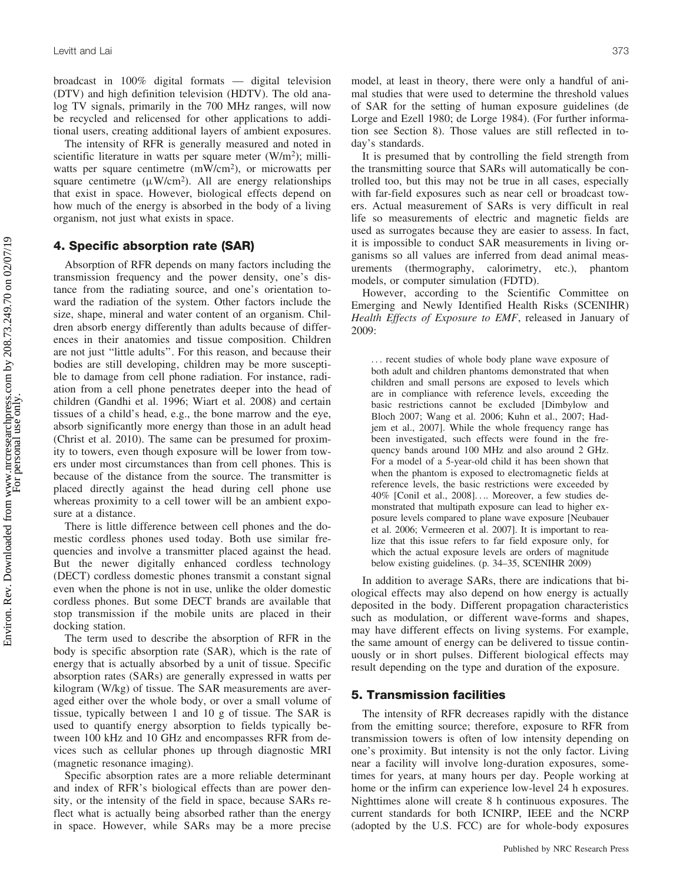broadcast in 100% digital formats — digital television (DTV) and high definition television (HDTV). The old analog TV signals, primarily in the 700 MHz ranges, will now be recycled and relicensed for other applications to additional users, creating additional layers of ambient exposures.

The intensity of RFR is generally measured and noted in scientific literature in watts per square meter ($W/m^2$); milliwatts per square centimetre ($mW/cm^2$), or microwatts per square centimetre ($\mu W/cm^2$). All are energy relationships that exist in space. However, biological effects depend on how much of the energy is absorbed in the body of a living organism, not just what exists in space.

## 4. Specific absorption rate (SAR)

Absorption of RFR depends on many factors including the transmission frequency and the power density, one's distance from the radiating source, and one's orientation toward the radiation of the system. Other factors include the size, shape, mineral and water content of an organism. Children absorb energy differently than adults because of differences in their anatomies and tissue composition. Children are not just "little adults". For this reason, and because their bodies are still developing, children may be more susceptible to damage from cell phone radiation. For instance, radiation from a cell phone penetrates deeper into the head of children (Gandhi et al. 1996; Wiart et al. 2008) and certain tissues of a child's head, e.g., the bone marrow and the eye, absorb significantly more energy than those in an adult head (Christ et al. 2010). The same can be presumed for proximity to towers, even though exposure will be lower from towers under most circumstances than from cell phones. This is because of the distance from the source. The transmitter is placed directly against the head during cell phone use whereas proximity to a cell tower will be an ambient exposure at a distance.

There is little difference between cell phones and the domestic cordless phones used today. Both use similar frequencies and involve a transmitter placed against the head. But the newer digitally enhanced cordless technology (DECT) cordless domestic phones transmit a constant signal even when the phone is not in use, unlike the older domestic cordless phones. But some DECT brands are available that stop transmission if the mobile units are placed in their docking station.

The term used to describe the absorption of RFR in the body is specific absorption rate (SAR), which is the rate of energy that is actually absorbed by a unit of tissue. Specific absorption rates (SARs) are generally expressed in watts per kilogram (W/kg) of tissue. The SAR measurements are averaged either over the whole body, or over a small volume of tissue, typically between 1 and 10 g of tissue. The SAR is used to quantify energy absorption to fields typically between 100 kHz and 10 GHz and encompasses RFR from devices such as cellular phones up through diagnostic MRI (magnetic resonance imaging).

Specific absorption rates are a more reliable determinant and index of RFR's biological effects than are power density, or the intensity of the field in space, because SARs reflect what is actually being absorbed rather than the energy in space. However, while SARs may be a more precise model, at least in theory, there were only a handful of animal studies that were used to determine the threshold values of SAR for the setting of human exposure guidelines (de Lorge and Ezell 1980; de Lorge 1984). (For further information see Section 8). Those values are still reflected in today's standards.

It is presumed that by controlling the field strength from the transmitting source that SARs will automatically be controlled too, but this may not be true in all cases, especially with far-field exposures such as near cell or broadcast towers. Actual measurement of SARs is very difficult in real life so measurements of electric and magnetic fields are used as surrogates because they are easier to assess. In fact, it is impossible to conduct SAR measurements in living organisms so all values are inferred from dead animal measurements (thermography, calorimetry, etc.), phantom models, or computer simulation (FDTD).

However, according to the Scientific Committee on Emerging and Newly Identified Health Risks (SCENIHR) *Health Effects of Exposure to EMF*, released in January of 2009:

> … recent studies of whole body plane wave exposure of both adult and children phantoms demonstrated that when children and small persons are exposed to levels which are in compliance with reference levels, exceeding the basic restrictions cannot be excluded [Dimbylow and Bloch 2007; Wang et al. 2006; Kuhn et al., 2007; Hadjem et al., 2007]. While the whole frequency range has been investigated, such effects were found in the frequency bands around 100 MHz and also around 2 GHz. For a model of a 5-year-old child it has been shown that when the phantom is exposed to electromagnetic fields at reference levels, the basic restrictions were exceeded by 40% [Conil et al., 2008]…. Moreover, a few studies demonstrated that multipath exposure can lead to higher exposure levels compared to plane wave exposure [Neubauer et al. 2006; Vermeeren et al. 2007]. It is important to realize that this issue refers to far field exposure only, for which the actual exposure levels are orders of magnitude below existing guidelines. (p. 34–35, SCENIHR 2009)

In addition to average SARs, there are indications that biological effects may also depend on how energy is actually deposited in the body. Different propagation characteristics such as modulation, or different wave-forms and shapes, may have different effects on living systems. For example, the same amount of energy can be delivered to tissue continuously or in short pulses. Different biological effects may result depending on the type and duration of the exposure.

## 5. Transmission facilities

The intensity of RFR decreases rapidly with the distance from the emitting source; therefore, exposure to RFR from transmission towers is often of low intensity depending on one's proximity. But intensity is not the only factor. Living near a facility will involve long-duration exposures, sometimes for years, at many hours per day. People working at home or the infirm can experience low-level 24 h exposures. Nighttimes alone will create 8 h continuous exposures. The current standards for both ICNIRP, IEEE and the NCRP (adopted by the U.S. FCC) are for whole-body exposures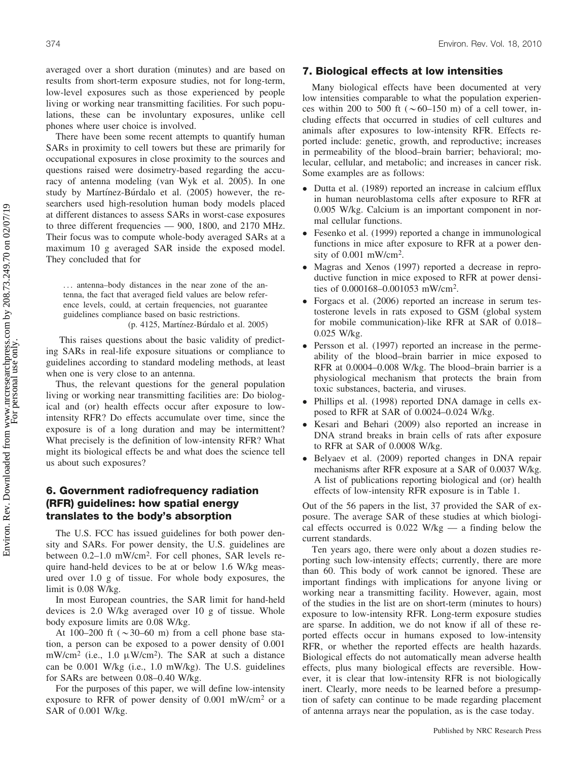averaged over a short duration (minutes) and are based on results from short-term exposure studies, not for long-term, low-level exposures such as those experienced by people living or working near transmitting facilities. For such populations, these can be involuntary exposures, unlike cell phones where user choice is involved.

There have been some recent attempts to quantify human SARs in proximity to cell towers but these are primarily for occupational exposures in close proximity to the sources and questions raised were dosimetry-based regarding the accuracy of antenna modeling (van Wyk et al. 2005). In one study by Martínez-Búrdalo et al. (2005) however, the researchers used high-resolution human body models placed at different distances to assess SARs in worst-case exposures to three different frequencies — 900, 1800, and 2170 MHz. Their focus was to compute whole-body averaged SARs at a maximum 10 g averaged SAR inside the exposed model. They concluded that for

> ... antenna–body distances in the near zone of the antenna, the fact that averaged field values are below reference levels, could, at certain frequencies, not guarantee guidelines compliance based on basic restrictions.
> (p. 4125, Martínez-Búrdalo et al. 2005)

This raises questions about the basic validity of predicting SARs in real-life exposure situations or compliance to guidelines according to standard modeling methods, at least when one is very close to an antenna.

Thus, the relevant questions for the general population living or working near transmitting facilities are: Do biological and (or) health effects occur after exposure to low-intensity RFR? Do effects accumulate over time, since the exposure is of a long duration and may be intermittent? What precisely is the definition of low-intensity RFR? What might its biological effects be and what does the science tell us about such exposures?

## 6. Government radiofrequency radiation (RFR) guidelines: how spatial energy translates to the body's absorption

The U.S. FCC has issued guidelines for both power density and SARs. For power density, the U.S. guidelines are between 0.2–1.0 mW/cm$^2$. For cell phones, SAR levels require hand-held devices to be at or below 1.6 W/kg measured over 1.0 g of tissue. For whole body exposures, the limit is 0.08 W/kg.

In most European countries, the SAR limit for hand-held devices is 2.0 W/kg averaged over 10 g of tissue. Whole body exposure limits are 0.08 W/kg.

At 100–200 ft ($\sim$30–60 m) from a cell phone base station, a person can be exposed to a power density of 0.001 mW/cm$^2$ (i.e., 1.0 $\mu$W/cm$^2$). The SAR at such a distance can be 0.001 W/kg (i.e., 1.0 mW/kg). The U.S. guidelines for SARs are between 0.08–0.40 W/kg.

For the purposes of this paper, we will define low-intensity exposure to RFR of power density of 0.001 mW/cm$^2$ or a SAR of 0.001 W/kg.

## 7. Biological effects at low intensities

Many biological effects have been documented at very low intensities comparable to what the population experiences within 200 to 500 ft ($\sim$60–150 m) of a cell tower, including effects that occurred in studies of cell cultures and animals after exposures to low-intensity RFR. Effects reported include: genetic, growth, and reproductive; increases in permeability of the blood–brain barrier; behavioral; molecular, cellular, and metabolic; and increases in cancer risk. Some examples are as follows:

- Dutta et al. (1989) reported an increase in calcium efflux in human neuroblastoma cells after exposure to RFR at 0.005 W/kg. Calcium is an important component in normal cellular functions.
- Fesenko et al. (1999) reported a change in immunological functions in mice after exposure to RFR at a power density of 0.001 mW/cm$^2$.
- Magras and Xenos (1997) reported a decrease in reproductive function in mice exposed to RFR at power densities of 0.000168–0.001053 mW/cm$^2$.
- Forgacs et al. (2006) reported an increase in serum testosterone levels in rats exposed to GSM (global system for mobile communication)-like RFR at SAR of 0.018–0.025 W/kg.
- Persson et al. (1997) reported an increase in the permeability of the blood–brain barrier in mice exposed to RFR at 0.0004–0.008 W/kg. The blood–brain barrier is a physiological mechanism that protects the brain from toxic substances, bacteria, and viruses.
- Phillips et al. (1998) reported DNA damage in cells exposed to RFR at SAR of 0.0024–0.024 W/kg.
- Kesari and Behari (2009) also reported an increase in DNA strand breaks in brain cells of rats after exposure to RFR at SAR of 0.0008 W/kg.
- Belyaev et al. (2009) reported changes in DNA repair mechanisms after RFR exposure at a SAR of 0.0037 W/kg. A list of publications reporting biological and (or) health effects of low-intensity RFR exposure is in Table 1.

Out of the 56 papers in the list, 37 provided the SAR of exposure. The average SAR of these studies at which biological effects occurred is 0.022 W/kg — a finding below the current standards.

Ten years ago, there were only about a dozen studies reporting such low-intensity effects; currently, there are more than 60. This body of work cannot be ignored. These are important findings with implications for anyone living or working near a transmitting facility. However, again, most of the studies in the list are on short-term (minutes to hours) exposure to low-intensity RFR. Long-term exposure studies are sparse. In addition, we do not know if all of these reported effects occur in humans exposed to low-intensity RFR, or whether the reported effects are health hazards. Biological effects do not automatically mean adverse health effects, plus many biological effects are reversible. However, it is clear that low-intensity RFR is not biologically inert. Clearly, more needs to be learned before a presumption of safety can continue to be made regarding placement of antenna arrays near the population, as is the case today.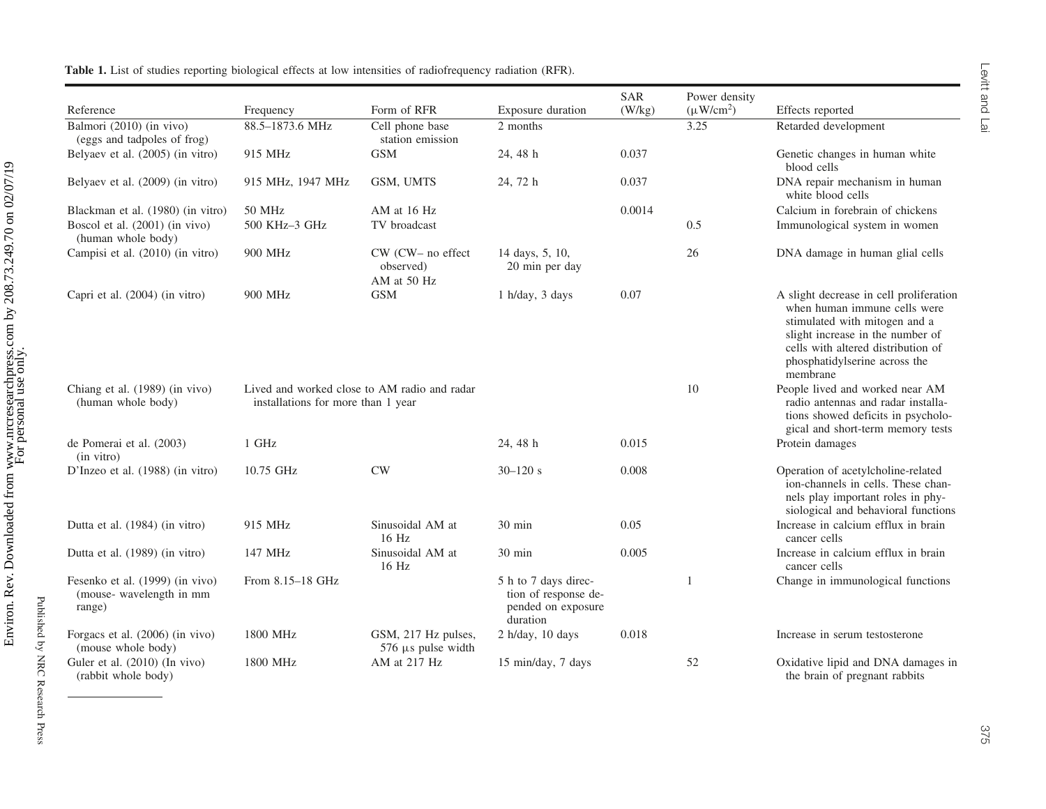**Table 1.** List of studies reporting biological effects at low intensities of radiofrequency radiation (RFR).

| Reference | Frequency | Form of RFR | Exposure duration | SAR (W/kg) | Power density ($\mu$W/cm$^2$) | Effects reported |
|---|---|---|---|---|---|---|
| Balmori (2010) (in vivo) (eggs and tadpoles of frog) | 88.5–1873.6 MHz | Cell phone base station emission | 2 months | | 3.25 | Retarded development |
| Belyaev et al. (2005) (in vitro) | 915 MHz | GSM | 24, 48 h | 0.037 | | Genetic changes in human white blood cells |
| Belyaev et al. (2009) (in vitro) | 915 MHz, 1947 MHz | GSM, UMTS | 24, 72 h | 0.037 | | DNA repair mechanism in human white blood cells |
| Blackman et al. (1980) (in vitro) | 50 MHz | AM at 16 Hz | | 0.0014 | | Calcium in forebrain of chickens |
| Boscol et al. (2001) (in vivo) (human whole body) | 500 KHz–3 GHz | TV broadcast | | | 0.5 | Immunological system in women |
| Campisi et al. (2010) (in vitro) | 900 MHz | CW (CW– no effect observed) AM at 50 Hz | 14 days, 5, 10, 20 min per day | | 26 | DNA damage in human glial cells |
| Capri et al. (2004) (in vitro) | 900 MHz | GSM | 1 h/day, 3 days | 0.07 | | A slight decrease in cell proliferation when human immune cells were stimulated with mitogen and a slight increase in the number of cells with altered distribution of phosphatidylserine across the membrane |
| Chiang et al. (1989) (in vivo) (human whole body) | Lived and worked close to AM radio and radar installations for more than 1 year | | | | 10 | People lived and worked near AM radio antennas and radar installations showed deficits in psychological and short-term memory tests |
| de Pomerai et al. (2003) (in vitro) | 1 GHz | | 24, 48 h | 0.015 | | Protein damages |
| D'Inzeo et al. (1988) (in vitro) | 10.75 GHz | CW | 30–120 s | 0.008 | | Operation of acetylcholine-related ion-channels in cells. These channels play important roles in physiological and behavioral functions |
| Dutta et al. (1984) (in vitro) | 915 MHz | Sinusoidal AM at 16 Hz | 30 min | 0.05 | | Increase in calcium efflux in brain cancer cells |
| Dutta et al. (1989) (in vitro) | 147 MHz | Sinusoidal AM at 16 Hz | 30 min | 0.005 | | Increase in calcium efflux in brain cancer cells |
| Fesenko et al. (1999) (in vivo) (mouse- wavelength in mm range) | From 8.15–18 GHz | | 5 h to 7 days direction of response depended on exposure duration | | 1 | Change in immunological functions |
| Forgacs et al. (2006) (in vivo) (mouse whole body) | 1800 MHz | GSM, 217 Hz pulses, 576 $\mu$s pulse width | 2 h/day, 10 days | 0.018 | | Increase in serum testosterone |
| Guler et al. (2010) (In vivo) (rabbit whole body) | 1800 MHz | AM at 217 Hz | 15 min/day, 7 days | | 52 | Oxidative lipid and DNA damages in the brain of pregnant rabbits |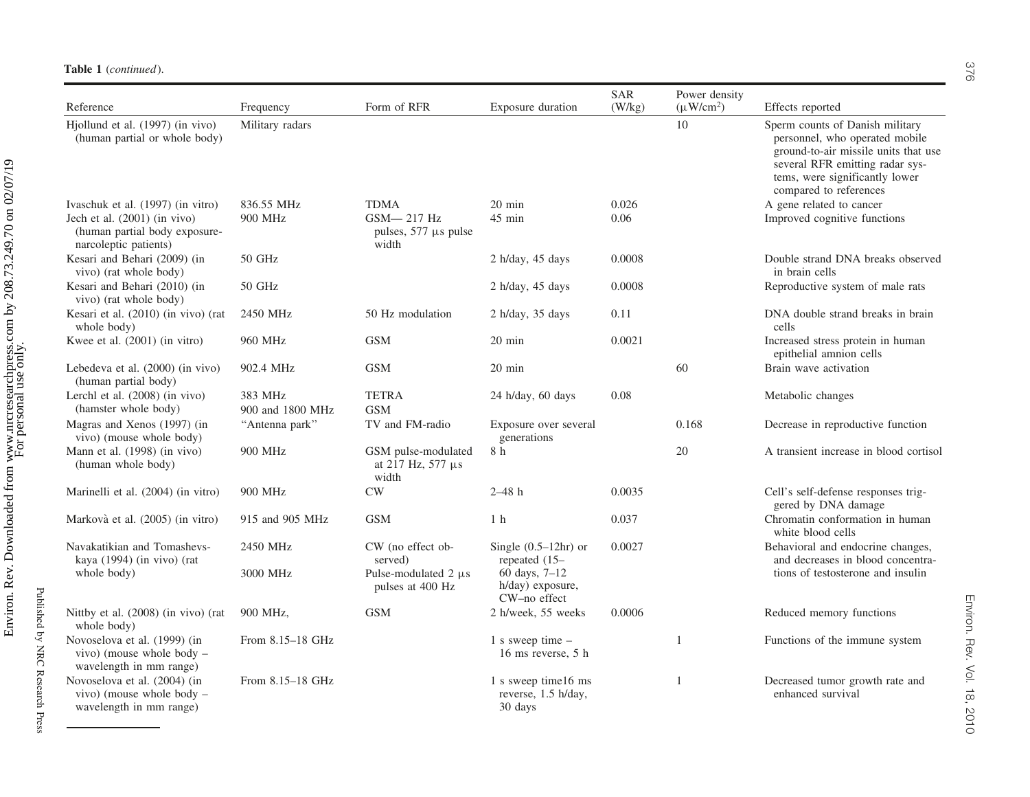**Table 1** (*continued*).

| Reference | Frequency | Form of RFR | Exposure duration | SAR (W/kg) | Power density (μW/cm²) | Effects reported |
|---|---|---|---|---|---|---|
| Hjollund et al. (1997) (in vivo) (human partial or whole body) | Military radars | | | | 10 | Sperm counts of Danish military personnel, who operated mobile ground-to-air missile units that use several RFR emitting radar systems, were significantly lower compared to references |
| Ivaschuk et al. (1997) (in vitro) | 836.55 MHz | TDMA | 20 min | 0.026 | | A gene related to cancer |
| Jech et al. (2001) (in vivo) (human partial body exposure-narcoleptic patients) | 900 MHz | GSM— 217 Hz pulses, 577 μs pulse width | 45 min | 0.06 | | Improved cognitive functions |
| Kesari and Behari (2009) (in vivo) (rat whole body) | 50 GHz | | 2 h/day, 45 days | 0.0008 | | Double strand DNA breaks observed in brain cells |
| Kesari and Behari (2010) (in vivo) (rat whole body) | 50 GHz | | 2 h/day, 45 days | 0.0008 | | Reproductive system of male rats |
| Kesari et al. (2010) (in vivo) (rat whole body) | 2450 MHz | 50 Hz modulation | 2 h/day, 35 days | 0.11 | | DNA double strand breaks in brain cells |
| Kwee et al. (2001) (in vitro) | 960 MHz | GSM | 20 min | 0.0021 | | Increased stress protein in human epithelial amnion cells |
| Lebedeva et al. (2000) (in vivo) (human partial body) | 902.4 MHz | GSM | 20 min | | 60 | Brain wave activation |
| Lerchl et al. (2008) (in vivo) (hamster whole body) | 383 MHz<br>900 and 1800 MHz | TETRA<br>GSM | 24 h/day, 60 days | 0.08 | | Metabolic changes |
| Magras and Xenos (1997) (in vivo) (mouse whole body) | "Antenna park" | TV and FM-radio | Exposure over several generations | | 0.168 | Decrease in reproductive function |
| Mann et al. (1998) (in vivo) (human whole body) | 900 MHz | GSM pulse-modulated at 217 Hz, 577 μs width | 8 h | | 20 | A transient increase in blood cortisol |
| Marinelli et al. (2004) (in vitro) | 900 MHz | CW | 2–48 h | 0.0035 | | Cell's self-defense responses triggered by DNA damage |
| Markovà et al. (2005) (in vitro) | 915 and 905 MHz | GSM | 1 h | 0.037 | | Chromatin conformation in human white blood cells |
| Navakatikian and Tomashevskaya (1994) (in vivo) (rat whole body) | 2450 MHz<br>3000 MHz | CW (no effect observed)<br>Pulse-modulated 2 μs pulses at 400 Hz | Single (0.5–12hr) or repeated (15–60 days, 7–12 h/day) exposure, CW–no effect | 0.0027 | | Behavioral and endocrine changes, and decreases in blood concentrations of testosterone and insulin |
| Nittby et al. (2008) (in vivo) (rat whole body) | 900 MHz, | GSM | 2 h/week, 55 weeks | 0.0006 | | Reduced memory functions |
| Novoselova et al. (1999) (in vivo) (mouse whole body – wavelength in mm range) | From 8.15–18 GHz | | 1 s sweep time – 16 ms reverse, 5 h | | 1 | Functions of the immune system |
| Novoselova et al. (2004) (in vivo) (mouse whole body – wavelength in mm range) | From 8.15–18 GHz | | 1 s sweep time16 ms reverse, 1.5 h/day, 30 days | | 1 | Decreased tumor growth rate and enhanced survival |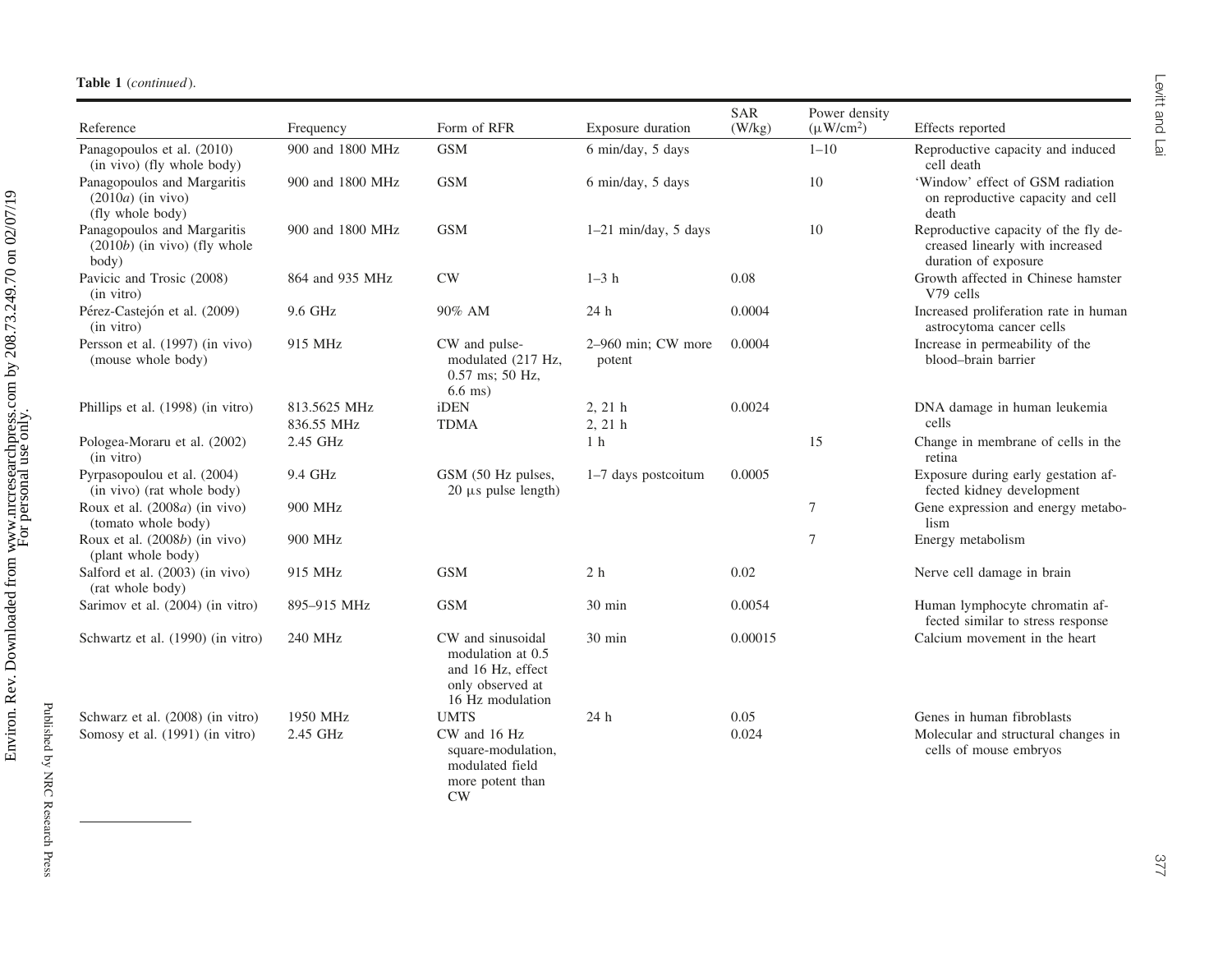**Table 1** (*continued*).

| Reference | Frequency | Form of RFR | Exposure duration | SAR (W/kg) | Power density (μW/cm²) | Effects reported |
|---|---|---|---|---|---|---|
| Panagopoulos et al. (2010) (in vivo) (fly whole body) | 900 and 1800 MHz | GSM | 6 min/day, 5 days | | 1–10 | Reproductive capacity and induced cell death |
| Panagopoulos and Margaritis (2010*a*) (in vivo) (fly whole body) | 900 and 1800 MHz | GSM | 6 min/day, 5 days | | 10 | 'Window' effect of GSM radiation on reproductive capacity and cell death |
| Panagopoulos and Margaritis (2010*b*) (in vivo) (fly whole body) | 900 and 1800 MHz | GSM | 1–21 min/day, 5 days | | 10 | Reproductive capacity of the fly decreased linearly with increased duration of exposure |
| Pavicic and Trosic (2008) (in vitro) | 864 and 935 MHz | CW | 1–3 h | 0.08 | | Growth affected in Chinese hamster V79 cells |
| Pérez-Castejón et al. (2009) (in vitro) | 9.6 GHz | 90% AM | 24 h | 0.0004 | | Increased proliferation rate in human astrocytoma cancer cells |
| Persson et al. (1997) (in vivo) (mouse whole body) | 915 MHz | CW and pulse-modulated (217 Hz, 0.57 ms; 50 Hz, 6.6 ms) | 2–960 min; CW more potent | 0.0004 | | Increase in permeability of the blood–brain barrier |
| Phillips et al. (1998) (in vitro) | 813.5625 MHz<br>836.55 MHz | iDEN<br>TDMA | 2, 21 h<br>2, 21 h | 0.0024 | | DNA damage in human leukemia cells |
| Pologea-Moraru et al. (2002) (in vitro) | 2.45 GHz | | 1 h | | 15 | Change in membrane of cells in the retina |
| Pyrpasopoulou et al. (2004) (in vivo) (rat whole body) | 9.4 GHz | GSM (50 Hz pulses, 20 μs pulse length) | 1–7 days postcoitum | 0.0005 | | Exposure during early gestation affected kidney development |
| Roux et al. (2008*a*) (in vivo) (tomato whole body) | 900 MHz | | | | 7 | Gene expression and energy metabolism |
| Roux et al. (2008*b*) (in vivo) (plant whole body) | 900 MHz | | | | 7 | Energy metabolism |
| Salford et al. (2003) (in vivo) (rat whole body) | 915 MHz | GSM | 2 h | 0.02 | | Nerve cell damage in brain |
| Sarimov et al. (2004) (in vitro) | 895–915 MHz | GSM | 30 min | 0.0054 | | Human lymphocyte chromatin affected similar to stress response |
| Schwartz et al. (1990) (in vitro) | 240 MHz | CW and sinusoidal modulation at 0.5 and 16 Hz, effect only observed at 16 Hz modulation | 30 min | 0.00015 | | Calcium movement in the heart |
| Schwarz et al. (2008) (in vitro) | 1950 MHz | UMTS | 24 h | 0.05 | | Genes in human fibroblasts |
| Somosy et al. (1991) (in vitro) | 2.45 GHz | CW and 16 Hz square-modulation, modulated field more potent than CW | | 0.024 | | Molecular and structural changes in cells of mouse embryos |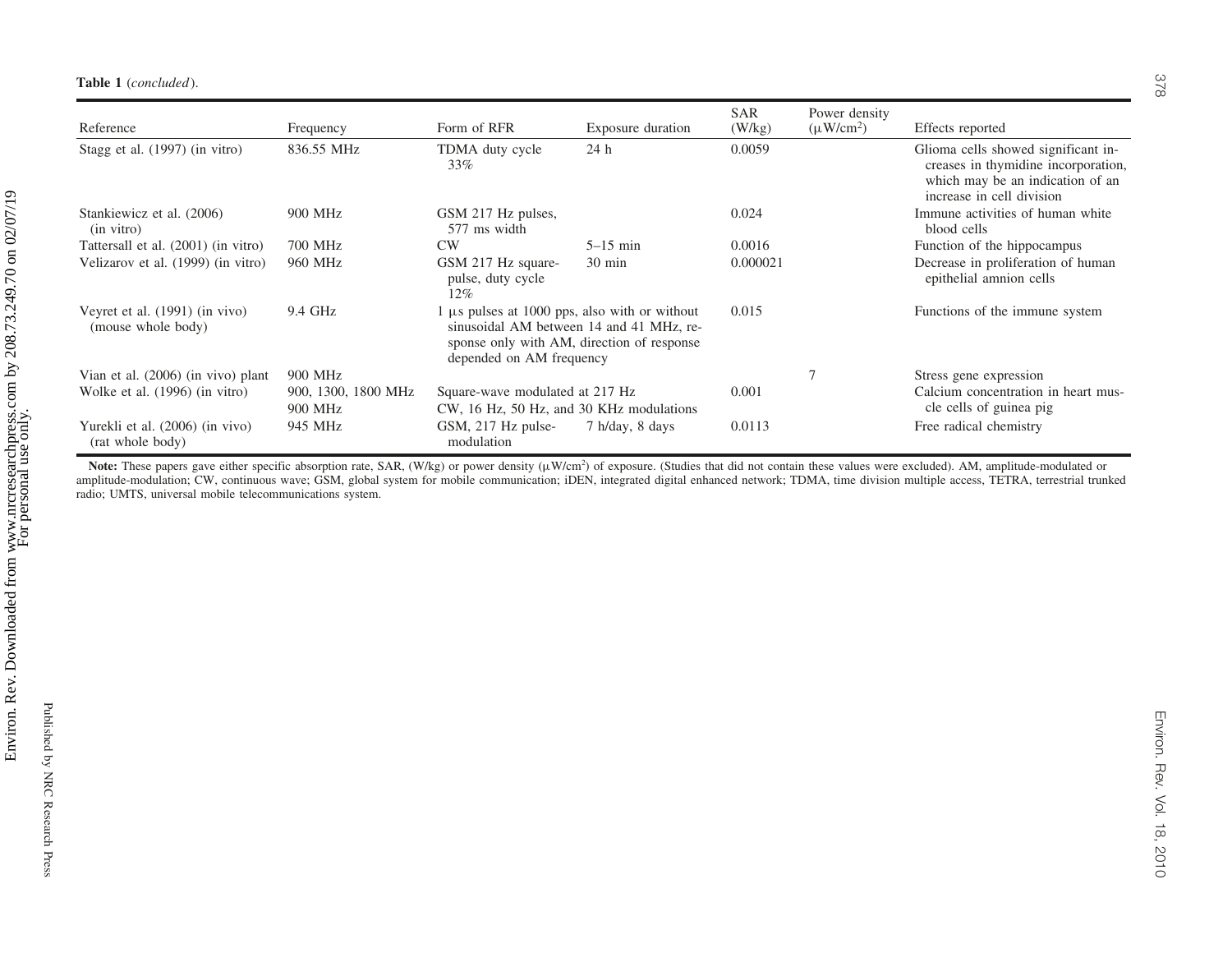**Table 1** (*concluded*).

| Reference | Frequency | Form of RFR | Exposure duration | SAR (W/kg) | Power density ($\mu$W/cm$^2$) | Effects reported |
|---|---|---|---|---|---|---|
| Stagg et al. (1997) (in vitro) | 836.55 MHz | TDMA duty cycle 33% | 24 h | 0.0059 | | Glioma cells showed significant increases in thymidine incorporation, which may be an indication of an increase in cell division |
| Stankiewicz et al. (2006) (in vitro) | 900 MHz | GSM 217 Hz pulses, 577 ms width | | 0.024 | | Immune activities of human white blood cells |
| Tattersall et al. (2001) (in vitro) | 700 MHz | CW | 5–15 min | 0.0016 | | Function of the hippocampus |
| Velizarov et al. (1999) (in vitro) | 960 MHz | GSM 217 Hz square-pulse, duty cycle 12% | 30 min | 0.000021 | | Decrease in proliferation of human epithelial amnion cells |
| Veyret et al. (1991) (in vivo) (mouse whole body) | 9.4 GHz | 1 $\mu$s pulses at 1000 pps, also with or without sinusoidal AM between 14 and 41 MHz, response only with AM, direction of response depended on AM frequency | | 0.015 | | Functions of the immune system |
| Vian et al. (2006) (in vivo) plant | 900 MHz | | | | 7 | Stress gene expression |
| Wolke et al. (1996) (in vitro) | 900, 1300, 1800 MHz 900 MHz | Square-wave modulated at 217 Hz CW, 16 Hz, 50 Hz, and 30 KHz modulations | | 0.001 | | Calcium concentration in heart muscle cells of guinea pig |
| Yurekli et al. (2006) (in vivo) (rat whole body) | 945 MHz | GSM, 217 Hz pulse-modulation | 7 h/day, 8 days | 0.0113 | | Free radical chemistry |

**Note:** These papers gave either specific absorption rate, SAR, (W/kg) or power density ($\mu$W/cm$^2$) of exposure. (Studies that did not contain these values were excluded). AM, amplitude-modulated or amplitude-modulation; CW, continuous wave; GSM, global system for mobile communication; iDEN, integrated digital enhanced network; TDMA, time division multiple access, TETRA, terrestrial trunked radio; UMTS, universal mobile telecommunications system.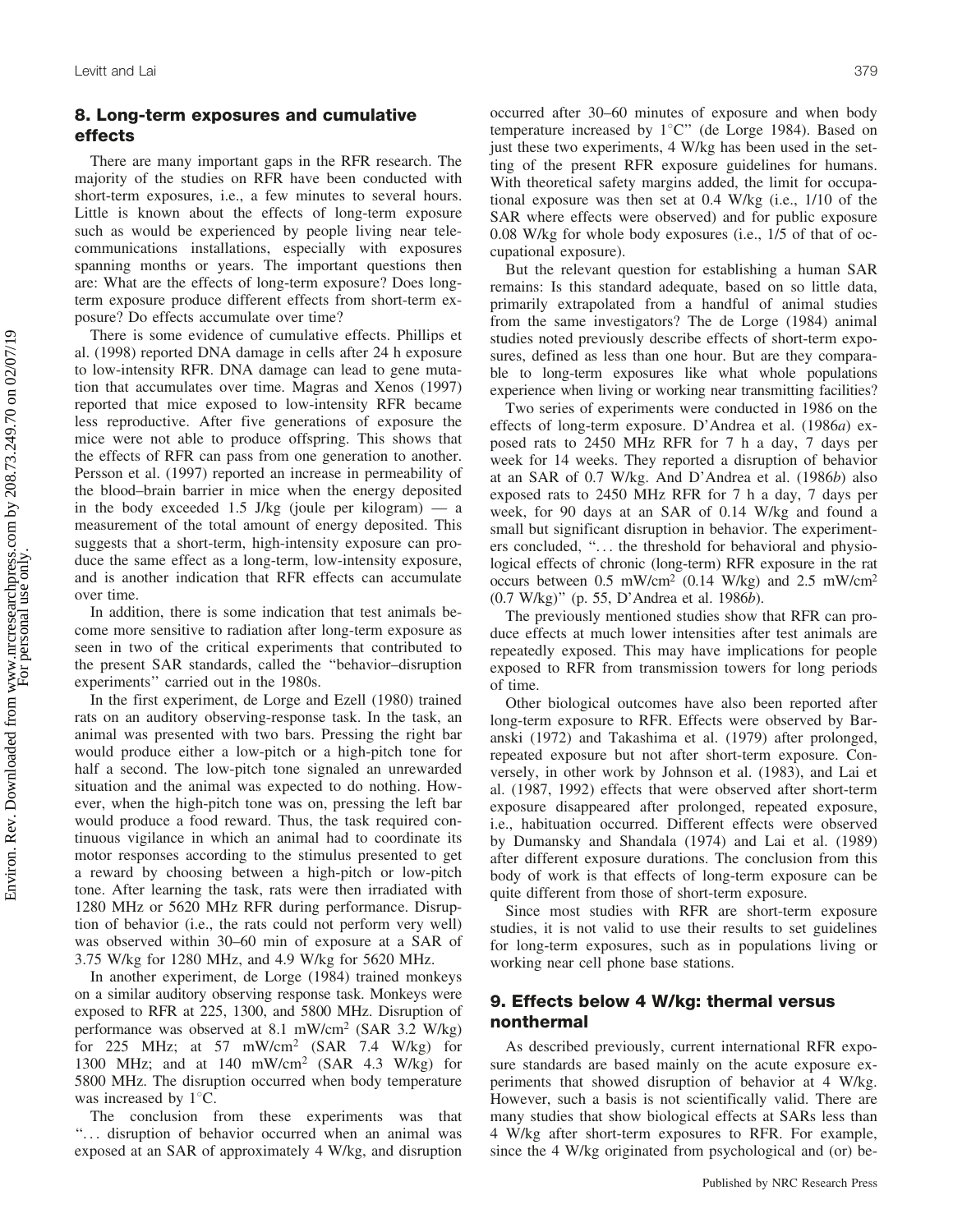## 8. Long-term exposures and cumulative effects

There are many important gaps in the RFR research. The majority of the studies on RFR have been conducted with short-term exposures, i.e., a few minutes to several hours. Little is known about the effects of long-term exposure such as would be experienced by people living near telecommunications installations, especially with exposures spanning months or years. The important questions then are: What are the effects of long-term exposure? Does long-term exposure produce different effects from short-term exposure? Do effects accumulate over time?

There is some evidence of cumulative effects. Phillips et al. (1998) reported DNA damage in cells after 24 h exposure to low-intensity RFR. DNA damage can lead to gene mutation that accumulates over time. Magras and Xenos (1997) reported that mice exposed to low-intensity RFR became less reproductive. After five generations of exposure the mice were not able to produce offspring. This shows that the effects of RFR can pass from one generation to another. Persson et al. (1997) reported an increase in permeability of the blood–brain barrier in mice when the energy deposited in the body exceeded 1.5 J/kg (joule per kilogram) — a measurement of the total amount of energy deposited. This suggests that a short-term, high-intensity exposure can produce the same effect as a long-term, low-intensity exposure, and is another indication that RFR effects can accumulate over time.

In addition, there is some indication that test animals become more sensitive to radiation after long-term exposure as seen in two of the critical experiments that contributed to the present SAR standards, called the "behavior–disruption experiments" carried out in the 1980s.

In the first experiment, de Lorge and Ezell (1980) trained rats on an auditory observing-response task. In the task, an animal was presented with two bars. Pressing the right bar would produce either a low-pitch or a high-pitch tone for half a second. The low-pitch tone signaled an unrewarded situation and the animal was expected to do nothing. However, when the high-pitch tone was on, pressing the left bar would produce a food reward. Thus, the task required continuous vigilance in which an animal had to coordinate its motor responses according to the stimulus presented to get a reward by choosing between a high-pitch or low-pitch tone. After learning the task, rats were then irradiated with 1280 MHz or 5620 MHz RFR during performance. Disruption of behavior (i.e., the rats could not perform very well) was observed within 30–60 min of exposure at a SAR of 3.75 W/kg for 1280 MHz, and 4.9 W/kg for 5620 MHz.

In another experiment, de Lorge (1984) trained monkeys on a similar auditory observing response task. Monkeys were exposed to RFR at 225, 1300, and 5800 MHz. Disruption of performance was observed at 8.1 mW/cm$^2$ (SAR 3.2 W/kg) for 225 MHz; at 57 mW/cm$^2$ (SAR 7.4 W/kg) for 1300 MHz; and at 140 mW/cm$^2$ (SAR 4.3 W/kg) for 5800 MHz. The disruption occurred when body temperature was increased by 1 °C.

The conclusion from these experiments was that "... disruption of behavior occurred when an animal was exposed at an SAR of approximately 4 W/kg, and disruption occurred after 30–60 minutes of exposure and when body temperature increased by 1 °C" (de Lorge 1984). Based on just these two experiments, 4 W/kg has been used in the setting of the present RFR exposure guidelines for humans. With theoretical safety margins added, the limit for occupational exposure was then set at 0.4 W/kg (i.e., 1/10 of the SAR where effects were observed) and for public exposure 0.08 W/kg for whole body exposures (i.e., 1/5 of that of occupational exposure).

But the relevant question for establishing a human SAR remains: Is this standard adequate, based on so little data, primarily extrapolated from a handful of animal studies from the same investigators? The de Lorge (1984) animal studies noted previously describe effects of short-term exposures, defined as less than one hour. But are they comparable to long-term exposures like what whole populations experience when living or working near transmitting facilities?

Two series of experiments were conducted in 1986 on the effects of long-term exposure. D'Andrea et al. (1986*a*) exposed rats to 2450 MHz RFR for 7 h a day, 7 days per week for 14 weeks. They reported a disruption of behavior at an SAR of 0.7 W/kg. And D'Andrea et al. (1986*b*) also exposed rats to 2450 MHz RFR for 7 h a day, 7 days per week, for 90 days at an SAR of 0.14 W/kg and found a small but significant disruption in behavior. The experimenters concluded, "... the threshold for behavioral and physiological effects of chronic (long-term) RFR exposure in the rat occurs between 0.5 mW/cm$^2$ (0.14 W/kg) and 2.5 mW/cm$^2$ (0.7 W/kg)" (p. 55, D'Andrea et al. 1986*b*).

The previously mentioned studies show that RFR can produce effects at much lower intensities after test animals are repeatedly exposed. This may have implications for people exposed to RFR from transmission towers for long periods of time.

Other biological outcomes have also been reported after long-term exposure to RFR. Effects were observed by Baranski (1972) and Takashima et al. (1979) after prolonged, repeated exposure but not after short-term exposure. Conversely, in other work by Johnson et al. (1983), and Lai et al. (1987, 1992) effects that were observed after short-term exposure disappeared after prolonged, repeated exposure, i.e., habituation occurred. Different effects were observed by Dumansky and Shandala (1974) and Lai et al. (1989) after different exposure durations. The conclusion from this body of work is that effects of long-term exposure can be quite different from those of short-term exposure.

Since most studies with RFR are short-term exposure studies, it is not valid to use their results to set guidelines for long-term exposures, such as in populations living or working near cell phone base stations.

## 9. Effects below 4 W/kg: thermal versus nonthermal

As described previously, current international RFR exposure standards are based mainly on the acute exposure experiments that showed disruption of behavior at 4 W/kg. However, such a basis is not scientifically valid. There are many studies that show biological effects at SARs less than 4 W/kg after short-term exposures to RFR. For example, since the 4 W/kg originated from psychological and (or) be-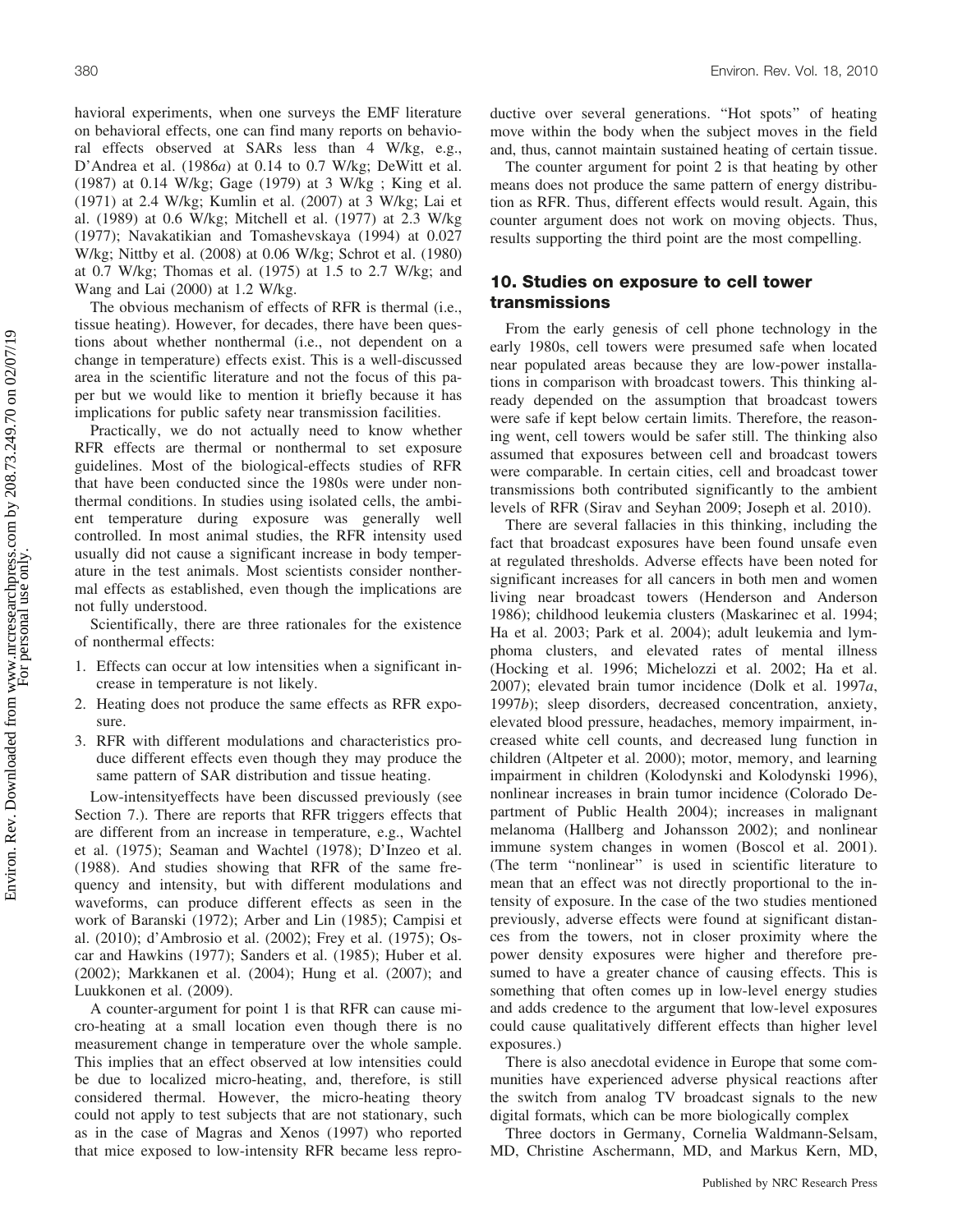havioral experiments, when one surveys the EMF literature on behavioral effects, one can find many reports on behavioral effects observed at SARs less than 4 W/kg, e.g., D'Andrea et al. (1986*a*) at 0.14 to 0.7 W/kg; DeWitt et al. (1987) at 0.14 W/kg; Gage (1979) at 3 W/kg ; King et al. (1971) at 2.4 W/kg; Kumlin et al. (2007) at 3 W/kg; Lai et al. (1989) at 0.6 W/kg; Mitchell et al. (1977) at 2.3 W/kg (1977); Navakatikian and Tomashevskaya (1994) at 0.027 W/kg; Nittby et al. (2008) at 0.06 W/kg; Schrot et al. (1980) at 0.7 W/kg; Thomas et al. (1975) at 1.5 to 2.7 W/kg; and Wang and Lai (2000) at 1.2 W/kg.

The obvious mechanism of effects of RFR is thermal (i.e., tissue heating). However, for decades, there have been questions about whether nonthermal (i.e., not dependent on a change in temperature) effects exist. This is a well-discussed area in the scientific literature and not the focus of this paper but we would like to mention it briefly because it has implications for public safety near transmission facilities.

Practically, we do not actually need to know whether RFR effects are thermal or nonthermal to set exposure guidelines. Most of the biological-effects studies of RFR that have been conducted since the 1980s were under nonthermal conditions. In studies using isolated cells, the ambient temperature during exposure was generally well controlled. In most animal studies, the RFR intensity used usually did not cause a significant increase in body temperature in the test animals. Most scientists consider nonthermal effects as established, even though the implications are not fully understood.

Scientifically, there are three rationales for the existence of nonthermal effects:

1. Effects can occur at low intensities when a significant increase in temperature is not likely.
2. Heating does not produce the same effects as RFR exposure.
3. RFR with different modulations and characteristics produce different effects even though they may produce the same pattern of SAR distribution and tissue heating.

Low-intensityeffects have been discussed previously (see Section 7.). There are reports that RFR triggers effects that are different from an increase in temperature, e.g., Wachtel et al. (1975); Seaman and Wachtel (1978); D'Inzeo et al. (1988). And studies showing that RFR of the same frequency and intensity, but with different modulations and waveforms, can produce different effects as seen in the work of Baranski (1972); Arber and Lin (1985); Campisi et al. (2010); d'Ambrosio et al. (2002); Frey et al. (1975); Oscar and Hawkins (1977); Sanders et al. (1985); Huber et al. (2002); Markkanen et al. (2004); Hung et al. (2007); and Luukkonen et al. (2009).

A counter-argument for point 1 is that RFR can cause micro-heating at a small location even though there is no measurement change in temperature over the whole sample. This implies that an effect observed at low intensities could be due to localized micro-heating, and, therefore, is still considered thermal. However, the micro-heating theory could not apply to test subjects that are not stationary, such as in the case of Magras and Xenos (1997) who reported that mice exposed to low-intensity RFR became less reproductive over several generations. "Hot spots" of heating move within the body when the subject moves in the field and, thus, cannot maintain sustained heating of certain tissue.

The counter argument for point 2 is that heating by other means does not produce the same pattern of energy distribution as RFR. Thus, different effects would result. Again, this counter argument does not work on moving objects. Thus, results supporting the third point are the most compelling.

## 10. Studies on exposure to cell tower transmissions

From the early genesis of cell phone technology in the early 1980s, cell towers were presumed safe when located near populated areas because they are low-power installations in comparison with broadcast towers. This thinking already depended on the assumption that broadcast towers were safe if kept below certain limits. Therefore, the reasoning went, cell towers would be safer still. The thinking also assumed that exposures between cell and broadcast towers were comparable. In certain cities, cell and broadcast tower transmissions both contributed significantly to the ambient levels of RFR (Sirav and Seyhan 2009; Joseph et al. 2010).

There are several fallacies in this thinking, including the fact that broadcast exposures have been found unsafe even at regulated thresholds. Adverse effects have been noted for significant increases for all cancers in both men and women living near broadcast towers (Henderson and Anderson 1986); childhood leukemia clusters (Maskarinec et al. 1994; Ha et al. 2003; Park et al. 2004); adult leukemia and lymphoma clusters, and elevated rates of mental illness (Hocking et al. 1996; Michelozzi et al. 2002; Ha et al. 2007); elevated brain tumor incidence (Dolk et al. 1997*a*, 1997*b*); sleep disorders, decreased concentration, anxiety, elevated blood pressure, headaches, memory impairment, increased white cell counts, and decreased lung function in children (Altpeter et al. 2000); motor, memory, and learning impairment in children (Kolodynski and Kolodynski 1996), nonlinear increases in brain tumor incidence (Colorado Department of Public Health 2004); increases in malignant melanoma (Hallberg and Johansson 2002); and nonlinear immune system changes in women (Boscol et al. 2001). (The term "nonlinear" is used in scientific literature to mean that an effect was not directly proportional to the intensity of exposure. In the case of the two studies mentioned previously, adverse effects were found at significant distances from the towers, not in closer proximity where the power density exposures were higher and therefore presumed to have a greater chance of causing effects. This is something that often comes up in low-level energy studies and adds credence to the argument that low-level exposures could cause qualitatively different effects than higher level exposures.)

There is also anecdotal evidence in Europe that some communities have experienced adverse physical reactions after the switch from analog TV broadcast signals to the new digital formats, which can be more biologically complex

Three doctors in Germany, Cornelia Waldmann-Selsam, MD, Christine Aschermann, MD, and Markus Kern, MD,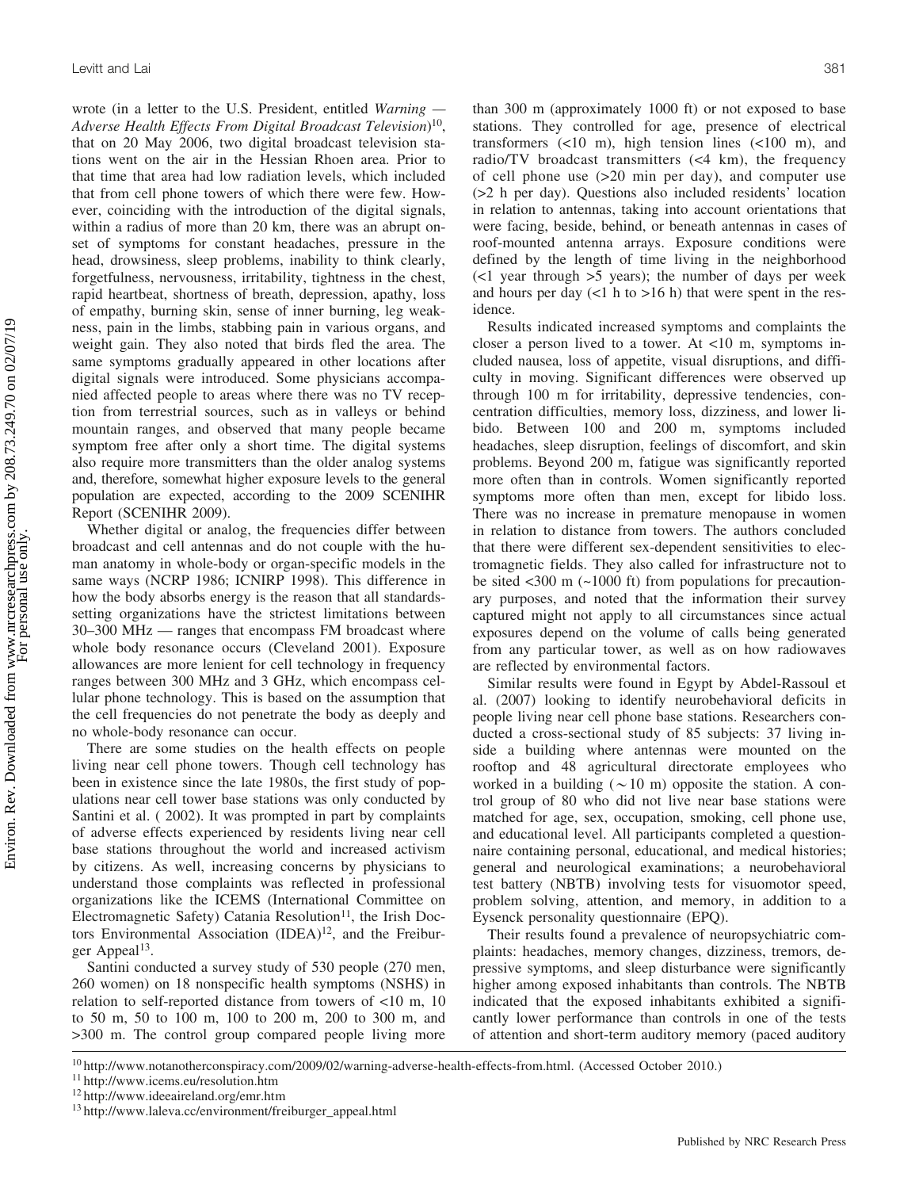wrote (in a letter to the U.S. President, entitled *Warning — Adverse Health Effects From Digital Broadcast Television*)[10], that on 20 May 2006, two digital broadcast television stations went on the air in the Hessian Rhoen area. Prior to that time that area had low radiation levels, which included that from cell phone towers of which there were few. However, coinciding with the introduction of the digital signals, within a radius of more than 20 km, there was an abrupt onset of symptoms for constant headaches, pressure in the head, drowsiness, sleep problems, inability to think clearly, forgetfulness, nervousness, irritability, tightness in the chest, rapid heartbeat, shortness of breath, depression, apathy, loss of empathy, burning skin, sense of inner burning, leg weakness, pain in the limbs, stabbing pain in various organs, and weight gain. They also noted that birds fled the area. The same symptoms gradually appeared in other locations after digital signals were introduced. Some physicians accompanied affected people to areas where there was no TV reception from terrestrial sources, such as in valleys or behind mountain ranges, and observed that many people became symptom free after only a short time. The digital systems also require more transmitters than the older analog systems and, therefore, somewhat higher exposure levels to the general population are expected, according to the 2009 SCENIHR Report (SCENIHR 2009).

Whether digital or analog, the frequencies differ between broadcast and cell antennas and do not couple with the human anatomy in whole-body or organ-specific models in the same ways (NCRP 1986; ICNIRP 1998). This difference in how the body absorbs energy is the reason that all standards-setting organizations have the strictest limitations between 30–300 MHz — ranges that encompass FM broadcast where whole body resonance occurs (Cleveland 2001). Exposure allowances are more lenient for cell technology in frequency ranges between 300 MHz and 3 GHz, which encompass cellular phone technology. This is based on the assumption that the cell frequencies do not penetrate the body as deeply and no whole-body resonance can occur.

There are some studies on the health effects on people living near cell phone towers. Though cell technology has been in existence since the late 1980s, the first study of populations near cell tower base stations was only conducted by Santini et al. ( 2002). It was prompted in part by complaints of adverse effects experienced by residents living near cell base stations throughout the world and increased activism by citizens. As well, increasing concerns by physicians to understand those complaints was reflected in professional organizations like the ICEMS (International Committee on Electromagnetic Safety) Catania Resolution[11], the Irish Doctors Environmental Association (IDEA)[12], and the Freiburger Appeal[13].

Santini conducted a survey study of 530 people (270 men, 260 women) on 18 nonspecific health symptoms (NSHS) in relation to self-reported distance from towers of <10 m, 10 to 50 m, 50 to 100 m, 100 to 200 m, 200 to 300 m, and >300 m. The control group compared people living more than 300 m (approximately 1000 ft) or not exposed to base stations. They controlled for age, presence of electrical transformers (<10 m), high tension lines (<100 m), and radio/TV broadcast transmitters (<4 km), the frequency of cell phone use (>20 min per day), and computer use (>2 h per day). Questions also included residents' location in relation to antennas, taking into account orientations that were facing, beside, behind, or beneath antennas in cases of roof-mounted antenna arrays. Exposure conditions were defined by the length of time living in the neighborhood (<1 year through >5 years); the number of days per week and hours per day (<1 h to >16 h) that were spent in the residence.

Results indicated increased symptoms and complaints the closer a person lived to a tower. At <10 m, symptoms included nausea, loss of appetite, visual disruptions, and difficulty in moving. Significant differences were observed up through 100 m for irritability, depressive tendencies, concentration difficulties, memory loss, dizziness, and lower libido. Between 100 and 200 m, symptoms included headaches, sleep disruption, feelings of discomfort, and skin problems. Beyond 200 m, fatigue was significantly reported more often than in controls. Women significantly reported symptoms more often than men, except for libido loss. There was no increase in premature menopause in women in relation to distance from towers. The authors concluded that there were different sex-dependent sensitivities to electromagnetic fields. They also called for infrastructure not to be sited <300 m (~1000 ft) from populations for precautionary purposes, and noted that the information their survey captured might not apply to all circumstances since actual exposures depend on the volume of calls being generated from any particular tower, as well as on how radiowaves are reflected by environmental factors.

Similar results were found in Egypt by Abdel-Rassoul et al. (2007) looking to identify neurobehavioral deficits in people living near cell phone base stations. Researchers conducted a cross-sectional study of 85 subjects: 37 living inside a building where antennas were mounted on the rooftop and 48 agricultural directorate employees who worked in a building (~10 m) opposite the station. A control group of 80 who did not live near base stations were matched for age, sex, occupation, smoking, cell phone use, and educational level. All participants completed a questionnaire containing personal, educational, and medical histories; general and neurological examinations; a neurobehavioral test battery (NBTB) involving tests for visuomotor speed, problem solving, attention, and memory, in addition to a Eysenck personality questionnaire (EPQ).

Their results found a prevalence of neuropsychiatric complaints: headaches, memory changes, dizziness, tremors, depressive symptoms, and sleep disturbance were significantly higher among exposed inhabitants than controls. The NBTB indicated that the exposed inhabitants exhibited a significantly lower performance than controls in one of the tests of attention and short-term auditory memory (paced auditory

[10] http://www.notanotherconspiracy.com/2009/02/warning-adverse-health-effects-from.html. (Accessed October 2010.)

[11] http://www.icems.eu/resolution.htm

[12] http://www.ideaireland.org/emr.htm

[13] http://www.laleva.cc/environment/freiburger_appeal.html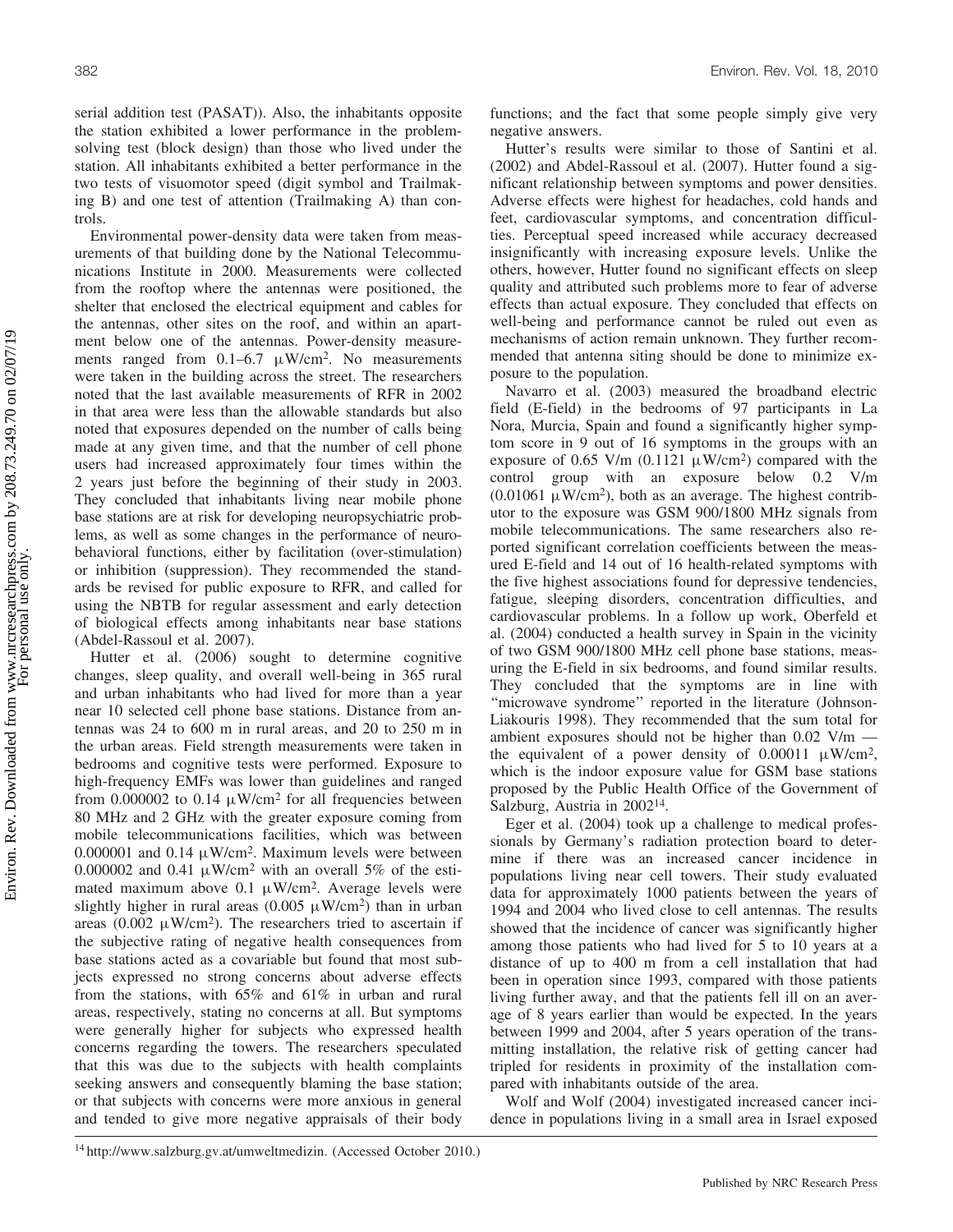serial addition test (PASAT)). Also, the inhabitants opposite the station exhibited a lower performance in the problem-solving test (block design) than those who lived under the station. All inhabitants exhibited a better performance in the two tests of visuomotor speed (digit symbol and Trailmaking B) and one test of attention (Trailmaking A) than controls.

Environmental power-density data were taken from measurements of that building done by the National Telecommunications Institute in 2000. Measurements were collected from the rooftop where the antennas were positioned, the shelter that enclosed the electrical equipment and cables for the antennas, other sites on the roof, and within an apartment below one of the antennas. Power-density measurements ranged from 0.1–6.7 $\mu$W/cm$^2$. No measurements were taken in the building across the street. The researchers noted that the last available measurements of RFR in 2002 in that area were less than the allowable standards but also noted that exposures depended on the number of calls being made at any given time, and that the number of cell phone users had increased approximately four times within the 2 years just before the beginning of their study in 2003. They concluded that inhabitants living near mobile phone base stations are at risk for developing neuropsychiatric problems, as well as some changes in the performance of neurobehavioral functions, either by facilitation (over-stimulation) or inhibition (suppression). They recommended the standards be revised for public exposure to RFR, and called for using the NBTB for regular assessment and early detection of biological effects among inhabitants near base stations (Abdel-Rassoul et al. 2007).

Hutter et al. (2006) sought to determine cognitive changes, sleep quality, and overall well-being in 365 rural and urban inhabitants who had lived for more than a year near 10 selected cell phone base stations. Distance from antennas was 24 to 600 m in rural areas, and 20 to 250 m in the urban areas. Field strength measurements were taken in bedrooms and cognitive tests were performed. Exposure to high-frequency EMFs was lower than guidelines and ranged from 0.000002 to 0.14 $\mu$W/cm$^2$ for all frequencies between 80 MHz and 2 GHz with the greater exposure coming from mobile telecommunications facilities, which was between 0.000001 and 0.14 $\mu$W/cm$^2$. Maximum levels were between 0.000002 and 0.41 $\mu$W/cm$^2$ with an overall 5% of the estimated maximum above 0.1 $\mu$W/cm$^2$. Average levels were slightly higher in rural areas (0.005 $\mu$W/cm$^2$) than in urban areas (0.002 $\mu$W/cm$^2$). The researchers tried to ascertain if the subjective rating of negative health consequences from base stations acted as a covariable but found that most subjects expressed no strong concerns about adverse effects from the stations, with 65% and 61% in urban and rural areas, respectively, stating no concerns at all. But symptoms were generally higher for subjects who expressed health concerns regarding the towers. The researchers speculated that this was due to the subjects with health complaints seeking answers and consequently blaming the base station; or that subjects with concerns were more anxious in general and tended to give more negative appraisals of their body functions; and the fact that some people simply give very negative answers.

Hutter's results were similar to those of Santini et al. (2002) and Abdel-Rassoul et al. (2007). Hutter found a significant relationship between symptoms and power densities. Adverse effects were highest for headaches, cold hands and feet, cardiovascular symptoms, and concentration difficulties. Perceptual speed increased while accuracy decreased insignificantly with increasing exposure levels. Unlike the others, however, Hutter found no significant effects on sleep quality and attributed such problems more to fear of adverse effects than actual exposure. They concluded that effects on well-being and performance cannot be ruled out even as mechanisms of action remain unknown. They further recommended that antenna siting should be done to minimize exposure to the population.

Navarro et al. (2003) measured the broadband electric field (E-field) in the bedrooms of 97 participants in La Nora, Murcia, Spain and found a significantly higher symptom score in 9 out of 16 symptoms in the groups with an exposure of 0.65 V/m (0.1121 $\mu$W/cm$^2$) compared with the control group with an exposure below 0.2 V/m (0.01061 $\mu$W/cm$^2$), both as an average. The highest contributor to the exposure was GSM 900/1800 MHz signals from mobile telecommunications. The same researchers also reported significant correlation coefficients between the measured E-field and 14 out of 16 health-related symptoms with the five highest associations found for depressive tendencies, fatigue, sleeping disorders, concentration difficulties, and cardiovascular problems. In a follow up work, Oberfeld et al. (2004) conducted a health survey in Spain in the vicinity of two GSM 900/1800 MHz cell phone base stations, measuring the E-field in six bedrooms, and found similar results. They concluded that the symptoms are in line with "microwave syndrome" reported in the literature (Johnson-Liakouris 1998). They recommended that the sum total for ambient exposures should not be higher than 0.02 V/m — the equivalent of a power density of 0.00011 $\mu$W/cm$^2$, which is the indoor exposure value for GSM base stations proposed by the Public Health Office of the Government of Salzburg, Austria in 2002[14].

Eger et al. (2004) took up a challenge to medical professionals by Germany's radiation protection board to determine if there was an increased cancer incidence in populations living near cell towers. Their study evaluated data for approximately 1000 patients between the years of 1994 and 2004 who lived close to cell antennas. The results showed that the incidence of cancer was significantly higher among those patients who had lived for 5 to 10 years at a distance of up to 400 m from a cell installation that had been in operation since 1993, compared with those patients living further away, and that the patients fell ill on an average of 8 years earlier than would be expected. In the years between 1999 and 2004, after 5 years operation of the transmitting installation, the relative risk of getting cancer had tripled for residents in proximity of the installation compared with inhabitants outside of the area.

Wolf and Wolf (2004) investigated increased cancer incidence in populations living in a small area in Israel exposed

[14] http://www.salzburg.gv.at/umweltmedizin. (Accessed October 2010.)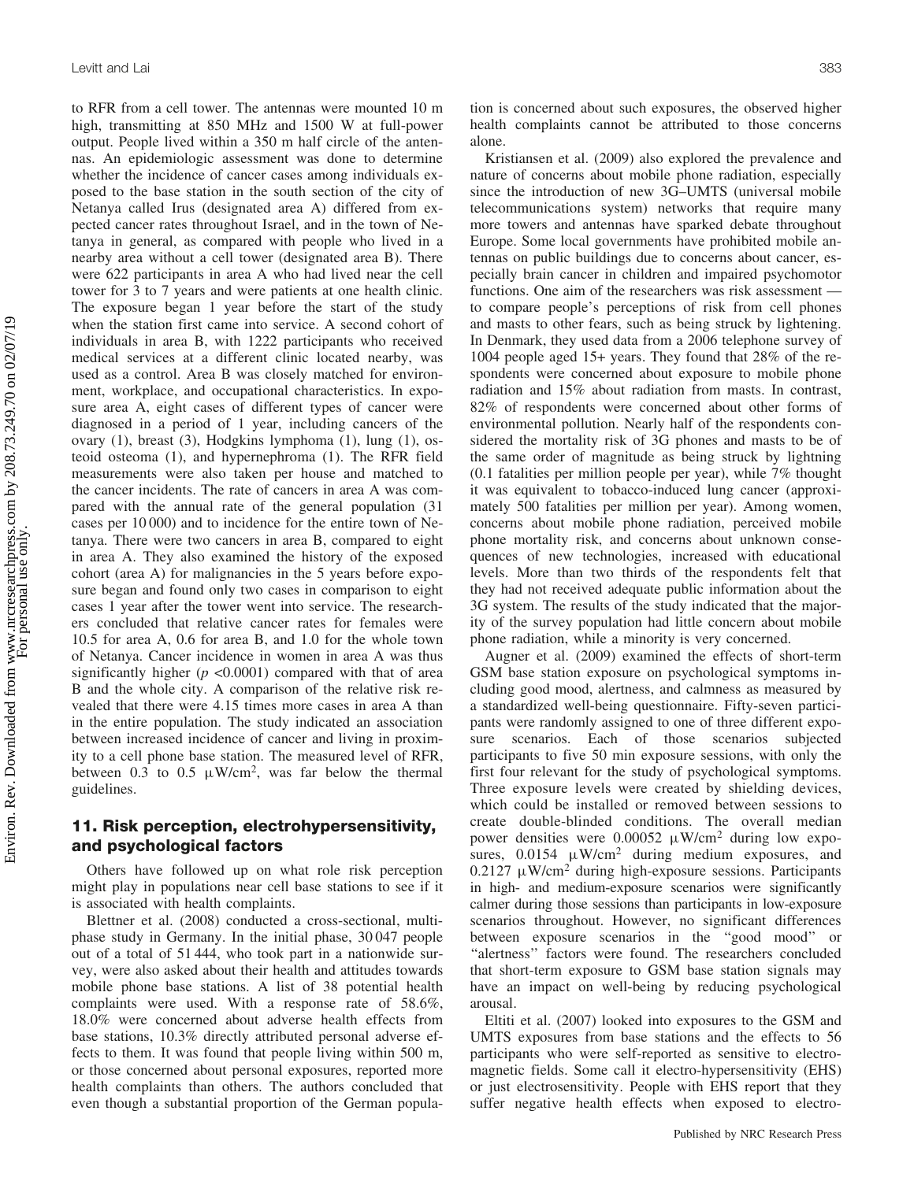to RFR from a cell tower. The antennas were mounted 10 m high, transmitting at 850 MHz and 1500 W at full-power output. People lived within a 350 m half circle of the antennas. An epidemiologic assessment was done to determine whether the incidence of cancer cases among individuals exposed to the base station in the south section of the city of Netanya called Irus (designated area A) differed from expected cancer rates throughout Israel, and in the town of Netanya in general, as compared with people who lived in a nearby area without a cell tower (designated area B). There were 622 participants in area A who had lived near the cell tower for 3 to 7 years and were patients at one health clinic. The exposure began 1 year before the start of the study when the station first came into service. A second cohort of individuals in area B, with 1222 participants who received medical services at a different clinic located nearby, was used as a control. Area B was closely matched for environment, workplace, and occupational characteristics. In exposure area A, eight cases of different types of cancer were diagnosed in a period of 1 year, including cancers of the ovary (1), breast (3), Hodgkins lymphoma (1), lung (1), osteoid osteoma (1), and hypernephroma (1). The RFR field measurements were also taken per house and matched to the cancer incidents. The rate of cancers in area A was compared with the annual rate of the general population (31 cases per 10 000) and to incidence for the entire town of Netanya. There were two cancers in area B, compared to eight in area A. They also examined the history of the exposed cohort (area A) for malignancies in the 5 years before exposure began and found only two cases in comparison to eight cases 1 year after the tower went into service. The researchers concluded that relative cancer rates for females were 10.5 for area A, 0.6 for area B, and 1.0 for the whole town of Netanya. Cancer incidence in women in area A was thus significantly higher ($p < 0.0001$) compared with that of area B and the whole city. A comparison of the relative risk revealed that there were 4.15 times more cases in area A than in the entire population. The study indicated an association between increased incidence of cancer and living in proximity to a cell phone base station. The measured level of RFR, between 0.3 to 0.5 μW/cm$^2$, was far below the thermal guidelines.

## 11. Risk perception, electrohypersensitivity, and psychological factors

Others have followed up on what role risk perception might play in populations near cell base stations to see if it is associated with health complaints.

Blettner et al. (2008) conducted a cross-sectional, multiphase study in Germany. In the initial phase, 30 047 people out of a total of 51 444, who took part in a nationwide survey, were also asked about their health and attitudes towards mobile phone base stations. A list of 38 potential health complaints were used. With a response rate of 58.6%, 18.0% were concerned about adverse health effects from base stations, 10.3% directly attributed personal adverse effects to them. It was found that people living within 500 m, or those concerned about personal exposures, reported more health complaints than others. The authors concluded that even though a substantial proportion of the German population is concerned about such exposures, the observed higher health complaints cannot be attributed to those concerns alone.

Kristiansen et al. (2009) also explored the prevalence and nature of concerns about mobile phone radiation, especially since the introduction of new 3G–UMTS (universal mobile telecommunications system) networks that require many more towers and antennas have sparked debate throughout Europe. Some local governments have prohibited mobile antennas on public buildings due to concerns about cancer, especially brain cancer in children and impaired psychomotor functions. One aim of the researchers was risk assessment — to compare people's perceptions of risk from cell phones and masts to other fears, such as being struck by lightening. In Denmark, they used data from a 2006 telephone survey of 1004 people aged 15+ years. They found that 28% of the respondents were concerned about exposure to mobile phone radiation and 15% about radiation from masts. In contrast, 82% of respondents were concerned about other forms of environmental pollution. Nearly half of the respondents considered the mortality risk of 3G phones and masts to be of the same order of magnitude as being struck by lightning (0.1 fatalities per million people per year), while 7% thought it was equivalent to tobacco-induced lung cancer (approximately 500 fatalities per million per year). Among women, concerns about mobile phone radiation, perceived mobile phone mortality risk, and concerns about unknown consequences of new technologies, increased with educational levels. More than two thirds of the respondents felt that they had not received adequate public information about the 3G system. The results of the study indicated that the majority of the survey population had little concern about mobile phone radiation, while a minority is very concerned.

Augner et al. (2009) examined the effects of short-term GSM base station exposure on psychological symptoms including good mood, alertness, and calmness as measured by a standardized well-being questionnaire. Fifty-seven participants were randomly assigned to one of three different exposure scenarios. Each of those scenarios subjected participants to five 50 min exposure sessions, with only the first four relevant for the study of psychological symptoms. Three exposure levels were created by shielding devices, which could be installed or removed between sessions to create double-blinded conditions. The overall median power densities were 0.00052 μW/cm$^2$ during low exposures, 0.0154 μW/cm$^2$ during medium exposures, and 0.2127 μW/cm$^2$ during high-exposure sessions. Participants in high- and medium-exposure scenarios were significantly calmer during those sessions than participants in low-exposure scenarios throughout. However, no significant differences between exposure scenarios in the "good mood" or "alertness" factors were found. The researchers concluded that short-term exposure to GSM base station signals may have an impact on well-being by reducing psychological arousal.

Eltiti et al. (2007) looked into exposures to the GSM and UMTS exposures from base stations and the effects to 56 participants who were self-reported as sensitive to electromagnetic fields. Some call it electro-hypersensitivity (EHS) or just electrosensitivity. People with EHS report that they suffer negative health effects when exposed to electro-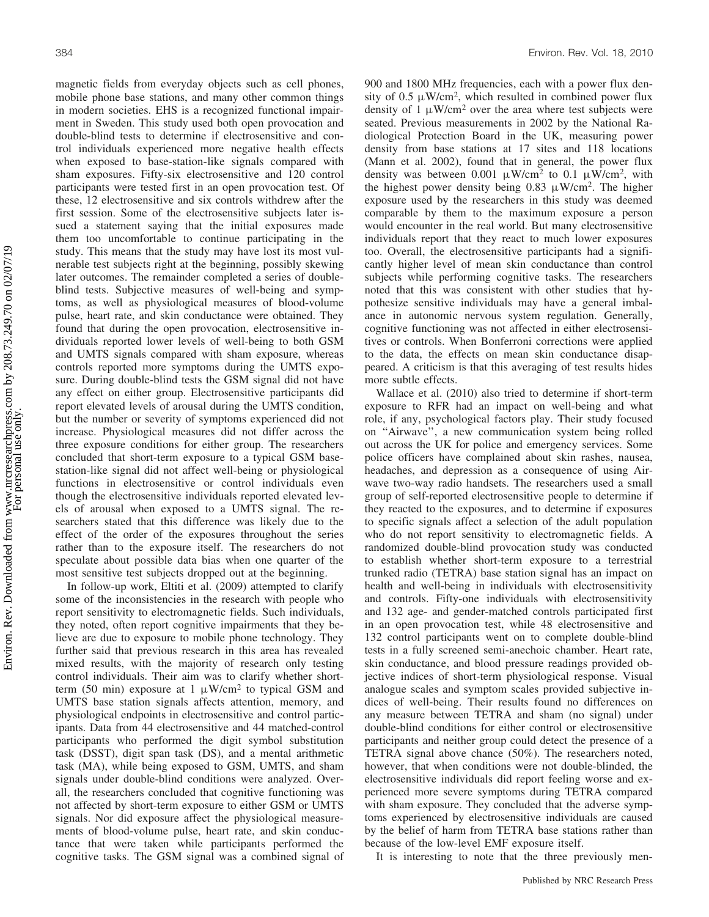magnetic fields from everyday objects such as cell phones, mobile phone base stations, and many other common things in modern societies. EHS is a recognized functional impairment in Sweden. This study used both open provocation and double-blind tests to determine if electrosensitive and control individuals experienced more negative health effects when exposed to base-station-like signals compared with sham exposures. Fifty-six electrosensitive and 120 control participants were tested first in an open provocation test. Of these, 12 electrosensitive and six controls withdrew after the first session. Some of the electrosensitive subjects later issued a statement saying that the initial exposures made them too uncomfortable to continue participating in the study. This means that the study may have lost its most vulnerable test subjects right at the beginning, possibly skewing later outcomes. The remainder completed a series of double-blind tests. Subjective measures of well-being and symptoms, as well as physiological measures of blood-volume pulse, heart rate, and skin conductance were obtained. They found that during the open provocation, electrosensitive individuals reported lower levels of well-being to both GSM and UMTS signals compared with sham exposure, whereas controls reported more symptoms during the UMTS exposure. During double-blind tests the GSM signal did not have any effect on either group. Electrosensitive participants did report elevated levels of arousal during the UMTS condition, but the number or severity of symptoms experienced did not increase. Physiological measures did not differ across the three exposure conditions for either group. The researchers concluded that short-term exposure to a typical GSM base-station-like signal did not affect well-being or physiological functions in electrosensitive or control individuals even though the electrosensitive individuals reported elevated levels of arousal when exposed to a UMTS signal. The researchers stated that this difference was likely due to the effect of the order of the exposures throughout the series rather than to the exposure itself. The researchers do not speculate about possible data bias when one quarter of the most sensitive test subjects dropped out at the beginning.

In follow-up work, Eltiti et al. (2009) attempted to clarify some of the inconsistencies in the research with people who report sensitivity to electromagnetic fields. Such individuals, they noted, often report cognitive impairments that they believe are due to exposure to mobile phone technology. They further said that previous research in this area has revealed mixed results, with the majority of research only testing control individuals. Their aim was to clarify whether short-term (50 min) exposure at 1 μW/cm$^2$ to typical GSM and UMTS base station signals affects attention, memory, and physiological endpoints in electrosensitive and control participants. Data from 44 electrosensitive and 44 matched-control participants who performed the digit symbol substitution task (DSST), digit span task (DS), and a mental arithmetic task (MA), while being exposed to GSM, UMTS, and sham signals under double-blind conditions were analyzed. Overall, the researchers concluded that cognitive functioning was not affected by short-term exposure to either GSM or UMTS signals. Nor did exposure affect the physiological measurements of blood-volume pulse, heart rate, and skin conductance that were taken while participants performed the cognitive tasks. The GSM signal was a combined signal of 900 and 1800 MHz frequencies, each with a power flux density of 0.5 μW/cm$^2$, which resulted in combined power flux density of 1 μW/cm$^2$ over the area where test subjects were seated. Previous measurements in 2002 by the National Radiological Protection Board in the UK, measuring power density from base stations at 17 sites and 118 locations (Mann et al. 2002), found that in general, the power flux density was between 0.001 μW/cm$^2$ to 0.1 μW/cm$^2$, with the highest power density being 0.83 μW/cm$^2$. The higher exposure used by the researchers in this study was deemed comparable by them to the maximum exposure a person would encounter in the real world. But many electrosensitive individuals report that they react to much lower exposures too. Overall, the electrosensitive participants had a significantly higher level of mean skin conductance than control subjects while performing cognitive tasks. The researchers noted that this was consistent with other studies that hypothesize sensitive individuals may have a general imbalance in autonomic nervous system regulation. Generally, cognitive functioning was not affected in either electrosensitives or controls. When Bonferroni corrections were applied to the data, the effects on mean skin conductance disappeared. A criticism is that this averaging of test results hides more subtle effects.

Wallace et al. (2010) also tried to determine if short-term exposure to RFR had an impact on well-being and what role, if any, psychological factors play. Their study focused on "Airwave", a new communication system being rolled out across the UK for police and emergency services. Some police officers have complained about skin rashes, nausea, headaches, and depression as a consequence of using Airwave two-way radio handsets. The researchers used a small group of self-reported electrosensitive people to determine if they reacted to the exposures, and to determine if exposures to specific signals affect a selection of the adult population who do not report sensitivity to electromagnetic fields. A randomized double-blind provocation study was conducted to establish whether short-term exposure to a terrestrial trunked radio (TETRA) base station signal has an impact on health and well-being in individuals with electrosensitivity and controls. Fifty-one individuals with electrosensitivity and 132 age- and gender-matched controls participated first in an open provocation test, while 48 electrosensitive and 132 control participants went on to complete double-blind tests in a fully screened semi-anechoic chamber. Heart rate, skin conductance, and blood pressure readings provided objective indices of short-term physiological response. Visual analogue scales and symptom scales provided subjective indices of well-being. Their results found no differences on any measure between TETRA and sham (no signal) under double-blind conditions for either control or electrosensitive participants and neither group could detect the presence of a TETRA signal above chance (50%). The researchers noted, however, that when conditions were not double-blinded, the electrosensitive individuals did report feeling worse and experienced more severe symptoms during TETRA compared with sham exposure. They concluded that the adverse symptoms experienced by electrosensitive individuals are caused by the belief of harm from TETRA base stations rather than because of the low-level EMF exposure itself.

It is interesting to note that the three previously men-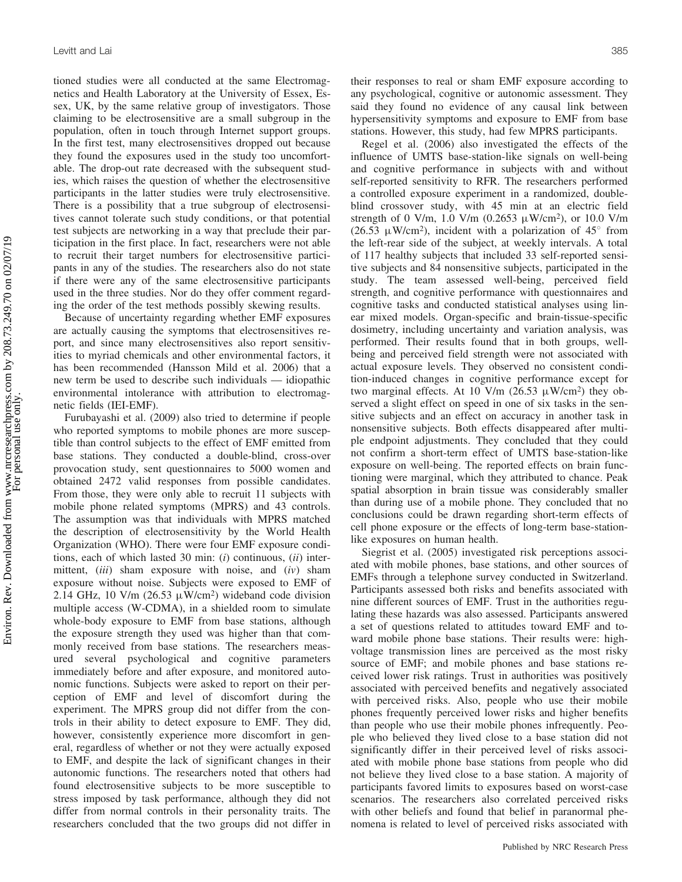tioned studies were all conducted at the same Electromagnetics and Health Laboratory at the University of Essex, Essex, UK, by the same relative group of investigators. Those claiming to be electrosensitive are a small subgroup in the population, often in touch through Internet support groups. In the first test, many electrosensitives dropped out because they found the exposures used in the study too uncomfortable. The drop-out rate decreased with the subsequent studies, which raises the question of whether the electrosensitive participants in the latter studies were truly electrosensitive. There is a possibility that a true subgroup of electrosensitives cannot tolerate such study conditions, or that potential test subjects are networking in a way that preclude their participation in the first place. In fact, researchers were not able to recruit their target numbers for electrosensitive participants in any of the studies. The researchers also do not state if there were any of the same electrosensitive participants used in the three studies. Nor do they offer comment regarding the order of the test methods possibly skewing results.

Because of uncertainty regarding whether EMF exposures are actually causing the symptoms that electrosensitives report, and since many electrosensitives also report sensitivities to myriad chemicals and other environmental factors, it has been recommended (Hansson Mild et al. 2006) that a new term be used to describe such individuals — idiopathic environmental intolerance with attribution to electromagnetic fields (IEI-EMF).

Furubayashi et al. (2009) also tried to determine if people who reported symptoms to mobile phones are more susceptible than control subjects to the effect of EMF emitted from base stations. They conducted a double-blind, cross-over provocation study, sent questionnaires to 5000 women and obtained 2472 valid responses from possible candidates. From those, they were only able to recruit 11 subjects with mobile phone related symptoms (MPRS) and 43 controls. The assumption was that individuals with MPRS matched the description of electrosensitivity by the World Health Organization (WHO). There were four EMF exposure conditions, each of which lasted 30 min: (*i*) continuous, (*ii*) intermittent, (*iii*) sham exposure with noise, and (*iv*) sham exposure without noise. Subjects were exposed to EMF of 2.14 GHz, 10 V/m (26.53 $\mu$W/cm$^2$) wideband code division multiple access (W-CDMA), in a shielded room to simulate whole-body exposure to EMF from base stations, although the exposure strength they used was higher than that commonly received from base stations. The researchers measured several psychological and cognitive parameters immediately before and after exposure, and monitored autonomic functions. Subjects were asked to report on their perception of EMF and level of discomfort during the experiment. The MPRS group did not differ from the controls in their ability to detect exposure to EMF. They did, however, consistently experience more discomfort in general, regardless of whether or not they were actually exposed to EMF, and despite the lack of significant changes in their autonomic functions. The researchers noted that others had found electrosensitive subjects to be more susceptible to stress imposed by task performance, although they did not differ from normal controls in their personality traits. The researchers concluded that the two groups did not differ in their responses to real or sham EMF exposure according to any psychological, cognitive or autonomic assessment. They said they found no evidence of any causal link between hypersensitivity symptoms and exposure to EMF from base stations. However, this study, had few MPRS participants.

Regel et al. (2006) also investigated the effects of the influence of UMTS base-station-like signals on well-being and cognitive performance in subjects with and without self-reported sensitivity to RFR. The researchers performed a controlled exposure experiment in a randomized, double-blind crossover study, with 45 min at an electric field strength of 0 V/m, 1.0 V/m (0.2653 $\mu$W/cm$^2$), or 10.0 V/m (26.53 $\mu$W/cm$^2$), incident with a polarization of 45° from the left-rear side of the subject, at weekly intervals. A total of 117 healthy subjects that included 33 self-reported sensitive subjects and 84 nonsensitive subjects, participated in the study. The team assessed well-being, perceived field strength, and cognitive performance with questionnaires and cognitive tasks and conducted statistical analyses using linear mixed models. Organ-specific and brain-tissue-specific dosimetry, including uncertainty and variation analysis, was performed. Their results found that in both groups, well-being and perceived field strength were not associated with actual exposure levels. They observed no consistent condition-induced changes in cognitive performance except for two marginal effects. At 10 V/m (26.53 $\mu$W/cm$^2$) they observed a slight effect on speed in one of six tasks in the sensitive subjects and an effect on accuracy in another task in nonsensitive subjects. Both effects disappeared after multiple endpoint adjustments. They concluded that they could not confirm a short-term effect of UMTS base-station-like exposure on well-being. The reported effects on brain functioning were marginal, which they attributed to chance. Peak spatial absorption in brain tissue was considerably smaller than during use of a mobile phone. They concluded that no conclusions could be drawn regarding short-term effects of cell phone exposure or the effects of long-term base-station-like exposures on human health.

Siegrist et al. (2005) investigated risk perceptions associated with mobile phones, base stations, and other sources of EMFs through a telephone survey conducted in Switzerland. Participants assessed both risks and benefits associated with nine different sources of EMF. Trust in the authorities regulating these hazards was also assessed. Participants answered a set of questions related to attitudes toward EMF and toward mobile phone base stations. Their results were: high-voltage transmission lines are perceived as the most risky source of EMF; and mobile phones and base stations received lower risk ratings. Trust in authorities was positively associated with perceived benefits and negatively associated with perceived risks. Also, people who use their mobile phones frequently perceived lower risks and higher benefits than people who use their mobile phones infrequently. People who believed they lived close to a base station did not significantly differ in their perceived level of risks associated with mobile phone base stations from people who did not believe they lived close to a base station. A majority of participants favored limits to exposures based on worst-case scenarios. The researchers also correlated perceived risks with other beliefs and found that belief in paranormal phenomena is related to level of perceived risks associated with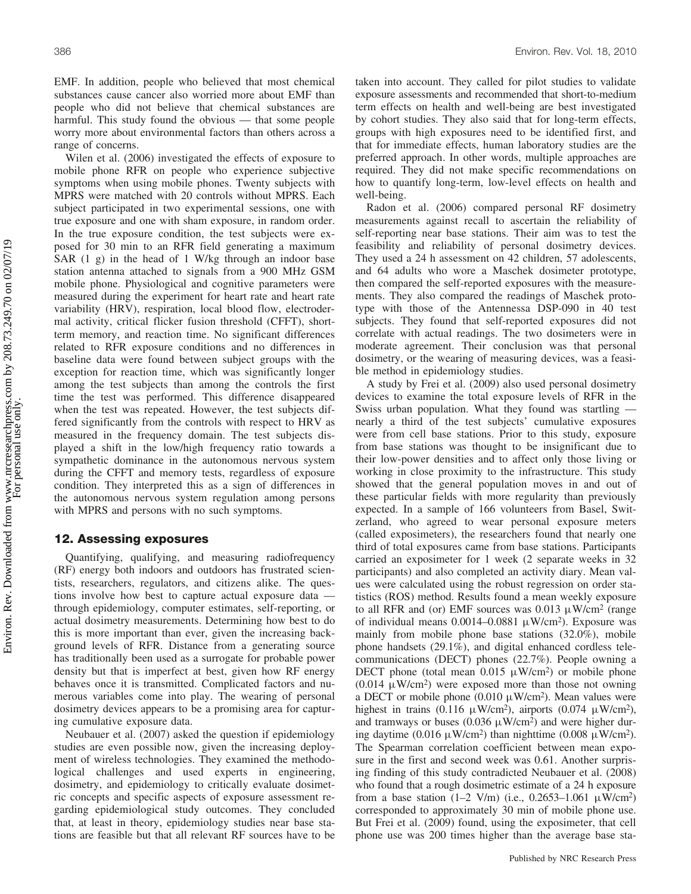EMF. In addition, people who believed that most chemical substances cause cancer also worried more about EMF than people who did not believe that chemical substances are harmful. This study found the obvious — that some people worry more about environmental factors than others across a range of concerns.

Wilen et al. (2006) investigated the effects of exposure to mobile phone RFR on people who experience subjective symptoms when using mobile phones. Twenty subjects with MPRS were matched with 20 controls without MPRS. Each subject participated in two experimental sessions, one with true exposure and one with sham exposure, in random order. In the true exposure condition, the test subjects were exposed for 30 min to an RFR field generating a maximum SAR (1 g) in the head of 1 W/kg through an indoor base station antenna attached to signals from a 900 MHz GSM mobile phone. Physiological and cognitive parameters were measured during the experiment for heart rate and heart rate variability (HRV), respiration, local blood flow, electrodermal activity, critical flicker fusion threshold (CFFT), short-term memory, and reaction time. No significant differences related to RFR exposure conditions and no differences in baseline data were found between subject groups with the exception for reaction time, which was significantly longer among the test subjects than among the controls the first time the test was performed. This difference disappeared when the test was repeated. However, the test subjects differed significantly from the controls with respect to HRV as measured in the frequency domain. The test subjects displayed a shift in the low/high frequency ratio towards a sympathetic dominance in the autonomous nervous system during the CFFT and memory tests, regardless of exposure condition. They interpreted this as a sign of differences in the autonomous nervous system regulation among persons with MPRS and persons with no such symptoms.

## 12. Assessing exposures

Quantifying, qualifying, and measuring radiofrequency (RF) energy both indoors and outdoors has frustrated scientists, researchers, regulators, and citizens alike. The questions involve how best to capture actual exposure data — through epidemiology, computer estimates, self-reporting, or actual dosimetry measurements. Determining how best to do this is more important than ever, given the increasing background levels of RFR. Distance from a generating source has traditionally been used as a surrogate for probable power density but that is imperfect at best, given how RF energy behaves once it is transmitted. Complicated factors and numerous variables come into play. The wearing of personal dosimetry devices appears to be a promising area for capturing cumulative exposure data.

Neubauer et al. (2007) asked the question if epidemiology studies are even possible now, given the increasing deployment of wireless technologies. They examined the methodological challenges and used experts in engineering, dosimetry, and epidemiology to critically evaluate dosimetric concepts and specific aspects of exposure assessment regarding epidemiological study outcomes. They concluded that, at least in theory, epidemiology studies near base stations are feasible but that all relevant RF sources have to be taken into account. They called for pilot studies to validate exposure assessments and recommended that short-to-medium term effects on health and well-being are best investigated by cohort studies. They also said that for long-term effects, groups with high exposures need to be identified first, and that for immediate effects, human laboratory studies are the preferred approach. In other words, multiple approaches are required. They did not make specific recommendations on how to quantify long-term, low-level effects on health and well-being.

Radon et al. (2006) compared personal RF dosimetry measurements against recall to ascertain the reliability of self-reporting near base stations. Their aim was to test the feasibility and reliability of personal dosimetry devices. They used a 24 h assessment on 42 children, 57 adolescents, and 64 adults who wore a Maschek dosimeter prototype, then compared the self-reported exposures with the measurements. They also compared the readings of Maschek prototype with those of the Antennessa DSP-090 in 40 test subjects. They found that self-reported exposures did not correlate with actual readings. The two dosimeters were in moderate agreement. Their conclusion was that personal dosimetry, or the wearing of measuring devices, was a feasible method in epidemiology studies.

A study by Frei et al. (2009) also used personal dosimetry devices to examine the total exposure levels of RFR in the Swiss urban population. What they found was startling — nearly a third of the test subjects' cumulative exposures were from cell base stations. Prior to this study, exposure from base stations was thought to be insignificant due to their low-power densities and to affect only those living or working in close proximity to the infrastructure. This study showed that the general population moves in and out of these particular fields with more regularity than previously expected. In a sample of 166 volunteers from Basel, Switzerland, who agreed to wear personal exposure meters (called exposimeters), the researchers found that nearly one third of total exposures came from base stations. Participants carried an exposimeter for 1 week (2 separate weeks in 32 participants) and also completed an activity diary. Mean values were calculated using the robust regression on order statistics (ROS) method. Results found a mean weekly exposure to all RFR and (or) EMF sources was 0.013 $\mu W/cm^2$ (range of individual means 0.0014–0.0881 $\mu W/cm^2$). Exposure was mainly from mobile phone base stations (32.0%), mobile phone handsets (29.1%), and digital enhanced cordless telecommunications (DECT) phones (22.7%). People owning a DECT phone (total mean 0.015 $\mu W/cm^2$) or mobile phone (0.014 $\mu W/cm^2$) were exposed more than those not owning a DECT or mobile phone (0.010 $\mu W/cm^2$). Mean values were highest in trains (0.116 $\mu W/cm^2$), airports (0.074 $\mu W/cm^2$), and tramways or buses (0.036 $\mu W/cm^2$) and were higher during daytime (0.016 $\mu W/cm^2$) than nighttime (0.008 $\mu W/cm^2$). The Spearman correlation coefficient between mean exposure in the first and second week was 0.61. Another surprising finding of this study contradicted Neubauer et al. (2008) who found that a rough dosimetric estimate of a 24 h exposure from a base station (1–2 V/m) (i.e., 0.2653–1.061 $\mu W/cm^2$) corresponded to approximately 30 min of mobile phone use. But Frei et al. (2009) found, using the exposimeter, that cell phone use was 200 times higher than the average base sta-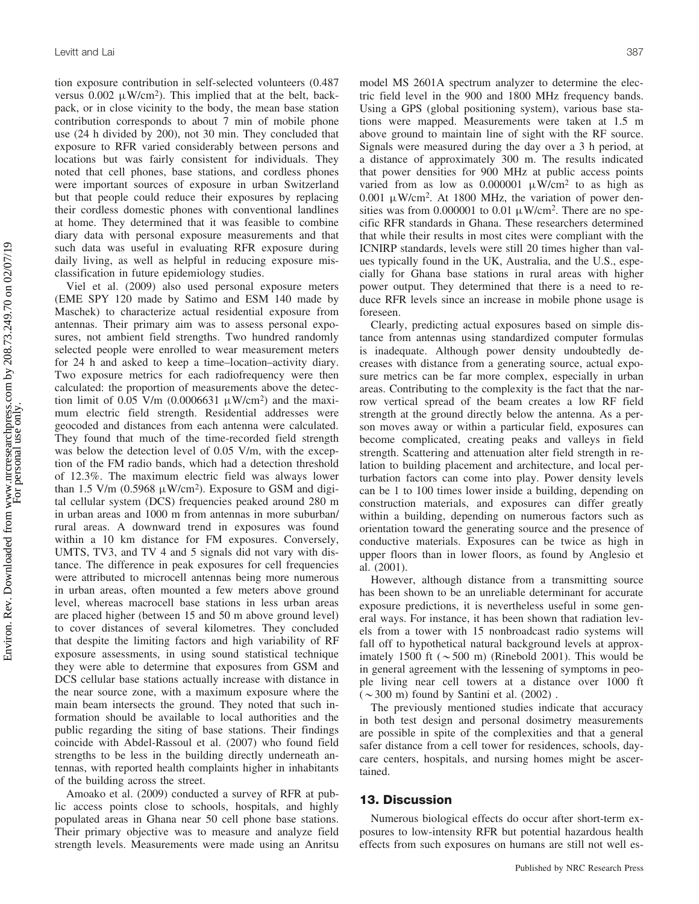tion exposure contribution in self-selected volunteers (0.487 versus 0.002 μW/cm²). This implied that at the belt, backpack, or in close vicinity to the body, the mean base station contribution corresponds to about 7 min of mobile phone use (24 h divided by 200), not 30 min. They concluded that exposure to RFR varied considerably between persons and locations but was fairly consistent for individuals. They noted that cell phones, base stations, and cordless phones were important sources of exposure in urban Switzerland but that people could reduce their exposures by replacing their cordless domestic phones with conventional landlines at home. They determined that it was feasible to combine diary data with personal exposure measurements and that such data was useful in evaluating RFR exposure during daily living, as well as helpful in reducing exposure misclassification in future epidemiology studies.

Viel et al. (2009) also used personal exposure meters (EME SPY 120 made by Satimo and ESM 140 made by Maschek) to characterize actual residential exposure from antennas. Their primary aim was to assess personal exposures, not ambient field strengths. Two hundred randomly selected people were enrolled to wear measurement meters for 24 h and asked to keep a time–location–activity diary. Two exposure metrics for each radiofrequency were then calculated: the proportion of measurements above the detection limit of 0.05 V/m (0.0006631 μW/cm²) and the maximum electric field strength. Residential addresses were geocoded and distances from each antenna were calculated. They found that much of the time-recorded field strength was below the detection level of 0.05 V/m, with the exception of the FM radio bands, which had a detection threshold of 12.3%. The maximum electric field was always lower than 1.5 V/m (0.5968 μW/cm²). Exposure to GSM and digital cellular system (DCS) frequencies peaked around 280 m in urban areas and 1000 m from antennas in more suburban/rural areas. A downward trend in exposures was found within a 10 km distance for FM exposures. Conversely, UMTS, TV3, and TV 4 and 5 signals did not vary with distance. The difference in peak exposures for cell frequencies were attributed to microcell antennas being more numerous in urban areas, often mounted a few meters above ground level, whereas macrocell base stations in less urban areas are placed higher (between 15 and 50 m above ground level) to cover distances of several kilometres. They concluded that despite the limiting factors and high variability of RF exposure assessments, in using sound statistical technique they were able to determine that exposures from GSM and DCS cellular base stations actually increase with distance in the near source zone, with a maximum exposure where the main beam intersects the ground. They noted that such information should be available to local authorities and the public regarding the siting of base stations. Their findings coincide with Abdel-Rassoul et al. (2007) who found field strengths to be less in the building directly underneath antennas, with reported health complaints higher in inhabitants of the building across the street.

Amoako et al. (2009) conducted a survey of RFR at public access points close to schools, hospitals, and highly populated areas in Ghana near 50 cell phone base stations. Their primary objective was to measure and analyze field strength levels. Measurements were made using an Anritsu model MS 2601A spectrum analyzer to determine the electric field level in the 900 and 1800 MHz frequency bands. Using a GPS (global positioning system), various base stations were mapped. Measurements were taken at 1.5 m above ground to maintain line of sight with the RF source. Signals were measured during the day over a 3 h period, at a distance of approximately 300 m. The results indicated that power densities for 900 MHz at public access points varied from as low as 0.000001 μW/cm² to as high as 0.001 μW/cm². At 1800 MHz, the variation of power densities was from 0.000001 to 0.01 μW/cm². There are no specific RFR standards in Ghana. These researchers determined that while their results in most cites were compliant with the ICNIRP standards, levels were still 20 times higher than values typically found in the UK, Australia, and the U.S., especially for Ghana base stations in rural areas with higher power output. They determined that there is a need to reduce RFR levels since an increase in mobile phone usage is foreseen.

Clearly, predicting actual exposures based on simple distance from antennas using standardized computer formulas is inadequate. Although power density undoubtedly decreases with distance from a generating source, actual exposure metrics can be far more complex, especially in urban areas. Contributing to the complexity is the fact that the narrow vertical spread of the beam creates a low RF field strength at the ground directly below the antenna. As a person moves away or within a particular field, exposures can become complicated, creating peaks and valleys in field strength. Scattering and attenuation alter field strength in relation to building placement and architecture, and local perturbation factors can come into play. Power density levels can be 1 to 100 times lower inside a building, depending on construction materials, and exposures can differ greatly within a building, depending on numerous factors such as orientation toward the generating source and the presence of conductive materials. Exposures can be twice as high in upper floors than in lower floors, as found by Anglesio et al. (2001).

However, although distance from a transmitting source has been shown to be an unreliable determinant for accurate exposure predictions, it is nevertheless useful in some general ways. For instance, it has been shown that radiation levels from a tower with 15 nonbroadcast radio systems will fall off to hypothetical natural background levels at approximately 1500 ft (∼500 m) (Rinebold 2001). This would be in general agreement with the lessening of symptoms in people living near cell towers at a distance over 1000 ft (∼300 m) found by Santini et al. (2002).

The previously mentioned studies indicate that accuracy in both test design and personal dosimetry measurements are possible in spite of the complexities and that a general safer distance from a cell tower for residences, schools, daycare centers, hospitals, and nursing homes might be ascertained.

## 13. Discussion

Numerous biological effects do occur after short-term exposures to low-intensity RFR but potential hazardous health effects from such exposures on humans are still not well es-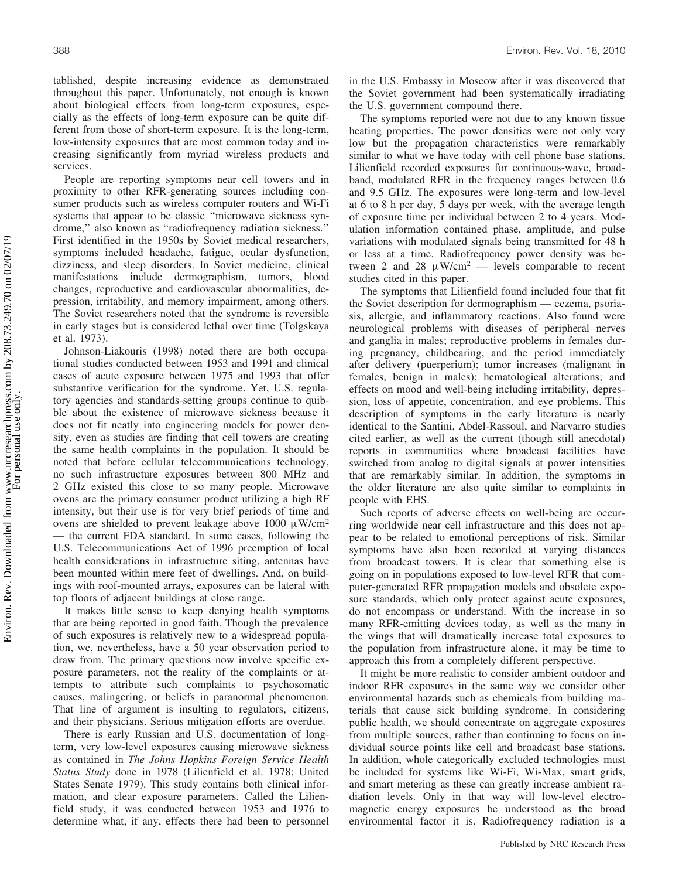tablished, despite increasing evidence as demonstrated throughout this paper. Unfortunately, not enough is known about biological effects from long-term exposures, especially as the effects of long-term exposure can be quite different from those of short-term exposure. It is the long-term, low-intensity exposures that are most common today and increasing significantly from myriad wireless products and services.

People are reporting symptoms near cell towers and in proximity to other RFR-generating sources including consumer products such as wireless computer routers and Wi-Fi systems that appear to be classic "microwave sickness syndrome," also known as "radiofrequency radiation sickness." First identified in the 1950s by Soviet medical researchers, symptoms included headache, fatigue, ocular dysfunction, dizziness, and sleep disorders. In Soviet medicine, clinical manifestations include dermographism, tumors, blood changes, reproductive and cardiovascular abnormalities, depression, irritability, and memory impairment, among others. The Soviet researchers noted that the syndrome is reversible in early stages but is considered lethal over time (Tolgskaya et al. 1973).

Johnson-Liakouris (1998) noted there are both occupational studies conducted between 1953 and 1991 and clinical cases of acute exposure between 1975 and 1993 that offer substantive verification for the syndrome. Yet, U.S. regulatory agencies and standards-setting groups continue to quibble about the existence of microwave sickness because it does not fit neatly into engineering models for power density, even as studies are finding that cell towers are creating the same health complaints in the population. It should be noted that before cellular telecommunications technology, no such infrastructure exposures between 800 MHz and 2 GHz existed this close to so many people. Microwave ovens are the primary consumer product utilizing a high RF intensity, but their use is for very brief periods of time and ovens are shielded to prevent leakage above 1000 μW/cm$^2$ — the current FDA standard. In some cases, following the U.S. Telecommunications Act of 1996 preemption of local health considerations in infrastructure siting, antennas have been mounted within mere feet of dwellings. And, on buildings with roof-mounted arrays, exposures can be lateral with top floors of adjacent buildings at close range.

It makes little sense to keep denying health symptoms that are being reported in good faith. Though the prevalence of such exposures is relatively new to a widespread population, we, nevertheless, have a 50 year observation period to draw from. The primary questions now involve specific exposure parameters, not the reality of the complaints or attempts to attribute such complaints to psychosomatic causes, malingering, or beliefs in paranormal phenomenon. That line of argument is insulting to regulators, citizens, and their physicians. Serious mitigation efforts are overdue.

There is early Russian and U.S. documentation of long-term, very low-level exposures causing microwave sickness as contained in *The Johns Hopkins Foreign Service Health Status Study* done in 1978 (Lilienfield et al. 1978; United States Senate 1979). This study contains both clinical information, and clear exposure parameters. Called the Lilienfield study, it was conducted between 1953 and 1976 to determine what, if any, effects there had been to personnel in the U.S. Embassy in Moscow after it was discovered that the Soviet government had been systematically irradiating the U.S. government compound there.

The symptoms reported were not due to any known tissue heating properties. The power densities were not only very low but the propagation characteristics were remarkably similar to what we have today with cell phone base stations. Lilienfield recorded exposures for continuous-wave, broadband, modulated RFR in the frequency ranges between 0.6 and 9.5 GHz. The exposures were long-term and low-level at 6 to 8 h per day, 5 days per week, with the average length of exposure time per individual between 2 to 4 years. Modulation information contained phase, amplitude, and pulse variations with modulated signals being transmitted for 48 h or less at a time. Radiofrequency power density was between 2 and 28 μW/cm$^2$ — levels comparable to recent studies cited in this paper.

The symptoms that Lilienfield found included four that fit the Soviet description for dermographism — eczema, psoriasis, allergic, and inflammatory reactions. Also found were neurological problems with diseases of peripheral nerves and ganglia in males; reproductive problems in females during pregnancy, childbearing, and the period immediately after delivery (puerperium); tumor increases (malignant in females, benign in males); hematological alterations; and effects on mood and well-being including irritability, depression, loss of appetite, concentration, and eye problems. This description of symptoms in the early literature is nearly identical to the Santini, Abdel-Rassoul, and Narvarro studies cited earlier, as well as the current (though still anecdotal) reports in communities where broadcast facilities have switched from analog to digital signals at power intensities that are remarkably similar. In addition, the symptoms in the older literature are also quite similar to complaints in people with EHS.

Such reports of adverse effects on well-being are occurring worldwide near cell infrastructure and this does not appear to be related to emotional perceptions of risk. Similar symptoms have also been recorded at varying distances from broadcast towers. It is clear that something else is going on in populations exposed to low-level RFR that computer-generated RFR propagation models and obsolete exposure standards, which only protect against acute exposures, do not encompass or understand. With the increase in so many RFR-emitting devices today, as well as the many in the wings that will dramatically increase total exposures to the population from infrastructure alone, it may be time to approach this from a completely different perspective.

It might be more realistic to consider ambient outdoor and indoor RFR exposures in the same way we consider other environmental hazards such as chemicals from building materials that cause sick building syndrome. In considering public health, we should concentrate on aggregate exposures from multiple sources, rather than continuing to focus on individual source points like cell and broadcast base stations. In addition, whole categorically excluded technologies must be included for systems like Wi-Fi, Wi-Max, smart grids, and smart metering as these can greatly increase ambient radiation levels. Only in that way will low-level electromagnetic energy exposures be understood as the broad environmental factor it is. Radiofrequency radiation is a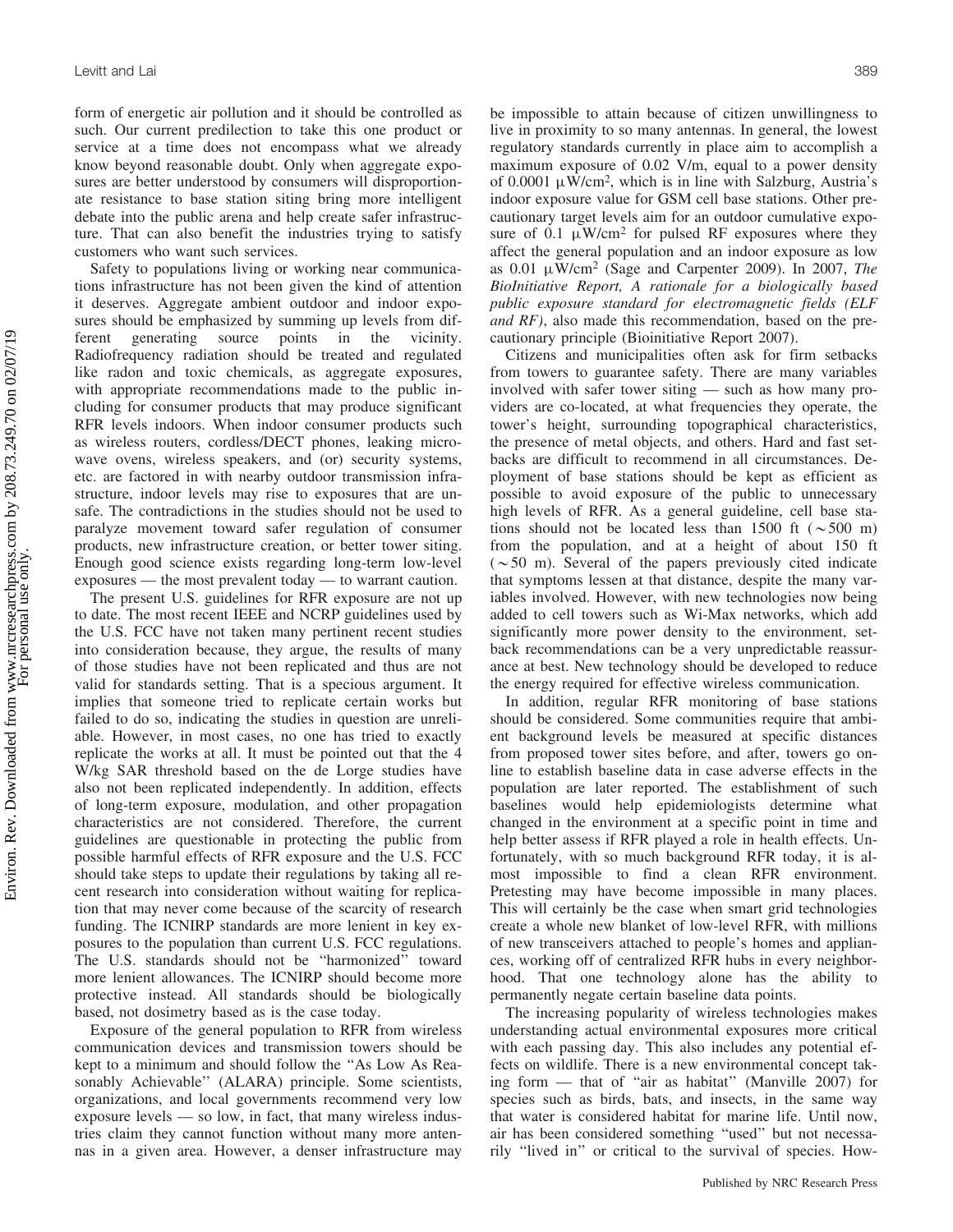form of energetic air pollution and it should be controlled as such. Our current predilection to take this one product or service at a time does not encompass what we already know beyond reasonable doubt. Only when aggregate exposures are better understood by consumers will disproportionate resistance to base station siting bring more intelligent debate into the public arena and help create safer infrastructure. That can also benefit the industries trying to satisfy customers who want such services.

Safety to populations living or working near communications infrastructure has not been given the kind of attention it deserves. Aggregate ambient outdoor and indoor exposures should be emphasized by summing up levels from different generating source points in the vicinity. Radiofrequency radiation should be treated and regulated like radon and toxic chemicals, as aggregate exposures, with appropriate recommendations made to the public including for consumer products that may produce significant RFR levels indoors. When indoor consumer products such as wireless routers, cordless/DECT phones, leaking microwave ovens, wireless speakers, and (or) security systems, etc. are factored in with nearby outdoor transmission infrastructure, indoor levels may rise to exposures that are unsafe. The contradictions in the studies should not be used to paralyze movement toward safer regulation of consumer products, new infrastructure creation, or better tower siting. Enough good science exists regarding long-term low-level exposures — the most prevalent today — to warrant caution.

The present U.S. guidelines for RFR exposure are not up to date. The most recent IEEE and NCRP guidelines used by the U.S. FCC have not taken many pertinent recent studies into consideration because, they argue, the results of many of those studies have not been replicated and thus are not valid for standards setting. That is a specious argument. It implies that someone tried to replicate certain works but failed to do so, indicating the studies in question are unreliable. However, in most cases, no one has tried to exactly replicate the works at all. It must be pointed out that the 4 W/kg SAR threshold based on the de Lorge studies have also not been replicated independently. In addition, effects of long-term exposure, modulation, and other propagation characteristics are not considered. Therefore, the current guidelines are questionable in protecting the public from possible harmful effects of RFR exposure and the U.S. FCC should take steps to update their regulations by taking all recent research into consideration without waiting for replication that may never come because of the scarcity of research funding. The ICNIRP standards are more lenient in key exposures to the population than current U.S. FCC regulations. The U.S. standards should not be "harmonized" toward more lenient allowances. The ICNIRP should become more protective instead. All standards should be biologically based, not dosimetry based as is the case today.

Exposure of the general population to RFR from wireless communication devices and transmission towers should be kept to a minimum and should follow the "As Low As Reasonably Achievable" (ALARA) principle. Some scientists, organizations, and local governments recommend very low exposure levels — so low, in fact, that many wireless industries claim they cannot function without many more antennas in a given area. However, a denser infrastructure may be impossible to attain because of citizen unwillingness to live in proximity to so many antennas. In general, the lowest regulatory standards currently in place aim to accomplish a maximum exposure of 0.02 V/m, equal to a power density of 0.0001 μW/cm², which is in line with Salzburg, Austria's indoor exposure value for GSM cell base stations. Other precautionary target levels aim for an outdoor cumulative exposure of 0.1 μW/cm² for pulsed RF exposures where they affect the general population and an indoor exposure as low as 0.01 μW/cm² (Sage and Carpenter 2009). In 2007, *The BioInitiative Report, A rationale for a biologically based public exposure standard for electromagnetic fields (ELF and RF)*, also made this recommendation, based on the precautionary principle (Bioinitiative Report 2007).

Citizens and municipalities often ask for firm setbacks from towers to guarantee safety. There are many variables involved with safer tower siting — such as how many providers are co-located, at what frequencies they operate, the tower's height, surrounding topographical characteristics, the presence of metal objects, and others. Hard and fast setbacks are difficult to recommend in all circumstances. Deployment of base stations should be kept as efficient as possible to avoid exposure of the public to unnecessary high levels of RFR. As a general guideline, cell base stations should not be located less than 1500 ft (~500 m) from the population, and at a height of about 150 ft (~50 m). Several of the papers previously cited indicate that symptoms lessen at that distance, despite the many variables involved. However, with new technologies now being added to cell towers such as Wi-Max networks, which add significantly more power density to the environment, setback recommendations can be a very unpredictable reassurance at best. New technology should be developed to reduce the energy required for effective wireless communication.

In addition, regular RFR monitoring of base stations should be considered. Some communities require that ambient background levels be measured at specific distances from proposed tower sites before, and after, towers go online to establish baseline data in case adverse effects in the population are later reported. The establishment of such baselines would help epidemiologists determine what changed in the environment at a specific point in time and help better assess if RFR played a role in health effects. Unfortunately, with so much background RFR today, it is almost impossible to find a clean RFR environment. Pretesting may have become impossible in many places. This will certainly be the case when smart grid technologies create a whole new blanket of low-level RFR, with millions of new transceivers attached to people's homes and appliances, working off of centralized RFR hubs in every neighborhood. That one technology alone has the ability to permanently negate certain baseline data points.

The increasing popularity of wireless technologies makes understanding actual environmental exposures more critical with each passing day. This also includes any potential effects on wildlife. There is a new environmental concept taking form — that of "air as habitat" (Manville 2007) for species such as birds, bats, and insects, in the same way that water is considered habitat for marine life. Until now, air has been considered something "used" but not necessarily "lived in" or critical to the survival of species. How-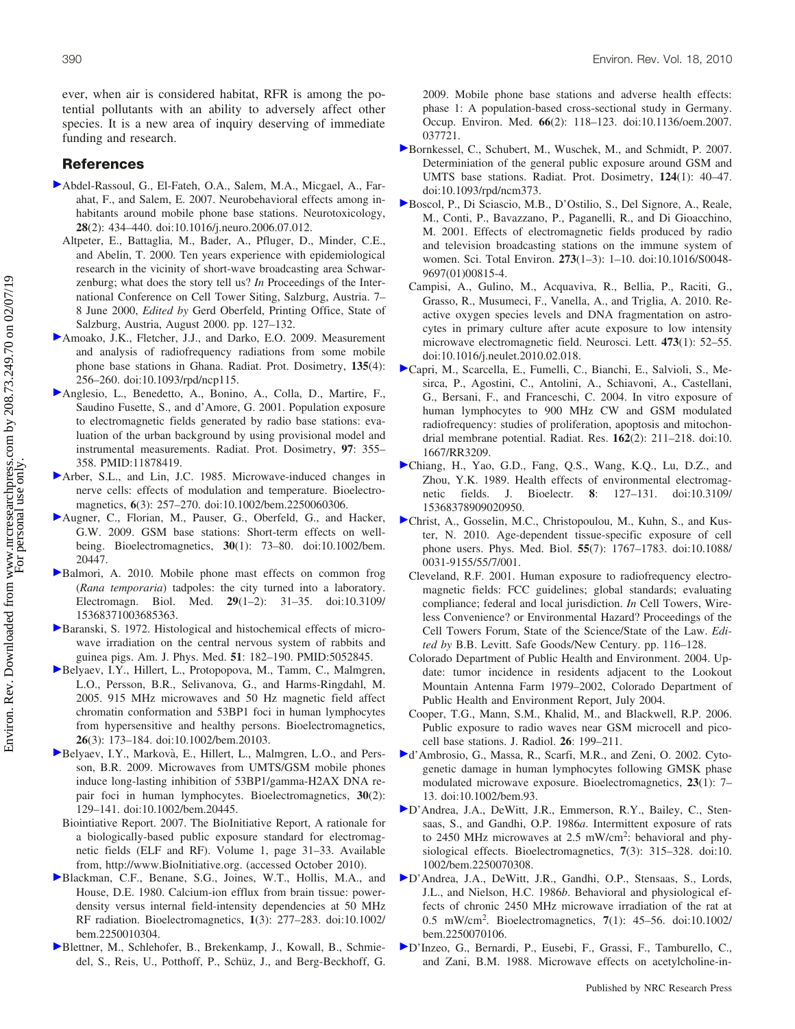ever, when air is considered habitat, RFR is among the potential pollutants with an ability to adversely affect other species. It is a new area of inquiry deserving of immediate funding and research.

## References

Abdel-Rassoul, G., El-Fateh, O.A., Salem, M.A., Micgael, A., Farahat, F., and Salem, E. 2007. Neurobehavioral effects among inhabitants around mobile phone base stations. Neurotoxicology, **28**(2): 434–440. doi:10.1016/j.neuro.2006.07.012.

Altpeter, E., Battaglia, M., Bader, A., Pfluger, D., Minder, C.E., and Abelin, T. 2000. Ten years experience with epidemiological research in the vicinity of short-wave broadcasting area Schwarzenburg; what does the story tell us? *In* Proceedings of the International Conference on Cell Tower Siting, Salzburg, Austria. 7–8 June 2000, *Edited by* Gerd Oberfeld, Printing Office, State of Salzburg, Austria, August 2000. pp. 127–132.

Amoako, J.K., Fletcher, J.J., and Darko, E.O. 2009. Measurement and analysis of radiofrequency radiations from some mobile phone base stations in Ghana. Radiat. Prot. Dosimetry, **135**(4): 256–260. doi:10.1093/rpd/ncp115.

Anglesio, L., Benedetto, A., Bonino, A., Colla, D., Martire, F., Saudino Fusette, S., and d'Amore, G. 2001. Population exposure to electromagnetic fields generated by radio base stations: evaluation of the urban background by using provisional model and instrumental measurements. Radiat. Prot. Dosimetry, **97**: 355–358. PMID:11878419.

Arber, S.L., and Lin, J.C. 1985. Microwave-induced changes in nerve cells: effects of modulation and temperature. Bioelectromagnetics, **6**(3): 257–270. doi:10.1002/bem.2250060306.

Augner, C., Florian, M., Pauser, G., Oberfeld, G., and Hacker, G.W. 2009. GSM base stations: Short-term effects on well-being. Bioelectromagnetics, **30**(1): 73–80. doi:10.1002/bem.20447.

Balmori, A. 2010. Mobile phone mast effects on common frog (*Rana temporaria*) tadpoles: the city turned into a laboratory. Electromagn. Biol. Med. **29**(1–2): 31–35. doi:10.3109/15368371003685363.

Baranski, S. 1972. Histological and histochemical effects of microwave irradiation on the central nervous system of rabbits and guinea pigs. Am. J. Phys. Med. **51**: 182–190. PMID:5052845.

Belyaev, I.Y., Hillert, L., Protopopova, M., Tamm, C., Malmgren, L.O., Persson, B.R., Selivanova, G., and Harms-Ringdahl, M. 2005. 915 MHz microwaves and 50 Hz magnetic field affect chromatin conformation and 53BP1 foci in human lymphocytes from hypersensitive and healthy persons. Bioelectromagnetics, **26**(3): 173–184. doi:10.1002/bem.20103.

Belyaev, I.Y., Markovà, E., Hillert, L., Malmgren, L.O., and Persson, B.R. 2009. Microwaves from UMTS/GSM mobile phones induce long-lasting inhibition of 53BP1/gamma-H2AX DNA repair foci in human lymphocytes. Bioelectromagnetics, **30**(2): 129–141. doi:10.1002/bem.20445.

Biointiative Report. 2007. The BioInitiative Report, A rationale for a biologically-based public exposure standard for electromagnetic fields (ELF and RF). Volume 1, page 31–33. Available from, http://www.BioInitiative.org. (accessed October 2010).

Blackman, C.F., Benane, S.G., Joines, W.T., Hollis, M.A., and House, D.E. 1980. Calcium-ion efflux from brain tissue: power-density versus internal field-intensity dependencies at 50 MHz RF radiation. Bioelectromagnetics, **1**(3): 277–283. doi:10.1002/bem.2250010304.

Blettner, M., Schlehofer, B., Brekenkamp, J., Kowall, B., Schmiedel, S., Reis, U., Potthoff, P., Schüz, J., and Berg-Beckhoff, G. 2009. Mobile phone base stations and adverse health effects: phase 1: A population-based cross-sectional study in Germany. Occup. Environ. Med. **66**(2): 118–123. doi:10.1136/oem.2007.037721.

Bornkessel, C., Schubert, M., Wuschek, M., and Schmidt, P. 2007. Determiniation of the general public exposure around GSM and UMTS base stations. Radiat. Prot. Dosimetry, **124**(1): 40–47. doi:10.1093/rpd/ncm373.

Boscol, P., Di Sciascio, M.B., D'Ostilio, S., Del Signore, A., Reale, M., Conti, P., Bavazzano, P., Paganelli, R., and Di Gioacchino, M. 2001. Effects of electromagnetic fields produced by radio and television broadcasting stations on the immune system of women. Sci. Total Environ. **273**(1–3): 1–10. doi:10.1016/S0048-9697(01)00815-4.

Campisi, A., Gulino, M., Acquaviva, R., Bellia, P., Raciti, G., Grasso, R., Musumeci, F., Vanella, A., and Triglia, A. 2010. Reactive oxygen species levels and DNA fragmentation on astrocytes in primary culture after acute exposure to low intensity microwave electromagnetic field. Neurosci. Lett. **473**(1): 52–55. doi:10.1016/j.neulet.2010.02.018.

Capri, M., Scarcella, E., Fumelli, C., Bianchi, E., Salvioli, S., Mesirca, P., Agostini, C., Antolini, A., Schiavoni, A., Castellani, G., Bersani, F., and Franceschi, C. 2004. In vitro exposure of human lymphocytes to 900 MHz CW and GSM modulated radiofrequency: studies of proliferation, apoptosis and mitochondrial membrane potential. Radiat. Res. **162**(2): 211–218. doi:10.1667/RR3209.

Chiang, H., Yao, G.D., Fang, Q.S., Wang, K.Q., Lu, D.Z., and Zhou, Y.K. 1989. Health effects of environmental electromagnetic fields. J. Bioelectr. **8**: 127–131. doi:10.3109/15368378909020950.

Christ, A., Gosselin, M.C., Christopoulou, M., Kuhn, S., and Kuster, N. 2010. Age-dependent tissue-specific exposure of cell phone users. Phys. Med. Biol. **55**(7): 1767–1783. doi:10.1088/0031-9155/55/7/001.

Cleveland, R.F. 2001. Human exposure to radiofrequency electromagnetic fields: FCC guidelines; global standards; evaluating compliance; federal and local jurisdiction. *In* Cell Towers, Wireless Convenience? or Environmental Hazard? Proceedings of the Cell Towers Forum, State of the Science/State of the Law. *Edited by* B.B. Levitt. Safe Goods/New Century. pp. 116–128.

Colorado Department of Public Health and Environment. 2004. Update: tumor incidence in residents adjacent to the Lookout Mountain Antenna Farm 1979–2002, Colorado Department of Public Health and Environment Report, July 2004.

Cooper, T.G., Mann, S.M., Khalid, M., and Blackwell, R.P. 2006. Public exposure to radio waves near GSM microcell and picocell base stations. J. Radiol. **26**: 199–211.

d'Ambrosio, G., Massa, R., Scarfi, M.R., and Zeni, O. 2002. Cytogenetic damage in human lymphocytes following GMSK phase modulated microwave exposure. Bioelectromagnetics, **23**(1): 7–13. doi:10.1002/bem.93.

D'Andrea, J.A., DeWitt, J.R., Emmerson, R.Y., Bailey, C., Stensaas, S., and Gandhi, O.P. 1986*a*. Intermittent exposure of rats to 2450 MHz microwaves at 2.5 mW/cm$^2$: behavioral and physiological effects. Bioelectromagnetics, **7**(3): 315–328. doi:10.1002/bem.2250070308.

D'Andrea, J.A., DeWitt, J.R., Gandhi, O.P., Stensaas, S., Lords, J.L., and Nielson, H.C. 1986*b*. Behavioral and physiological effects of chronic 2450 MHz microwave irradiation of the rat at 0.5 mW/cm$^2$. Bioelectromagnetics, **7**(1): 45–56. doi:10.1002/bem.2250070106.

D'Inzeo, G., Bernardi, P., Eusebi, F., Grassi, F., Tamburello, C., and Zani, B.M. 1988. Microwave effects on acetylcholine-in-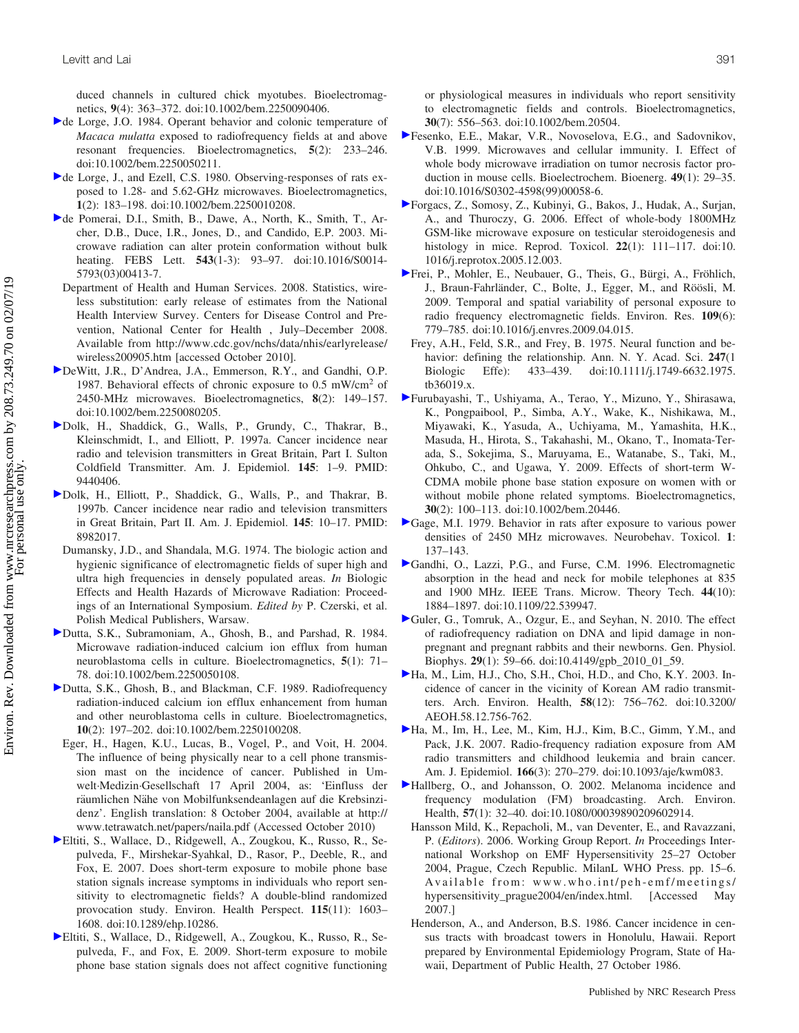duced channels in cultured chick myotubes. Bioelectromagnetics, **9**(4): 363–372. doi:10.1002/bem.2250090406.

de Lorge, J.O. 1984. Operant behavior and colonic temperature of *Macaca mulatta* exposed to radiofrequency fields at and above resonant frequencies. Bioelectromagnetics, **5**(2): 233–246. doi:10.1002/bem.2250050211.

de Lorge, J., and Ezell, C.S. 1980. Observing-responses of rats exposed to 1.28- and 5.62-GHz microwaves. Bioelectromagnetics, **1**(2): 183–198. doi:10.1002/bem.2250010208.

de Pomerai, D.I., Smith, B., Dawe, A., North, K., Smith, T., Archer, D.B., Duce, I.R., Jones, D., and Candido, E.P. 2003. Microwave radiation can alter protein conformation without bulk heating. FEBS Lett. **543**(1-3): 93–97. doi:10.1016/S0014-5793(03)00413-7.

Department of Health and Human Services. 2008. Statistics, wireless substitution: early release of estimates from the National Health Interview Survey. Centers for Disease Control and Prevention, National Center for Health , July–December 2008. Available from http://www.cdc.gov/nchs/data/nhis/earlyrelease/wireless200905.htm [accessed October 2010].

DeWitt, J.R., D'Andrea, J.A., Emmerson, R.Y., and Gandhi, O.P. 1987. Behavioral effects of chronic exposure to 0.5 mW/cm$^2$ of 2450-MHz microwaves. Bioelectromagnetics, **8**(2): 149–157. doi:10.1002/bem.2250080205.

Dolk, H., Shaddick, G., Walls, P., Grundy, C., Thakrar, B., Kleinschmidt, I., and Elliott, P. 1997a. Cancer incidence near radio and television transmitters in Great Britain, Part I. Sulton Coldfield Transmitter. Am. J. Epidemiol. **145**: 1–9. PMID: 9440406.

Dolk, H., Elliott, P., Shaddick, G., Walls, P., and Thakrar, B. 1997b. Cancer incidence near radio and television transmitters in Great Britain, Part II. Am. J. Epidemiol. **145**: 10–17. PMID: 8982017.

Dumansky, J.D., and Shandala, M.G. 1974. The biologic action and hygienic significance of electromagnetic fields of super high and ultra high frequencies in densely populated areas. *In* Biologic Effects and Health Hazards of Microwave Radiation: Proceedings of an International Symposium. *Edited by* P. Czerski, et al. Polish Medical Publishers, Warsaw.

Dutta, S.K., Subramoniam, A., Ghosh, B., and Parshad, R. 1984. Microwave radiation-induced calcium ion efflux from human neuroblastoma cells in culture. Bioelectromagnetics, **5**(1): 71–78. doi:10.1002/bem.2250050108.

Dutta, S.K., Ghosh, B., and Blackman, C.F. 1989. Radiofrequency radiation-induced calcium ion efflux enhancement from human and other neuroblastoma cells in culture. Bioelectromagnetics, **10**(2): 197–202. doi:10.1002/bem.2250100208.

Eger, H., Hagen, K.U., Lucas, B., Vogel, P., and Voit, H. 2004. The influence of being physically near to a cell phone transmission mast on the incidence of cancer. Published in Umwelt·Medizin·Gesellschaft 17 April 2004, as: 'Einfluss der räumlichen Nähe von Mobilfunksendeanlagen auf die Krebsinzidenz'. English translation: 8 October 2004, available at http://www.tetrawatch.net/papers/naila.pdf (Accessed October 2010)

Eltiti, S., Wallace, D., Ridgewell, A., Zougkou, K., Russo, R., Sepulveda, F., Mirshekar-Syahkal, D., Rasor, P., Deeble, R., and Fox, E. 2007. Does short-term exposure to mobile phone base station signals increase symptoms in individuals who report sensitivity to electromagnetic fields? A double-blind randomized provocation study. Environ. Health Perspect. **115**(11): 1603–1608. doi:10.1289/ehp.10286.

Eltiti, S., Wallace, D., Ridgewell, A., Zougkou, K., Russo, R., Sepulveda, F., and Fox, E. 2009. Short-term exposure to mobile phone base station signals does not affect cognitive functioning or physiological measures in individuals who report sensitivity to electromagnetic fields and controls. Bioelectromagnetics, **30**(7): 556–563. doi:10.1002/bem.20504.

Fesenko, E.E., Makar, V.R., Novoselova, E.G., and Sadovnikov, V.B. 1999. Microwaves and cellular immunity. I. Effect of whole body microwave irradiation on tumor necrosis factor production in mouse cells. Bioelectrochem. Bioenerg. **49**(1): 29–35. doi:10.1016/S0302-4598(99)00058-6.

Forgacs, Z., Somosy, Z., Kubinyi, G., Bakos, J., Hudak, A., Surjan, A., and Thuroczy, G. 2006. Effect of whole-body 1800MHz GSM-like microwave exposure on testicular steroidogenesis and histology in mice. Reprod. Toxicol. **22**(1): 111–117. doi:10.1016/j.reprotox.2005.12.003.

Frei, P., Mohler, E., Neubauer, G., Theis, G., Bürgi, A., Fröhlich, J., Braun-Fahrländer, C., Bolte, J., Egger, M., and Röösli, M. 2009. Temporal and spatial variability of personal exposure to radio frequency electromagnetic fields. Environ. Res. **109**(6): 779–785. doi:10.1016/j.envres.2009.04.015.

Frey, A.H., Feld, S.R., and Frey, B. 1975. Neural function and behavior: defining the relationship. Ann. N. Y. Acad. Sci. **247**(1 Biologic Effe): 433–439. doi:10.1111/j.1749-6632.1975.tb36019.x.

Furubayashi, T., Ushiyama, A., Terao, Y., Mizuno, Y., Shirasawa, K., Pongpaibool, P., Simba, A.Y., Wake, K., Nishikawa, M., Miyawaki, K., Yasuda, A., Uchiyama, M., Yamashita, H.K., Masuda, H., Hirota, S., Takahashi, M., Okano, T., Inomata-Terada, S., Sokejima, S., Maruyama, E., Watanabe, S., Taki, M., Ohkubo, C., and Ugawa, Y. 2009. Effects of short-term W-CDMA mobile phone base station exposure on women with or without mobile phone related symptoms. Bioelectromagnetics, **30**(2): 100–113. doi:10.1002/bem.20446.

Gage, M.I. 1979. Behavior in rats after exposure to various power densities of 2450 MHz microwaves. Neurobehav. Toxicol. **1**: 137–143.

Gandhi, O., Lazzi, P.G., and Furse, C.M. 1996. Electromagnetic absorption in the head and neck for mobile telephones at 835 and 1900 MHz. IEEE Trans. Microw. Theory Tech. **44**(10): 1884–1897. doi:10.1109/22.539947.

Guler, G., Tomruk, A., Ozgur, E., and Seyhan, N. 2010. The effect of radiofrequency radiation on DNA and lipid damage in non-pregnant and pregnant rabbits and their newborns. Gen. Physiol. Biophys. **29**(1): 59–66. doi:10.4149/gpb_2010_01_59.

Ha, M., Lim, H.J., Cho, S.H., Choi, H.D., and Cho, K.Y. 2003. Incidence of cancer in the vicinity of Korean AM radio transmitters. Arch. Environ. Health, **58**(12): 756–762. doi:10.3200/AEOH.58.12.756-762.

Ha, M., Im, H., Lee, M., Kim, H.J., Kim, B.C., Gimm, Y.M., and Pack, J.K. 2007. Radio-frequency radiation exposure from AM radio transmitters and childhood leukemia and brain cancer. Am. J. Epidemiol. **166**(3): 270–279. doi:10.1093/aje/kwm083.

Hallberg, O., and Johansson, O. 2002. Melanoma incidence and frequency modulation (FM) broadcasting. Arch. Environ. Health, **57**(1): 32–40. doi:10.1080/00039890209602914.

Hansson Mild, K., Repacholi, M., van Deventer, E., and Ravazzani, P. (*Editors*). 2006. Working Group Report. *In* Proceedings International Workshop on EMF Hypersensitivity 25–27 October 2004, Prague, Czech Republic. MilanL WHO Press. pp. 15–6. Available from: www.who.int/peh-emf/meetings/hypersensitivity_prague2004/en/index.html. [Accessed May 2007.]

Henderson, A., and Anderson, B.S. 1986. Cancer incidence in census tracts with broadcast towers in Honolulu, Hawaii. Report prepared by Environmental Epidemiology Program, State of Hawaii, Department of Public Health, 27 October 1986.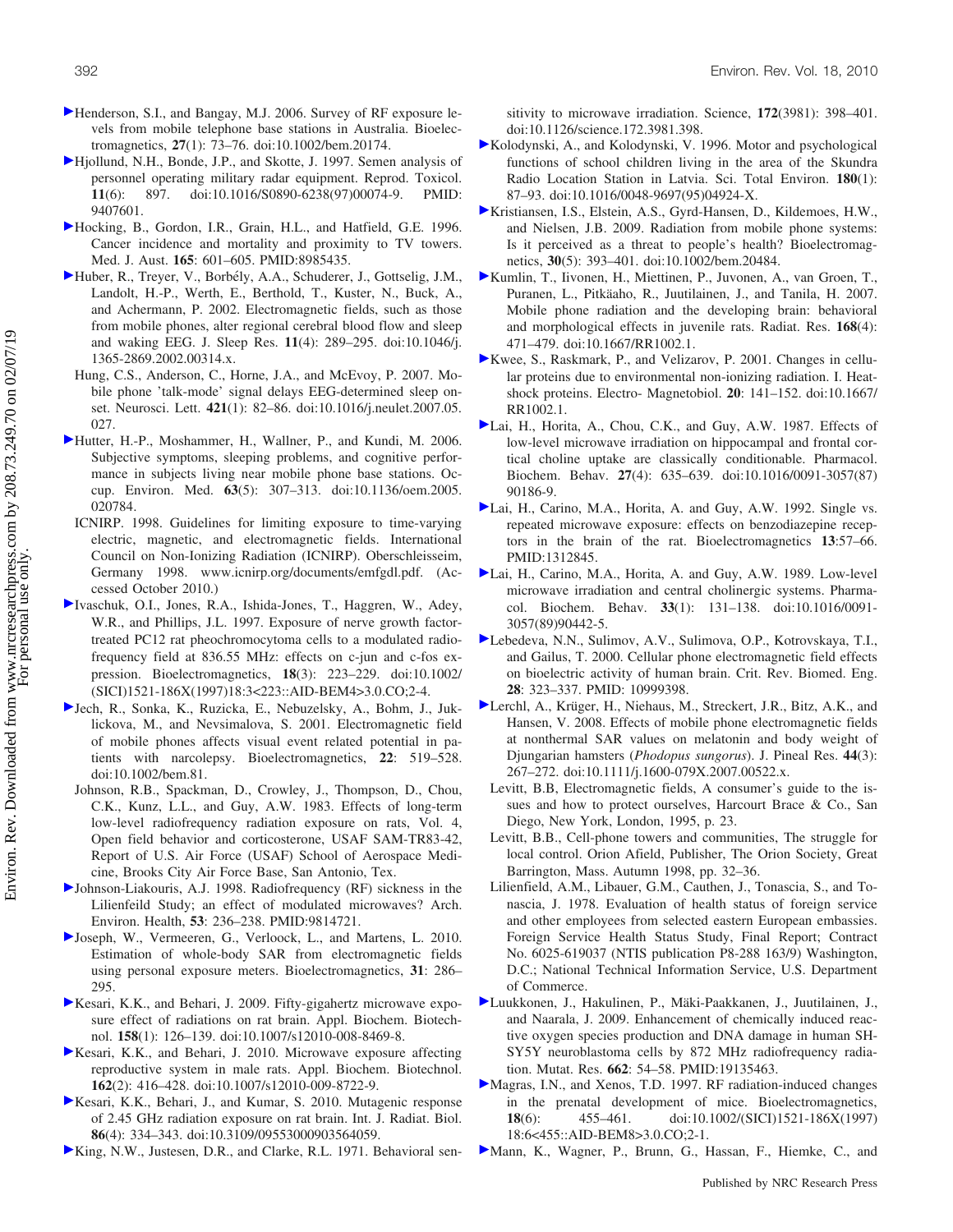Henderson, S.I., and Bangay, M.J. 2006. Survey of RF exposure levels from mobile telephone base stations in Australia. Bioelectromagnetics, **27**(1): 73–76. doi:10.1002/bem.20174.

Hjollund, N.H., Bonde, J.P., and Skotte, J. 1997. Semen analysis of personnel operating military radar equipment. Reprod. Toxicol. **11**(6): 897. doi:10.1016/S0890-6238(97)00074-9. PMID: 9407601.

Hocking, B., Gordon, I.R., Grain, H.L., and Hatfield, G.E. 1996. Cancer incidence and mortality and proximity to TV towers. Med. J. Aust. **165**: 601–605. PMID:8985435.

Huber, R., Treyer, V., Borbély, A.A., Schuderer, J., Gottselig, J.M., Landolt, H.-P., Werth, E., Berthold, T., Kuster, N., Buck, A., and Achermann, P. 2002. Electromagnetic fields, such as those from mobile phones, alter regional cerebral blood flow and sleep and waking EEG. J. Sleep Res. **11**(4): 289–295. doi:10.1046/j.1365-2869.2002.00314.x.

Hung, C.S., Anderson, C., Horne, J.A., and McEvoy, P. 2007. Mobile phone 'talk-mode' signal delays EEG-determined sleep onset. Neurosci. Lett. **421**(1): 82–86. doi:10.1016/j.neulet.2007.05.027.

Hutter, H.-P., Moshammer, H., Wallner, P., and Kundi, M. 2006. Subjective symptoms, sleeping problems, and cognitive performance in subjects living near mobile phone base stations. Occup. Environ. Med. **63**(5): 307–313. doi:10.1136/oem.2005.020784.

ICNIRP. 1998. Guidelines for limiting exposure to time-varying electric, magnetic, and electromagnetic fields. International Council on Non-Ionizing Radiation (ICNIRP). Oberschleisseim, Germany 1998. www.icnirp.org/documents/emfgdl.pdf. (Accessed October 2010.)

Ivaschuk, O.I., Jones, R.A., Ishida-Jones, T., Haggren, W., Adey, W.R., and Phillips, J.L. 1997. Exposure of nerve growth factor-treated PC12 rat pheochromocytoma cells to a modulated radiofrequency field at 836.55 MHz: effects on c-jun and c-fos expression. Bioelectromagnetics, **18**(3): 223–229. doi:10.1002/(SICI)1521-186X(1997)18:3<223::AID-BEM4>3.0.CO;2-4.

Jech, R., Sonka, K., Ruzicka, E., Nebuzelsky, A., Bohm, J., Juklickova, M., and Nevsimalova, S. 2001. Electromagnetic field of mobile phones affects visual event related potential in patients with narcolepsy. Bioelectromagnetics, **22**: 519–528. doi:10.1002/bem.81.

Johnson, R.B., Spackman, D., Crowley, J., Thompson, D., Chou, C.K., Kunz, L.L., and Guy, A.W. 1983. Effects of long-term low-level radiofrequency radiation exposure on rats, Vol. 4, Open field behavior and corticosterone, USAF SAM-TR83-42, Report of U.S. Air Force (USAF) School of Aerospace Medicine, Brooks City Air Force Base, San Antonio, Tex.

Johnson-Liakouris, A.J. 1998. Radiofrequency (RF) sickness in the Lilienfeld Study; an effect of modulated microwaves? Arch. Environ. Health, **53**: 236–238. PMID:9814721.

Joseph, W., Vermeeren, G., Verloock, L., and Martens, L. 2010. Estimation of whole-body SAR from electromagnetic fields using personal exposure meters. Bioelectromagnetics, **31**: 286–295.

Kesari, K.K., and Behari, J. 2009. Fifty-gigahertz microwave exposure effect of radiations on rat brain. Appl. Biochem. Biotechnol. **158**(1): 126–139. doi:10.1007/s12010-008-8469-8.

Kesari, K.K., and Behari, J. 2010. Microwave exposure affecting reproductive system in male rats. Appl. Biochem. Biotechnol. **162**(2): 416–428. doi:10.1007/s12010-009-8722-9.

Kesari, K.K., Behari, J., and Kumar, S. 2010. Mutagenic response of 2.45 GHz radiation exposure on rat brain. Int. J. Radiat. Biol. **86**(4): 334–343. doi:10.3109/09553000903564059.

King, N.W., Justesen, D.R., and Clarke, R.L. 1971. Behavioral sensitivity to microwave irradiation. Science, **172**(3981): 398–401. doi:10.1126/science.172.3981.398.

Kolodynski, A., and Kolodynski, V. 1996. Motor and psychological functions of school children living in the area of the Skundra Radio Location Station in Latvia. Sci. Total Environ. **180**(1): 87–93. doi:10.1016/0048-9697(95)04924-X.

Kristiansen, I.S., Elstein, A.S., Gyrd-Hansen, D., Kildemoes, H.W., and Nielsen, J.B. 2009. Radiation from mobile phone systems: Is it perceived as a threat to people's health? Bioelectromagnetics, **30**(5): 393–401. doi:10.1002/bem.20484.

Kumlin, T., Iivonen, H., Miettinen, P., Juvonen, A., van Groen, T., Puranen, L., Pitkäaho, R., Juutilainen, J., and Tanila, H. 2007. Mobile phone radiation and the developing brain: behavioral and morphological effects in juvenile rats. Radiat. Res. **168**(4): 471–479. doi:10.1667/RR1002.1.

Kwee, S., Raskmark, P., and Velizarov, P. 2001. Changes in cellular proteins due to environmental non-ionizing radiation. I. Heat-shock proteins. Electro- Magnetobiol. **20**: 141–152. doi:10.1667/RR1002.1.

Lai, H., Horita, A., Chou, C.K., and Guy, A.W. 1987. Effects of low-level microwave irradiation on hippocampal and frontal cortical choline uptake are classically conditionable. Pharmacol. Biochem. Behav. **27**(4): 635–639. doi:10.1016/0091-3057(87)90186-9.

Lai, H., Carino, M.A., Horita, A. and Guy, A.W. 1992. Single vs. repeated microwave exposure: effects on benzodiazepine receptors in the brain of the rat. Bioelectromagnetics **13**:57–66. PMID:1312845.

Lai, H., Carino, M.A., Horita, A. and Guy, A.W. 1989. Low-level microwave irradiation and central cholinergic systems. Pharmacol. Biochem. Behav. **33**(1): 131–138. doi:10.1016/0091-3057(89)90442-5.

Lebedeva, N.N., Sulimov, A.V., Sulimova, O.P., Kotrovskaya, T.I., and Gailus, T. 2000. Cellular phone electromagnetic field effects on bioelectric activity of human brain. Crit. Rev. Biomed. Eng. **28**: 323–337. PMID: 10999398.

Lerchl, A., Krüger, H., Niehaus, M., Streckert, J.R., Bitz, A.K., and Hansen, V. 2008. Effects of mobile phone electromagnetic fields at nonthermal SAR values on melatonin and body weight of Djungarian hamsters (*Phodopus sungorus*). J. Pineal Res. **44**(3): 267–272. doi:10.1111/j.1600-079X.2007.00522.x.

Levitt, B.B, Electromagnetic fields, A consumer's guide to the issues and how to protect ourselves, Harcourt Brace & Co., San Diego, New York, London, 1995, p. 23.

Levitt, B.B., Cell-phone towers and communities, The struggle for local control. Orion Afield, Publisher, The Orion Society, Great Barrington, Mass. Autumn 1998, pp. 32–36.

Lilienfield, A.M., Libauer, G.M., Cauthen, J., Tonascia, S., and Tonascia, J. 1978. Evaluation of health status of foreign service and other employees from selected eastern European embassies. Foreign Service Health Status Study, Final Report; Contract No. 6025-619037 (NTIS publication P8-288 163/9) Washington, D.C.; National Technical Information Service, U.S. Department of Commerce.

Luukkonen, J., Hakulinen, P., Mäki-Paakkanen, J., Juutilainen, J., and Naarala, J. 2009. Enhancement of chemically induced reactive oxygen species production and DNA damage in human SH-SY5Y neuroblastoma cells by 872 MHz radiofrequency radiation. Mutat. Res. **662**: 54–58. PMID:19135463.

Magras, I.N., and Xenos, T.D. 1997. RF radiation-induced changes in the prenatal development of mice. Bioelectromagnetics, **18**(6): 455–461. doi:10.1002/(SICI)1521-186X(1997)18:6<455::AID-BEM8>3.0.CO;2-1.

Mann, K., Wagner, P., Brunn, G., Hassan, F., Hiemke, C., and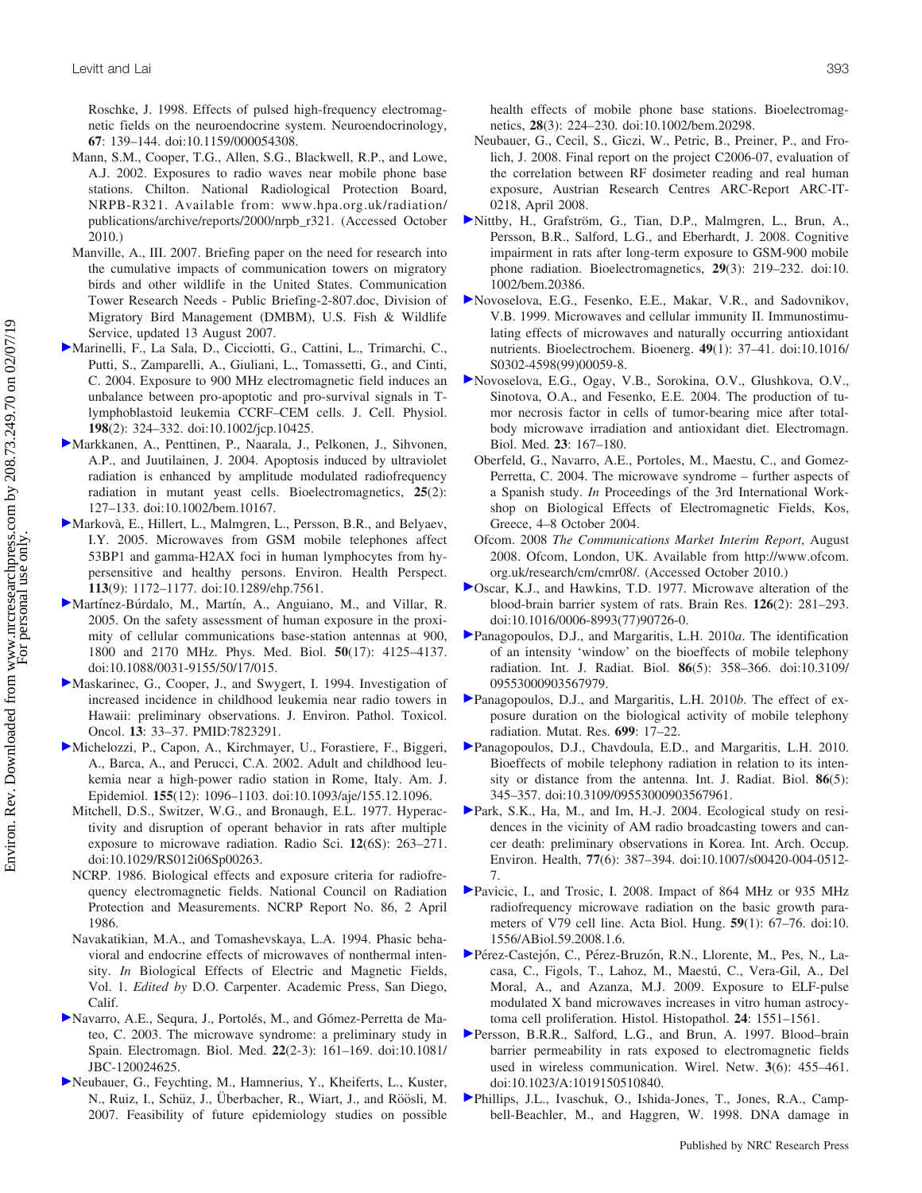Roschke, J. 1998. Effects of pulsed high-frequency electromagnetic fields on the neuroendocrine system. Neuroendocrinology, **67**: 139–144. doi:10.1159/000054308.

Mann, S.M., Cooper, T.G., Allen, S.G., Blackwell, R.P., and Lowe, A.J. 2002. Exposures to radio waves near mobile phone base stations. Chilton. National Radiological Protection Board, NRPB-R321. Available from: www.hpa.org.uk/radiation/publications/archive/reports/2000/nrpb_r321. (Accessed October 2010.)

Manville, A., III. 2007. Briefing paper on the need for research into the cumulative impacts of communication towers on migratory birds and other wildlife in the United States. Communication Tower Research Needs - Public Briefing-2-807.doc, Division of Migratory Bird Management (DMBM), U.S. Fish & Wildlife Service, updated 13 August 2007.

Marinelli, F., La Sala, D., Cicciotti, G., Cattini, L., Trimarchi, C., Putti, S., Zamparelli, A., Giuliani, L., Tomassetti, G., and Cinti, C. 2004. Exposure to 900 MHz electromagnetic field induces an unbalance between pro-apoptotic and pro-survival signals in T-lymphoblastoid leukemia CCRF–CEM cells. J. Cell. Physiol. **198**(2): 324–332. doi:10.1002/jcp.10425.

Markkanen, A., Penttinen, P., Naarala, J., Pelkonen, J., Sihvonen, A.P., and Juutilainen, J. 2004. Apoptosis induced by ultraviolet radiation is enhanced by amplitude modulated radiofrequency radiation in mutant yeast cells. Bioelectromagnetics, **25**(2): 127–133. doi:10.1002/bem.10167.

Markovà, E., Hillert, L., Malmgren, L., Persson, B.R., and Belyaev, I.Y. 2005. Microwaves from GSM mobile telephones affect 53BP1 and gamma-H2AX foci in human lymphocytes from hypersensitive and healthy persons. Environ. Health Perspect. **113**(9): 1172–1177. doi:10.1289/ehp.7561.

Martínez-Búrdalo, M., Martín, A., Anguiano, M., and Villar, R. 2005. On the safety assessment of human exposure in the proximity of cellular communications base-station antennas at 900, 1800 and 2170 MHz. Phys. Med. Biol. **50**(17): 4125–4137. doi:10.1088/0031-9155/50/17/015.

Maskarinec, G., Cooper, J., and Swygert, I. 1994. Investigation of increased incidence in childhood leukemia near radio towers in Hawaii: preliminary observations. J. Environ. Pathol. Toxicol. Oncol. **13**: 33–37. PMID:7823291.

Michelozzi, P., Capon, A., Kirchmayer, U., Forastiere, F., Biggeri, A., Barca, A., and Perucci, C.A. 2002. Adult and childhood leukemia near a high-power radio station in Rome, Italy. Am. J. Epidemiol. **155**(12): 1096–1103. doi:10.1093/aje/155.12.1096.

Mitchell, D.S., Switzer, W.G., and Bronaugh, E.L. 1977. Hyperactivity and disruption of operant behavior in rats after multiple exposure to microwave radiation. Radio Sci. **12**(6S): 263–271. doi:10.1029/RS012i06Sp00263.

NCRP. 1986. Biological effects and exposure criteria for radiofrequency electromagnetic fields. National Council on Radiation Protection and Measurements. NCRP Report No. 86, 2 April 1986.

Navakatikian, M.A., and Tomashevskaya, L.A. 1994. Phasic behavioral and endocrine effects of microwaves of nonthermal intensity. *In* Biological Effects of Electric and Magnetic Fields, Vol. 1. *Edited by* D.O. Carpenter. Academic Press, San Diego, Calif.

Navarro, A.E., Sequra, J., Portolés, M., and Gómez-Perretta de Mateo, C. 2003. The microwave syndrome: a preliminary study in Spain. Electromagn. Biol. Med. **22**(2-3): 161–169. doi:10.1081/JBC-120024625.

Neubauer, G., Feychting, M., Hamnerius, Y., Kheiferts, L., Kuster, N., Ruiz, I., Schüz, J., Überbacher, R., Wiart, J., and Röösli, M. 2007. Feasibility of future epidemiology studies on possible health effects of mobile phone base stations. Bioelectromagnetics, **28**(3): 224–230. doi:10.1002/bem.20298.

Neubauer, G., Cecil, S., Giczi, W., Petric, B., Preiner, P., and Frolich, J. 2008. Final report on the project C2006-07, evaluation of the correlation between RF dosimeter reading and real human exposure, Austrian Research Centres ARC-Report ARC-IT-0218, April 2008.

Nittby, H., Grafström, G., Tian, D.P., Malmgren, L., Brun, A., Persson, B.R., Salford, L.G., and Eberhardt, J. 2008. Cognitive impairment in rats after long-term exposure to GSM-900 mobile phone radiation. Bioelectromagnetics, **29**(3): 219–232. doi:10.1002/bem.20386.

Novoselova, E.G., Fesenko, E.E., Makar, V.R., and Sadovnikov, V.B. 1999. Microwaves and cellular immunity II. Immunostimulating effects of microwaves and naturally occurring antioxidant nutrients. Bioelectrochem. Bioenerg. **49**(1): 37–41. doi:10.1016/S0302-4598(99)00059-8.

Novoselova, E.G., Ogay, V.B., Sorokina, O.V., Glushkova, O.V., Sinotova, O.A., and Fesenko, E.E. 2004. The production of tumor necrosis factor in cells of tumor-bearing mice after total-body microwave irradiation and antioxidant diet. Electromagn. Biol. Med. **23**: 167–180.

Oberfeld, G., Navarro, A.E., Portoles, M., Maestu, C., and Gomez-Perretta, C. 2004. The microwave syndrome – further aspects of a Spanish study. *In* Proceedings of the 3rd International Workshop on Biological Effects of Electromagnetic Fields, Kos, Greece, 4–8 October 2004.

Ofcom. 2008 *The Communications Market Interim Report*, August 2008. Ofcom, London, UK. Available from http://www.ofcom.org.uk/research/cm/cmr08/. (Accessed October 2010.)

Oscar, K.J., and Hawkins, T.D. 1977. Microwave alteration of the blood-brain barrier system of rats. Brain Res. **126**(2): 281–293. doi:10.1016/0006-8993(77)90726-0.

Panagopoulos, D.J., and Margaritis, L.H. 2010*a*. The identification of an intensity 'window' on the bioeffects of mobile telephony radiation. Int. J. Radiat. Biol. **86**(5): 358–366. doi:10.3109/09553000903567979.

Panagopoulos, D.J., and Margaritis, L.H. 2010*b*. The effect of exposure duration on the biological activity of mobile telephony radiation. Mutat. Res. **699**: 17–22.

Panagopoulos, D.J., Chavdoula, E.D., and Margaritis, L.H. 2010. Bioeffects of mobile telephony radiation in relation to its intensity or distance from the antenna. Int. J. Radiat. Biol. **86**(5): 345–357. doi:10.3109/09553000903567961.

Park, S.K., Ha, M., and Im, H.-J. 2004. Ecological study on residences in the vicinity of AM radio broadcasting towers and cancer death: preliminary observations in Korea. Int. Arch. Occup. Environ. Health, **77**(6): 387–394. doi:10.1007/s00420-004-0512-7.

Pavicic, I., and Trosic, I. 2008. Impact of 864 MHz or 935 MHz radiofrequency microwave radiation on the basic growth parameters of V79 cell line. Acta Biol. Hung. **59**(1): 67–76. doi:10.1556/ABiol.59.2008.1.6.

Pérez-Castejón, C., Pérez-Bruzón, R.N., Llorente, M., Pes, N., Lacasa, C., Figols, T., Lahoz, M., Maestú, C., Vera-Gil, A., Del Moral, A., and Azanza, M.J. 2009. Exposure to ELF-pulse modulated X band microwaves increases in vitro human astrocytoma cell proliferation. Histol. Histopathol. **24**: 1551–1561.

Persson, B.R.R., Salford, L.G., and Brun, A. 1997. Blood–brain barrier permeability in rats exposed to electromagnetic fields used in wireless communication. Wirel. Netw. **3**(6): 455–461. doi:10.1023/A:1019150510840.

Phillips, J.L., Ivaschuk, O., Ishida-Jones, T., Jones, R.A., Campbell-Beachler, M., and Haggren, W. 1998. DNA damage in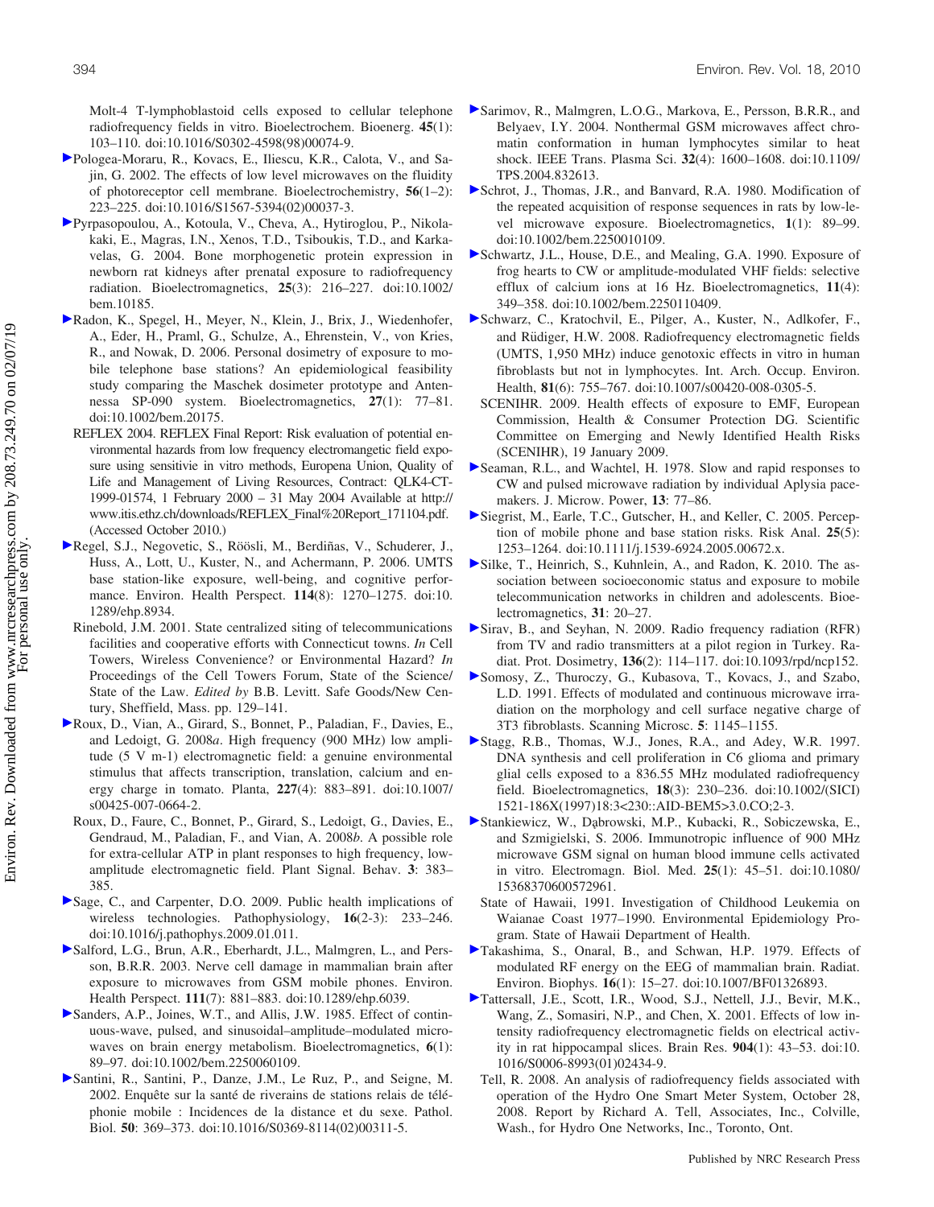Molt-4 T-lymphoblastoid cells exposed to cellular telephone radiofrequency fields in vitro. Bioelectrochem. Bioenerg. **45**(1): 103–110. doi:10.1016/S0302-4598(98)00074-9.

Pologea-Moraru, R., Kovacs, E., Iliescu, K.R., Calota, V., and Sajin, G. 2002. The effects of low level microwaves on the fluidity of photoreceptor cell membrane. Bioelectrochemistry, **56**(1–2): 223–225. doi:10.1016/S1567-5394(02)00037-3.

Pyrpasopoulou, A., Kotoula, V., Cheva, A., Hytiroglou, P., Nikolakaki, E., Magras, I.N., Xenos, T.D., Tsiboukis, T.D., and Karkavelas, G. 2004. Bone morphogenetic protein expression in newborn rat kidneys after prenatal exposure to radiofrequency radiation. Bioelectromagnetics, **25**(3): 216–227. doi:10.1002/bem.10185.

Radon, K., Spegel, H., Meyer, N., Klein, J., Brix, J., Wiedenhofer, A., Eder, H., Praml, G., Schulze, A., Ehrenstein, V., von Kries, R., and Nowak, D. 2006. Personal dosimetry of exposure to mobile telephone base stations? An epidemiological feasibility study comparing the Maschek dosimeter prototype and Antennessa SP-090 system. Bioelectromagnetics, **27**(1): 77–81. doi:10.1002/bem.20175.

REFLEX 2004. REFLEX Final Report: Risk evaluation of potential environmental hazards from low frequency electromangetic field exposure using sensitivie in vitro methods, Europena Union, Quality of Life and Management of Living Resources, Contract: QLK4-CT-1999-01574, 1 February 2000 – 31 May 2004 Available at http://www.itis.ethz.ch/downloads/REFLEX_Final%20Report_171104.pdf. (Accessed October 2010.)

Regel, S.J., Negovetic, S., Röösli, M., Berdiñas, V., Schuderer, J., Huss, A., Lott, U., Kuster, N., and Achermann, P. 2006. UMTS base station-like exposure, well-being, and cognitive performance. Environ. Health Perspect. **114**(8): 1270–1275. doi:10.1289/ehp.8934.

Rinebold, J.M. 2001. State centralized siting of telecommunications facilities and cooperative efforts with Connecticut towns. *In* Cell Towers, Wireless Convenience? or Environmental Hazard? *In* Proceedings of the Cell Towers Forum, State of the Science/State of the Law. *Edited by* B.B. Levitt. Safe Goods/New Century, Sheffield, Mass. pp. 129–141.

Roux, D., Vian, A., Girard, S., Bonnet, P., Paladian, F., Davies, E., and Ledoigt, G. 2008*a*. High frequency (900 MHz) low amplitude (5 V m-1) electromagnetic field: a genuine environmental stimulus that affects transcription, translation, calcium and energy charge in tomato. Planta, **227**(4): 883–891. doi:10.1007/s00425-007-0664-2.

Roux, D., Faure, C., Bonnet, P., Girard, S., Ledoigt, G., Davies, E., Gendraud, M., Paladian, F., and Vian, A. 2008*b*. A possible role for extra-cellular ATP in plant responses to high frequency, low-amplitude electromagnetic field. Plant Signal. Behav. **3**: 383–385.

Sage, C., and Carpenter, D.O. 2009. Public health implications of wireless technologies. Pathophysiology, **16**(2-3): 233–246. doi:10.1016/j.pathophys.2009.01.011.

Salford, L.G., Brun, A.R., Eberhardt, J.L., Malmgren, L., and Persson, B.R.R. 2003. Nerve cell damage in mammalian brain after exposure to microwaves from GSM mobile phones. Environ. Health Perspect. **111**(7): 881–883. doi:10.1289/ehp.6039.

Sanders, A.P., Joines, W.T., and Allis, J.W. 1985. Effect of continuous-wave, pulsed, and sinusoidal–amplitude–modulated microwaves on brain energy metabolism. Bioelectromagnetics, **6**(1): 89–97. doi:10.1002/bem.2250060109.

Santini, R., Santini, P., Danze, J.M., Le Ruz, P., and Seigne, M. 2002. Enquête sur la santé de riverains de stations relais de téléphonie mobile : Incidences de la distance et du sexe. Pathol. Biol. **50**: 369–373. doi:10.1016/S0369-8114(02)00311-5.

Sarimov, R., Malmgren, L.O.G., Markova, E., Persson, B.R.R., and Belyaev, I.Y. 2004. Nonthermal GSM microwaves affect chromatin conformation in human lymphocytes similar to heat shock. IEEE Trans. Plasma Sci. **32**(4): 1600–1608. doi:10.1109/TPS.2004.832613.

Schrot, J., Thomas, J.R., and Banvard, R.A. 1980. Modification of the repeated acquisition of response sequences in rats by low-level microwave exposure. Bioelectromagnetics, **1**(1): 89–99. doi:10.1002/bem.2250010109.

Schwartz, J.L., House, D.E., and Mealing, G.A. 1990. Exposure of frog hearts to CW or amplitude-modulated VHF fields: selective efflux of calcium ions at 16 Hz. Bioelectromagnetics, **11**(4): 349–358. doi:10.1002/bem.2250110409.

Schwarz, C., Kratochvil, E., Pilger, A., Kuster, N., Adlkofer, F., and Rüdiger, H.W. 2008. Radiofrequency electromagnetic fields (UMTS, 1,950 MHz) induce genotoxic effects in vitro in human fibroblasts but not in lymphocytes. Int. Arch. Occup. Environ. Health, **81**(6): 755–767. doi:10.1007/s00420-008-0305-5.

SCENIHR. 2009. Health effects of exposure to EMF, European Commission, Health & Consumer Protection DG. Scientific Committee on Emerging and Newly Identified Health Risks (SCENIHR), 19 January 2009.

Seaman, R.L., and Wachtel, H. 1978. Slow and rapid responses to CW and pulsed microwave radiation by individual Aplysia pacemakers. J. Microw. Power, **13**: 77–86.

Siegrist, M., Earle, T.C., Gutscher, H., and Keller, C. 2005. Perception of mobile phone and base station risks. Risk Anal. **25**(5): 1253–1264. doi:10.1111/j.1539-6924.2005.00672.x.

Silke, T., Heinrich, S., Kuhnlein, A., and Radon, K. 2010. The association between socioeconomic status and exposure to mobile telecommunication networks in children and adolescents. Bioelectromagnetics, **31**: 20–27.

Sirav, B., and Seyhan, N. 2009. Radio frequency radiation (RFR) from TV and radio transmitters at a pilot region in Turkey. Radiat. Prot. Dosimetry, **136**(2): 114–117. doi:10.1093/rpd/ncp152.

Somosy, Z., Thuroczy, G., Kubasova, T., Kovacs, J., and Szabo, L.D. 1991. Effects of modulated and continuous microwave irradiation on the morphology and cell surface negative charge of 3T3 fibroblasts. Scanning Microsc. **5**: 1145–1155.

Stagg, R.B., Thomas, W.J., Jones, R.A., and Adey, W.R. 1997. DNA synthesis and cell proliferation in C6 glioma and primary glial cells exposed to a 836.55 MHz modulated radiofrequency field. Bioelectromagnetics, **18**(3): 230–236. doi:10.1002/(SICI)1521-186X(1997)18:3<230::AID-BEM5>3.0.CO;2-3.

Stankiewicz, W., Dąbrowski, M.P., Kubacki, R., Sobiczewska, E., and Szmigielski, S. 2006. Immunotropic influence of 900 MHz microwave GSM signal on human blood immune cells activated in vitro. Electromagn. Biol. Med. **25**(1): 45–51. doi:10.1080/15368370600572961.

State of Hawaii, 1991. Investigation of Childhood Leukemia on Waianae Coast 1977–1990. Environmental Epidemiology Program. State of Hawaii Department of Health.

Takashima, S., Onaral, B., and Schwan, H.P. 1979. Effects of modulated RF energy on the EEG of mammalian brain. Radiat. Environ. Biophys. **16**(1): 15–27. doi:10.1007/BF01326893.

Tattersall, J.E., Scott, I.R., Wood, S.J., Nettell, J.J., Bevir, M.K., Wang, Z., Somasiri, N.P., and Chen, X. 2001. Effects of low intensity radiofrequency electromagnetic fields on electrical activity in rat hippocampal slices. Brain Res. **904**(1): 43–53. doi:10.1016/S0006-8993(01)02434-9.

Tell, R. 2008. An analysis of radiofrequency fields associated with operation of the Hydro One Smart Meter System, October 28, 2008. Report by Richard A. Tell, Associates, Inc., Colville, Wash., for Hydro One Networks, Inc., Toronto, Ont.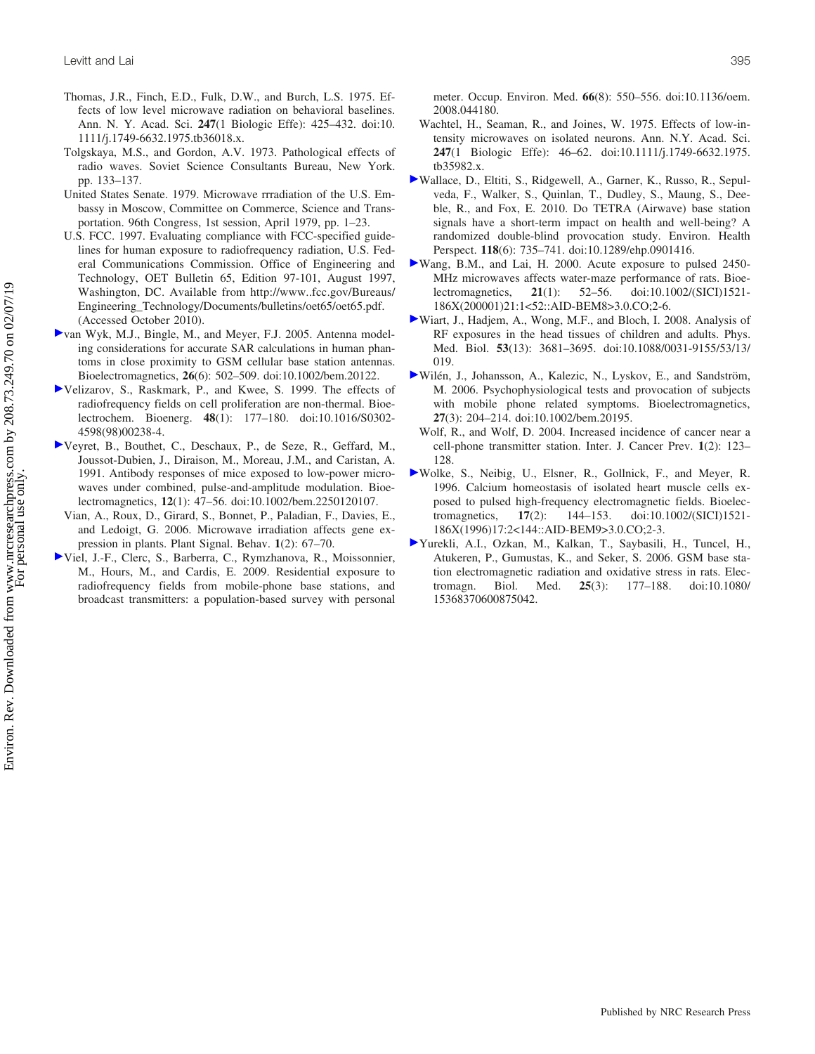Thomas, J.R., Finch, E.D., Fulk, D.W., and Burch, L.S. 1975. Effects of low level microwave radiation on behavioral baselines. Ann. N. Y. Acad. Sci. **247**(1 Biologic Effe): 425–432. doi:10.1111/j.1749-6632.1975.tb36018.x.

Tolgskaya, M.S., and Gordon, A.V. 1973. Pathological effects of radio waves. Soviet Science Consultants Bureau, New York. pp. 133–137.

United States Senate. 1979. Microwave rrradiation of the U.S. Embassy in Moscow, Committee on Commerce, Science and Transportation. 96th Congress, 1st session, April 1979, pp. 1–23.

U.S. FCC. 1997. Evaluating compliance with FCC-specified guidelines for human exposure to radiofrequency radiation, U.S. Federal Communications Commission. Office of Engineering and Technology, OET Bulletin 65, Edition 97-101, August 1997, Washington, DC. Available from http://www..fcc.gov/Bureaus/Engineering_Technology/Documents/bulletins/oet65/oet65.pdf. (Accessed October 2010).

van Wyk, M.J., Bingle, M., and Meyer, F.J. 2005. Antenna modeling considerations for accurate SAR calculations in human phantoms in close proximity to GSM cellular base station antennas. Bioelectromagnetics, **26**(6): 502–509. doi:10.1002/bem.20122.

Velizarov, S., Raskmark, P., and Kwee, S. 1999. The effects of radiofrequency fields on cell proliferation are non-thermal. Bioelectrochem. Bioenerg. **48**(1): 177–180. doi:10.1016/S0302-4598(98)00238-4.

Veyret, B., Bouthet, C., Deschaux, P., de Seze, R., Geffard, M., Joussot-Dubien, J., Diraison, M., Moreau, J.M., and Caristan, A. 1991. Antibody responses of mice exposed to low-power microwaves under combined, pulse-and-amplitude modulation. Bioelectromagnetics, **12**(1): 47–56. doi:10.1002/bem.2250120107.

Vian, A., Roux, D., Girard, S., Bonnet, P., Paladian, F., Davies, E., and Ledoigt, G. 2006. Microwave irradiation affects gene expression in plants. Plant Signal. Behav. **1**(2): 67–70.

Viel, J.-F., Clerc, S., Barberra, C., Rymzhanova, R., Moissonnier, M., Hours, M., and Cardis, E. 2009. Residential exposure to radiofrequency fields from mobile-phone base stations, and broadcast transmitters: a population-based survey with personal meter. Occup. Environ. Med. **66**(8): 550–556. doi:10.1136/oem.2008.044180.

Wachtel, H., Seaman, R., and Joines, W. 1975. Effects of low-intensity microwaves on isolated neurons. Ann. N.Y. Acad. Sci. **247**(1 Biologic Effe): 46–62. doi:10.1111/j.1749-6632.1975.tb35982.x.

Wallace, D., Eltiti, S., Ridgewell, A., Garner, K., Russo, R., Sepulveda, F., Walker, S., Quinlan, T., Dudley, S., Maung, S., Deeble, R., and Fox, E. 2010. Do TETRA (Airwave) base station signals have a short-term impact on health and well-being? A randomized double-blind provocation study. Environ. Health Perspect. **118**(6): 735–741. doi:10.1289/ehp.0901416.

Wang, B.M., and Lai, H. 2000. Acute exposure to pulsed 2450-MHz microwaves affects water-maze performance of rats. Bioelectromagnetics, **21**(1): 52–56. doi:10.1002/(SICI)1521-186X(200001)21:1<52::AID-BEM8>3.0.CO;2-6.

Wiart, J., Hadjem, A., Wong, M.F., and Bloch, I. 2008. Analysis of RF exposures in the head tissues of children and adults. Phys. Med. Biol. **53**(13): 3681–3695. doi:10.1088/0031-9155/53/13/019.

Wilén, J., Johansson, A., Kalezic, N., Lyskov, E., and Sandström, M. 2006. Psychophysiological tests and provocation of subjects with mobile phone related symptoms. Bioelectromagnetics, **27**(3): 204–214. doi:10.1002/bem.20195.

Wolf, R., and Wolf, D. 2004. Increased incidence of cancer near a cell-phone transmitter station. Inter. J. Cancer Prev. **1**(2): 123–128.

Wolke, S., Neibig, U., Elsner, R., Gollnick, F., and Meyer, R. 1996. Calcium homeostasis of isolated heart muscle cells exposed to pulsed high-frequency electromagnetic fields. Bioelectromagnetics, **17**(2): 144–153. doi:10.1002/(SICI)1521-186X(1996)17:2<144::AID-BEM9>3.0.CO;2-3.

Yurekli, A.I., Ozkan, M., Kalkan, T., Saybasili, H., Tuncel, H., Atukeren, P., Gumustas, K., and Seker, S. 2006. GSM base station electromagnetic radiation and oxidative stress in rats. Electromagn. Biol. Med. **25**(3): 177–188. doi:10.1080/15368370600875042.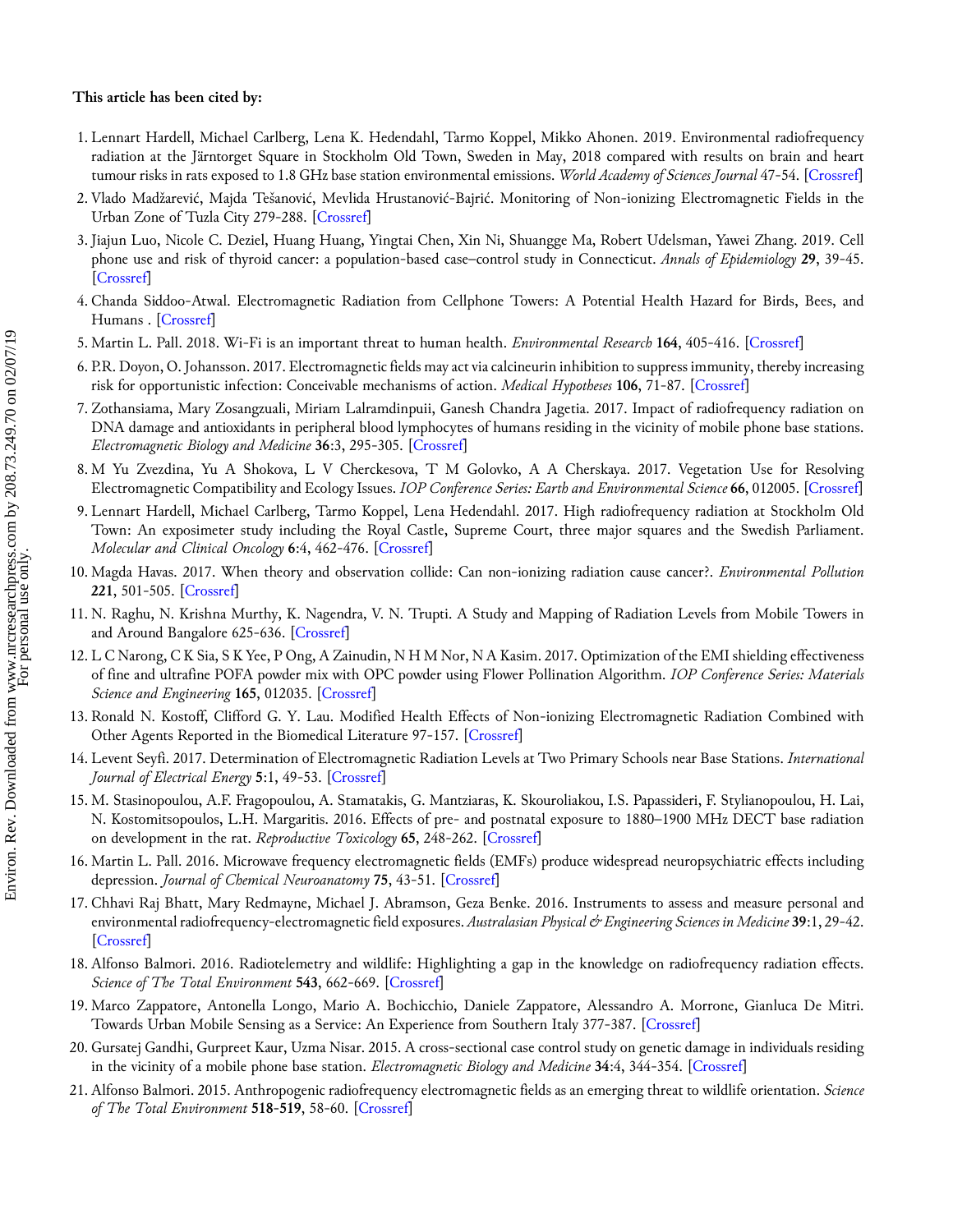**This article has been cited by:**

1. Lennart Hardell, Michael Carlberg, Lena K. Hedendahl, Tarmo Koppel, Mikko Ahonen. 2019. Environmental radiofrequency radiation at the Järntorget Square in Stockholm Old Town, Sweden in May, 2018 compared with results on brain and heart tumour risks in rats exposed to 1.8 GHz base station environmental emissions. *World Academy of Sciences Journal* 47-54. [Crossref]
2. Vlado Madžarević, Majda Tešanović, Mevlida Hrustanović-Bajrić. Monitoring of Non-ionizing Electromagnetic Fields in the Urban Zone of Tuzla City 279-288. [Crossref]
3. Jiajun Luo, Nicole C. Deziel, Huang Huang, Yingtai Chen, Xin Ni, Shuangge Ma, Robert Udelsman, Yawei Zhang. 2019. Cell phone use and risk of thyroid cancer: a population-based case–control study in Connecticut. *Annals of Epidemiology* **29**, 39-45. [Crossref]
4. Chanda Siddoo-Atwal. Electromagnetic Radiation from Cellphone Towers: A Potential Health Hazard for Birds, Bees, and Humans . [Crossref]
5. Martin L. Pall. 2018. Wi-Fi is an important threat to human health. *Environmental Research* **164**, 405-416. [Crossref]
6. P.R. Doyon, O. Johansson. 2017. Electromagnetic fields may act via calcineurin inhibition to suppress immunity, thereby increasing risk for opportunistic infection: Conceivable mechanisms of action. *Medical Hypotheses* **106**, 71-87. [Crossref]
7. Zothansiama, Mary Zosangzuali, Miriam Lalramdinpuii, Ganesh Chandra Jagetia. 2017. Impact of radiofrequency radiation on DNA damage and antioxidants in peripheral blood lymphocytes of humans residing in the vicinity of mobile phone base stations. *Electromagnetic Biology and Medicine* **36**:3, 295-305. [Crossref]
8. M Yu Zvezdina, Yu A Shokova, L V Cherckesova, T M Golovko, A A Cherskaya. 2017. Vegetation Use for Resolving Electromagnetic Compatibility and Ecology Issues. *IOP Conference Series: Earth and Environmental Science* **66**, 012005. [Crossref]
9. Lennart Hardell, Michael Carlberg, Tarmo Koppel, Lena Hedendahl. 2017. High radiofrequency radiation at Stockholm Old Town: An exposimeter study including the Royal Castle, Supreme Court, three major squares and the Swedish Parliament. *Molecular and Clinical Oncology* **6**:4, 462-476. [Crossref]
10. Magda Havas. 2017. When theory and observation collide: Can non-ionizing radiation cause cancer?. *Environmental Pollution* **221**, 501-505. [Crossref]
11. N. Raghu, N. Krishna Murthy, K. Nagendra, V. N. Trupti. A Study and Mapping of Radiation Levels from Mobile Towers in and Around Bangalore 625-636. [Crossref]
12. L C Narong, C K Sia, S K Yee, P Ong, A Zainudin, N H M Nor, N A Kasim. 2017. Optimization of the EMI shielding effectiveness of fine and ultrafine POFA powder mix with OPC powder using Flower Pollination Algorithm. *IOP Conference Series: Materials Science and Engineering* **165**, 012035. [Crossref]
13. Ronald N. Kostoff, Clifford G. Y. Lau. Modified Health Effects of Non-ionizing Electromagnetic Radiation Combined with Other Agents Reported in the Biomedical Literature 97-157. [Crossref]
14. Levent Seyfi. 2017. Determination of Electromagnetic Radiation Levels at Two Primary Schools near Base Stations. *International Journal of Electrical Energy* **5**:1, 49-53. [Crossref]
15. M. Stasinopoulou, A.F. Fragopoulou, A. Stamatakis, G. Mantziaras, K. Skouroliakou, I.S. Papassideri, F. Stylianopoulou, H. Lai, N. Kostomitsopoulos, L.H. Margaritis. 2016. Effects of pre- and postnatal exposure to 1880–1900 MHz DECT base radiation on development in the rat. *Reproductive Toxicology* **65**, 248-262. [Crossref]
16. Martin L. Pall. 2016. Microwave frequency electromagnetic fields (EMFs) produce widespread neuropsychiatric effects including depression. *Journal of Chemical Neuroanatomy* **75**, 43-51. [Crossref]
17. Chhavi Raj Bhatt, Mary Redmayne, Michael J. Abramson, Geza Benke. 2016. Instruments to assess and measure personal and environmental radiofrequency-electromagnetic field exposures. *Australasian Physical & Engineering Sciences in Medicine* **39**:1, 29-42. [Crossref]
18. Alfonso Balmori. 2016. Radiotelemetry and wildlife: Highlighting a gap in the knowledge on radiofrequency radiation effects. *Science of The Total Environment* **543**, 662-669. [Crossref]
19. Marco Zappatore, Antonella Longo, Mario A. Bochicchio, Daniele Zappatore, Alessandro A. Morrone, Gianluca De Mitri. Towards Urban Mobile Sensing as a Service: An Experience from Southern Italy 377-387. [Crossref]
20. Gursatej Gandhi, Gurpreet Kaur, Uzma Nisar. 2015. A cross-sectional case control study on genetic damage in individuals residing in the vicinity of a mobile phone base station. *Electromagnetic Biology and Medicine* **34**:4, 344-354. [Crossref]
21. Alfonso Balmori. 2015. Anthropogenic radiofrequency electromagnetic fields as an emerging threat to wildlife orientation. *Science of The Total Environment* **518-519**, 58-60. [Crossref]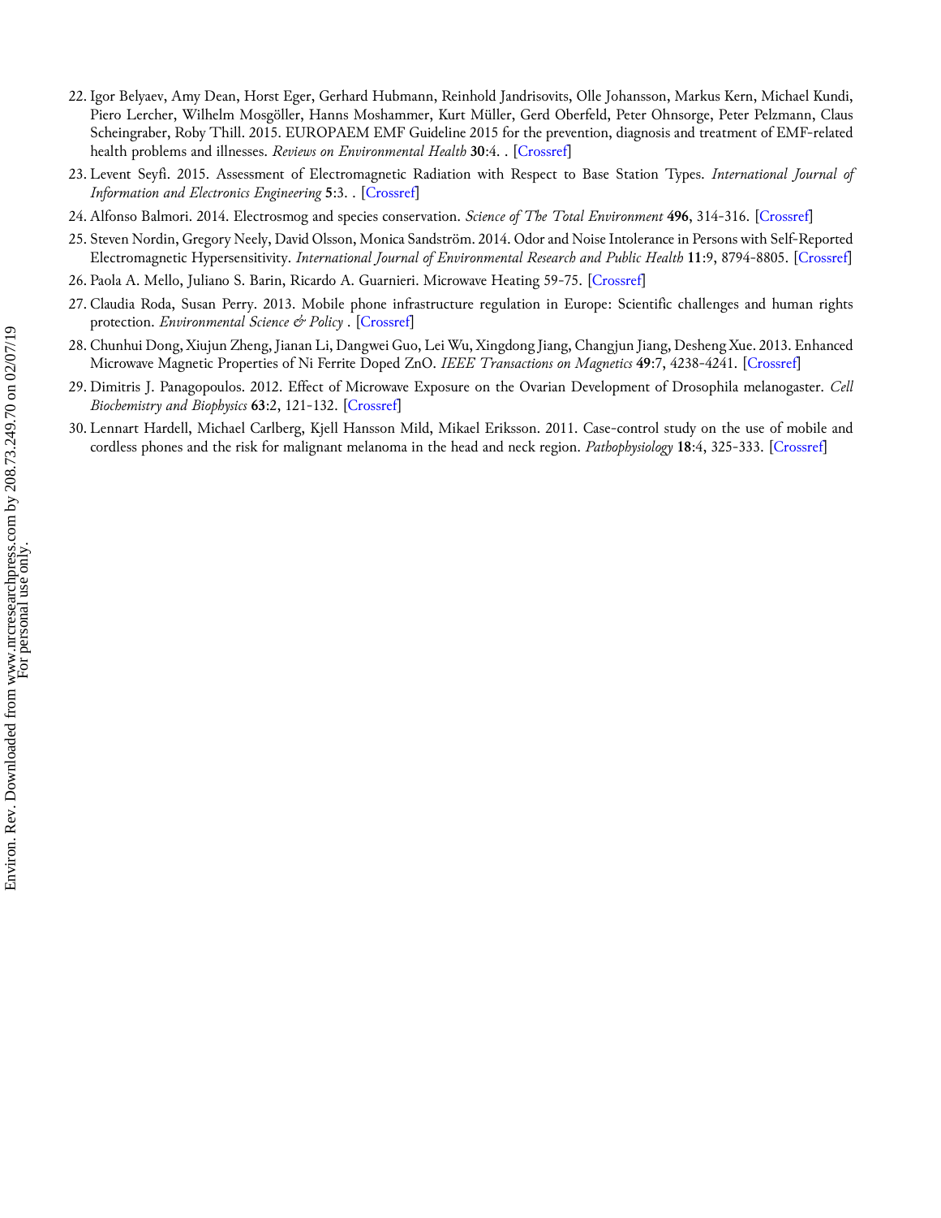22. Igor Belyaev, Amy Dean, Horst Eger, Gerhard Hubmann, Reinhold Jandrisovits, Olle Johansson, Markus Kern, Michael Kundi, Piero Lercher, Wilhelm Mosgöller, Hanns Moshammer, Kurt Müller, Gerd Oberfeld, Peter Ohnsorge, Peter Pelzmann, Claus Scheingraber, Roby Thill. 2015. EUROPAEM EMF Guideline 2015 for the prevention, diagnosis and treatment of EMF-related health problems and illnesses. *Reviews on Environmental Health* **30**:4. . [Crossref]
23. Levent Seyfi. 2015. Assessment of Electromagnetic Radiation with Respect to Base Station Types. *International Journal of Information and Electronics Engineering* **5**:3. . [Crossref]
24. Alfonso Balmori. 2014. Electrosmog and species conservation. *Science of The Total Environment* **496**, 314-316. [Crossref]
25. Steven Nordin, Gregory Neely, David Olsson, Monica Sandström. 2014. Odor and Noise Intolerance in Persons with Self-Reported Electromagnetic Hypersensitivity. *International Journal of Environmental Research and Public Health* **11**:9, 8794-8805. [Crossref]
26. Paola A. Mello, Juliano S. Barin, Ricardo A. Guarnieri. Microwave Heating 59-75. [Crossref]
27. Claudia Roda, Susan Perry. 2013. Mobile phone infrastructure regulation in Europe: Scientific challenges and human rights protection. *Environmental Science & Policy* . [Crossref]
28. Chunhui Dong, Xiujun Zheng, Jianan Li, Dangwei Guo, Lei Wu, Xingdong Jiang, Changjun Jiang, Desheng Xue. 2013. Enhanced Microwave Magnetic Properties of Ni Ferrite Doped ZnO. *IEEE Transactions on Magnetics* **49**:7, 4238-4241. [Crossref]
29. Dimitris J. Panagopoulos. 2012. Effect of Microwave Exposure on the Ovarian Development of Drosophila melanogaster. *Cell Biochemistry and Biophysics* **63**:2, 121-132. [Crossref]
30. Lennart Hardell, Michael Carlberg, Kjell Hansson Mild, Mikael Eriksson. 2011. Case-control study on the use of mobile and cordless phones and the risk for malignant melanoma in the head and neck region. *Pathophysiology* **18**:4, 325-333. [Crossref]